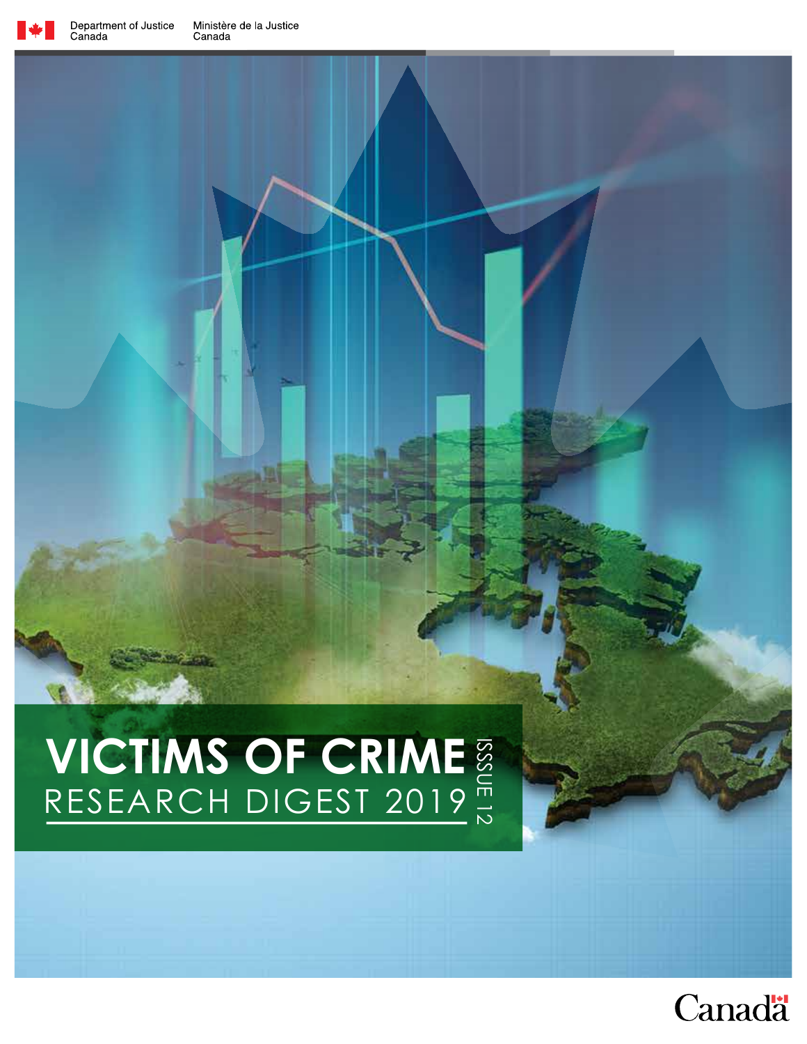Department of Justice Canada | Ministère de la Justice Canada

# VICTIMS OF CRIME

## RESEARCH DIGEST 2019

ISSSUE 12

Canada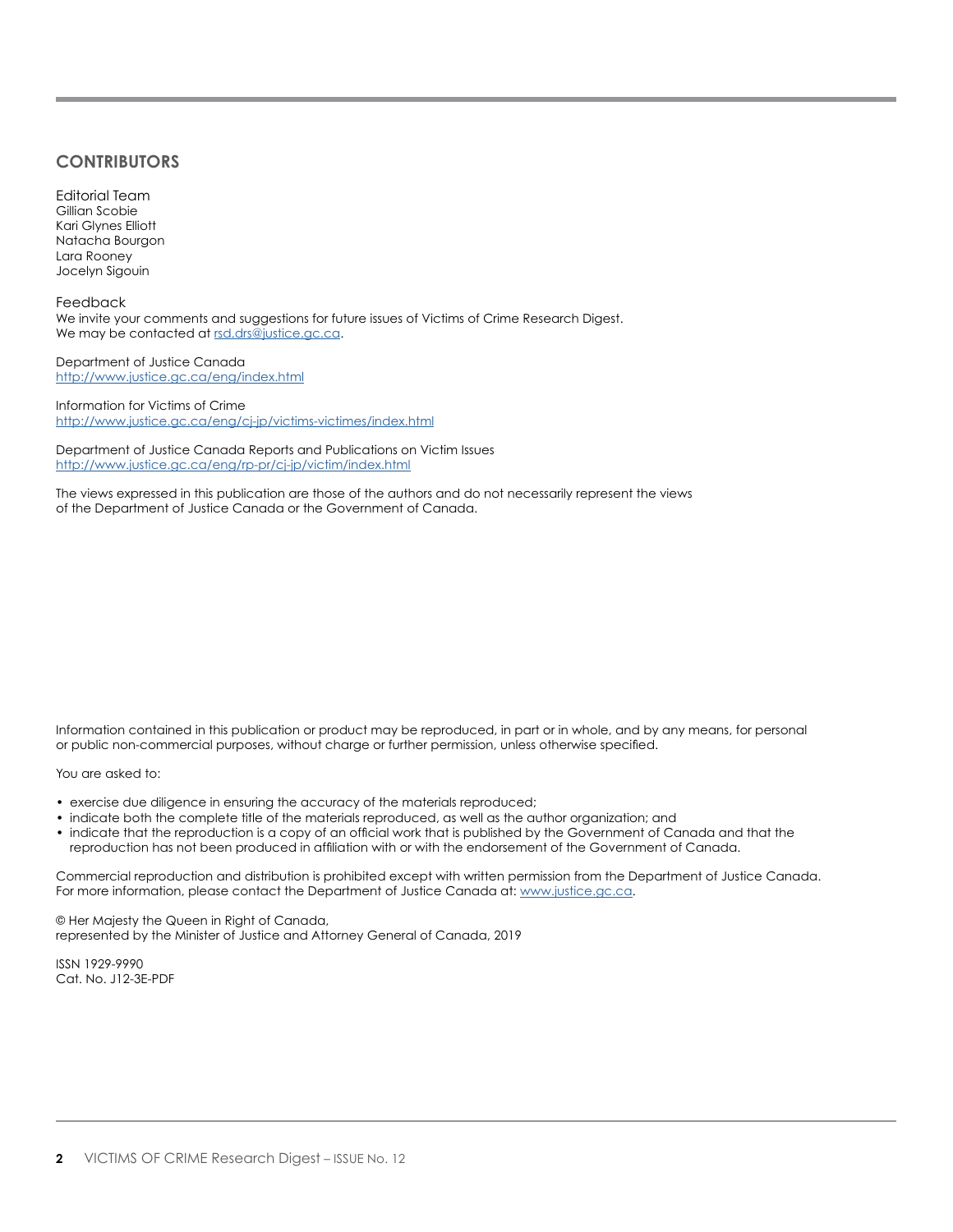## CONTRIBUTORS

Editorial Team
Gillian Scobie
Kari Glynes Elliott
Natacha Bourgon
Lara Rooney
Jocelyn Sigouin

Feedback
We invite your comments and suggestions for future issues of Victims of Crime Research Digest.
We may be contacted at rsd.drs@justice.gc.ca.

Department of Justice Canada
http://www.justice.gc.ca/eng/index.html

Information for Victims of Crime
http://www.justice.gc.ca/eng/cj-jp/victims-victimes/index.html

Department of Justice Canada Reports and Publications on Victim Issues
http://www.justice.gc.ca/eng/rp-pr/cj-jp/victim/index.html

The views expressed in this publication are those of the authors and do not necessarily represent the views of the Department of Justice Canada or the Government of Canada.

Information contained in this publication or product may be reproduced, in part or in whole, and by any means, for personal or public non-commercial purposes, without charge or further permission, unless otherwise specified.

You are asked to:

- exercise due diligence in ensuring the accuracy of the materials reproduced;
- indicate both the complete title of the materials reproduced, as well as the author organization; and
- indicate that the reproduction is a copy of an official work that is published by the Government of Canada and that the reproduction has not been produced in affiliation with or with the endorsement of the Government of Canada.

Commercial reproduction and distribution is prohibited except with written permission from the Department of Justice Canada. For more information, please contact the Department of Justice Canada at: www.justice.gc.ca.

© Her Majesty the Queen in Right of Canada,
represented by the Minister of Justice and Attorney General of Canada, 2019

ISSN 1929-9990
Cat. No. J12-3E-PDF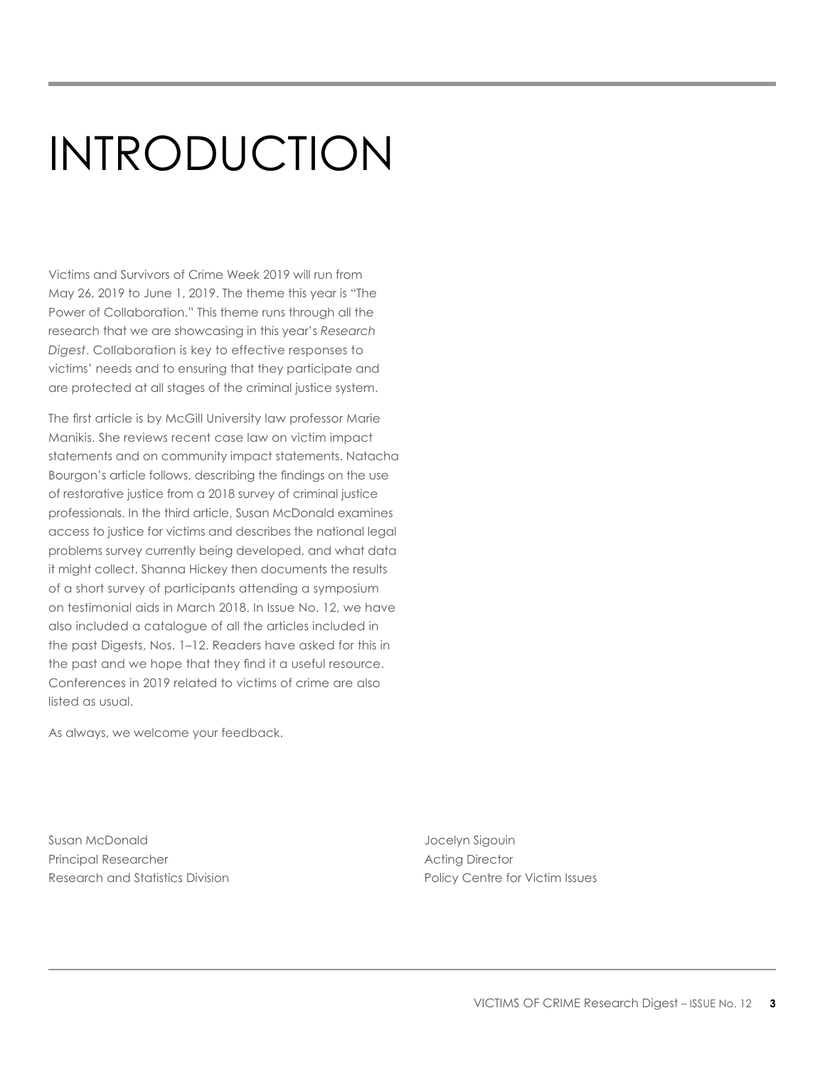# INTRODUCTION

Victims and Survivors of Crime Week 2019 will run from May 26, 2019 to June 1, 2019. The theme this year is "The Power of Collaboration." This theme runs through all the research that we are showcasing in this year's *Research Digest*. Collaboration is key to effective responses to victims' needs and to ensuring that they participate and are protected at all stages of the criminal justice system.

The first article is by McGill University law professor Marie Manikis. She reviews recent case law on victim impact statements and on community impact statements. Natacha Bourgon's article follows, describing the findings on the use of restorative justice from a 2018 survey of criminal justice professionals. In the third article, Susan McDonald examines access to justice for victims and describes the national legal problems survey currently being developed, and what data it might collect. Shanna Hickey then documents the results of a short survey of participants attending a symposium on testimonial aids in March 2018. In Issue No. 12, we have also included a catalogue of all the articles included in the past Digests, Nos. 1–12. Readers have asked for this in the past and we hope that they find it a useful resource. Conferences in 2019 related to victims of crime are also listed as usual.

As always, we welcome your feedback.

Susan McDonald
Principal Researcher
Research and Statistics Division

Jocelyn Sigouin
Acting Director
Policy Centre for Victim Issues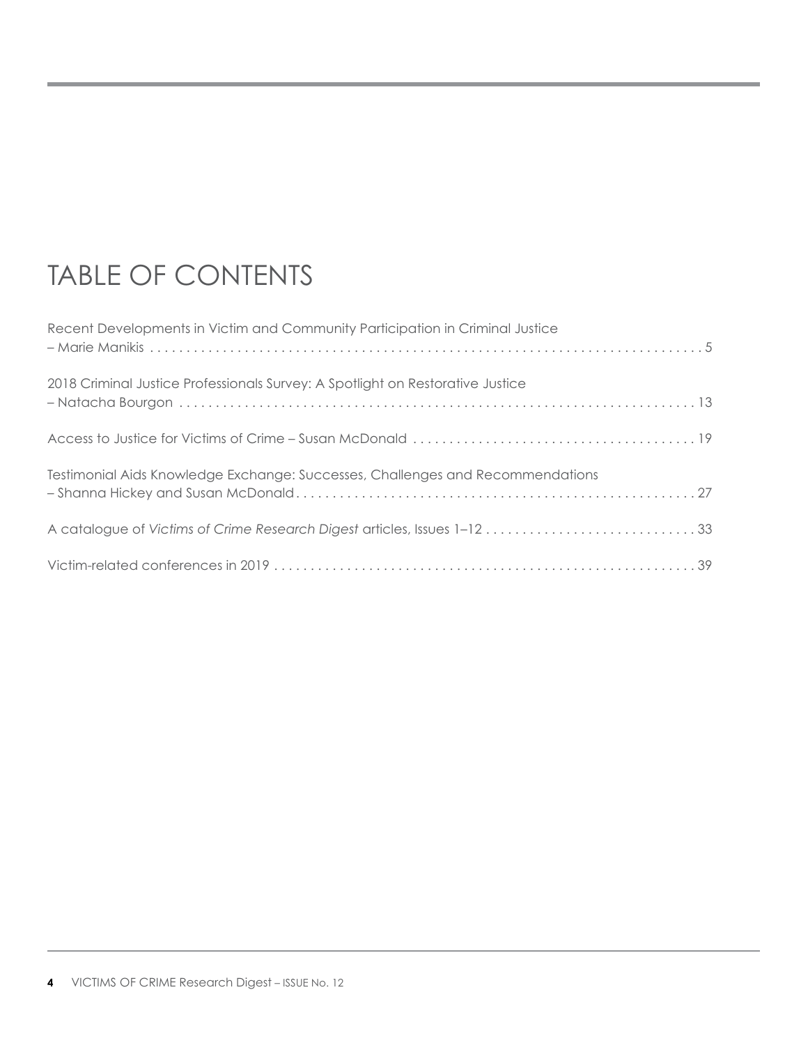# TABLE OF CONTENTS

Recent Developments in Victim and Community Participation in Criminal Justice – Marie Manikis . . . . . 5

2018 Criminal Justice Professionals Survey: A Spotlight on Restorative Justice – Natacha Bourgon . . . . . 13

Access to Justice for Victims of Crime – Susan McDonald . . . . . 19

Testimonial Aids Knowledge Exchange: Successes, Challenges and Recommendations – Shanna Hickey and Susan McDonald . . . . . 27

A catalogue of *Victims of Crime Research Digest* articles, Issues 1–12 . . . . . 33

Victim-related conferences in 2019 . . . . . 39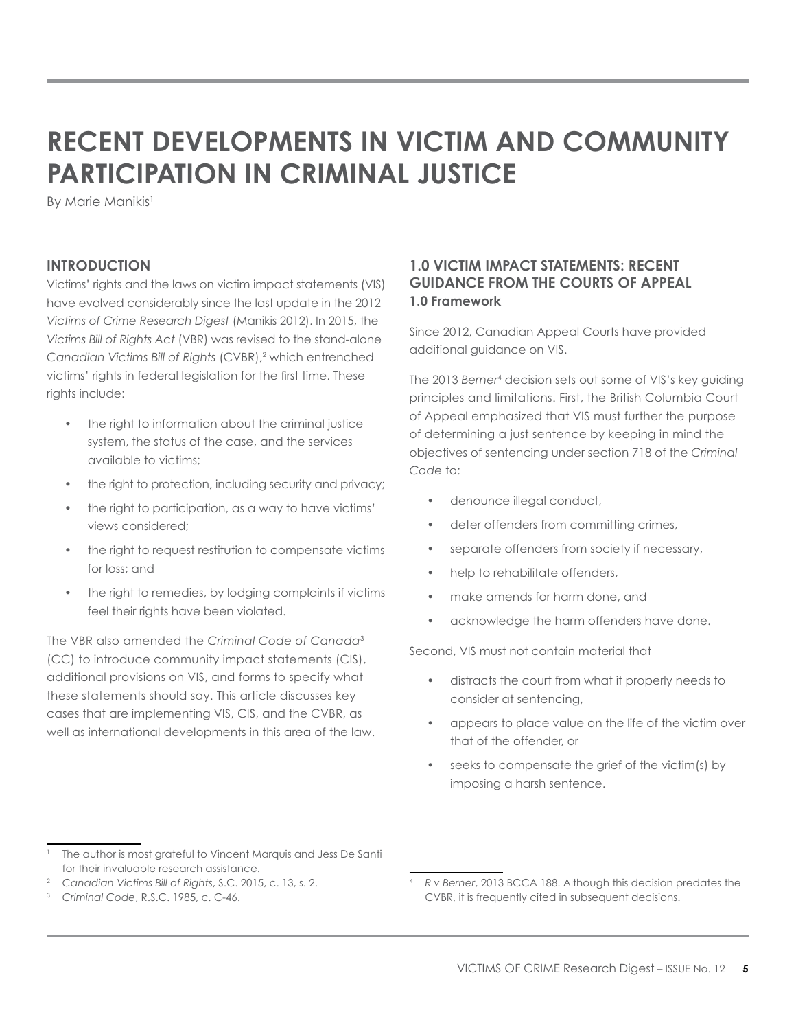# RECENT DEVELOPMENTS IN VICTIM AND COMMUNITY PARTICIPATION IN CRIMINAL JUSTICE

By Marie Manikis[1]

## INTRODUCTION

Victims' rights and the laws on victim impact statements (VIS) have evolved considerably since the last update in the 2012 *Victims of Crime Research Digest* (Manikis 2012). In 2015, the *Victims Bill of Rights Act* (VBR) was revised to the stand-alone *Canadian Victims Bill of Rights* (CVBR),[2] which entrenched victims' rights in federal legislation for the first time. These rights include:

- the right to information about the criminal justice system, the status of the case, and the services available to victims;
- the right to protection, including security and privacy;
- the right to participation, as a way to have victims' views considered;
- the right to request restitution to compensate victims for loss; and
- the right to remedies, by lodging complaints if victims feel their rights have been violated.

The VBR also amended the *Criminal Code of Canada*[3] (CC) to introduce community impact statements (CIS), additional provisions on VIS, and forms to specify what these statements should say. This article discusses key cases that are implementing VIS, CIS, and the CVBR, as well as international developments in this area of the law.

## 1.0 VICTIM IMPACT STATEMENTS: RECENT GUIDANCE FROM THE COURTS OF APPEAL

### 1.0 Framework

Since 2012, Canadian Appeal Courts have provided additional guidance on VIS.

The 2013 *Berner*[4] decision sets out some of VIS's key guiding principles and limitations. First, the British Columbia Court of Appeal emphasized that VIS must further the purpose of determining a just sentence by keeping in mind the objectives of sentencing under section 718 of the *Criminal Code* to:

- denounce illegal conduct,
- deter offenders from committing crimes,
- separate offenders from society if necessary,
- help to rehabilitate offenders,
- make amends for harm done, and
- acknowledge the harm offenders have done.

Second, VIS must not contain material that

- distracts the court from what it properly needs to consider at sentencing,
- appears to place value on the life of the victim over that of the offender, or
- seeks to compensate the grief of the victim(s) by imposing a harsh sentence.

---

[1] The author is most grateful to Vincent Marquis and Jess De Santi for their invaluable research assistance.

[2] *Canadian Victims Bill of Rights*, S.C. 2015, c. 13, s. 2.

[3] *Criminal Code*, R.S.C. 1985, c. C-46.

[4] *R v Berner*, 2013 BCCA 188. Although this decision predates the CVBR, it is frequently cited in subsequent decisions.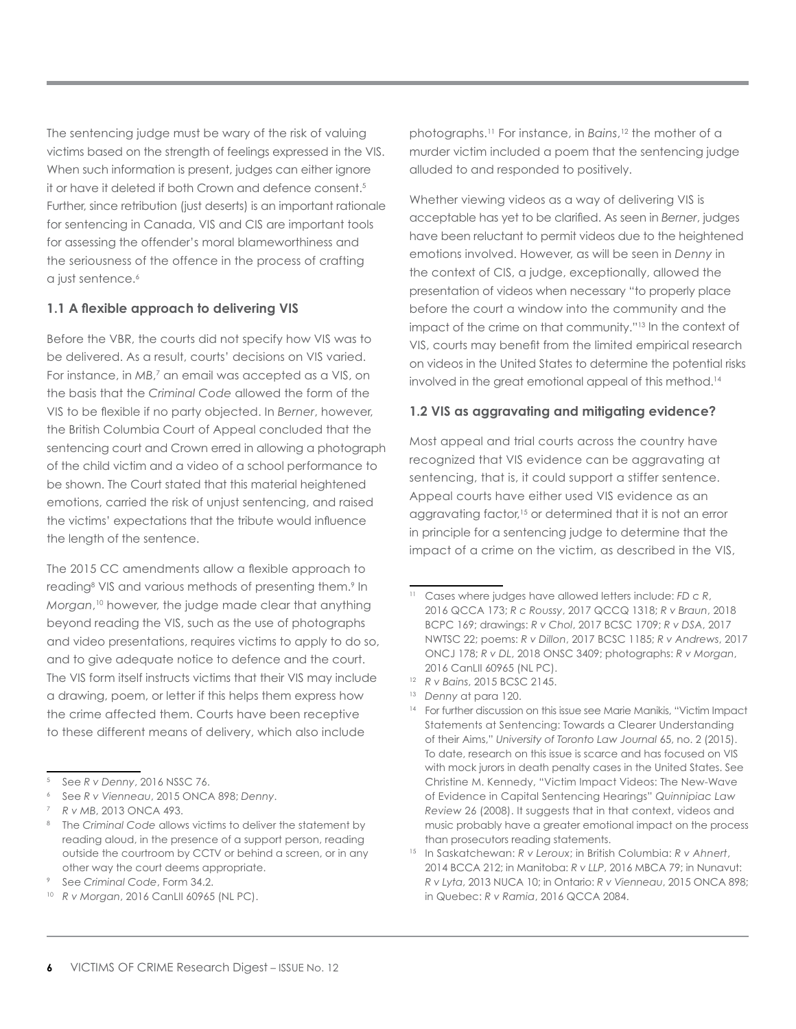The sentencing judge must be wary of the risk of valuing victims based on the strength of feelings expressed in the VIS. When such information is present, judges can either ignore it or have it deleted if both Crown and defence consent.[5] Further, since retribution (just deserts) is an important rationale for sentencing in Canada, VIS and CIS are important tools for assessing the offender's moral blameworthiness and the seriousness of the offence in the process of crafting a just sentence.[6]

### 1.1 A flexible approach to delivering VIS

Before the VBR, the courts did not specify how VIS was to be delivered. As a result, courts' decisions on VIS varied. For instance, in *MB*,[7] an email was accepted as a VIS, on the basis that the *Criminal Code* allowed the form of the VIS to be flexible if no party objected. In *Berner*, however, the British Columbia Court of Appeal concluded that the sentencing court and Crown erred in allowing a photograph of the child victim and a video of a school performance to be shown. The Court stated that this material heightened emotions, carried the risk of unjust sentencing, and raised the victims' expectations that the tribute would influence the length of the sentence.

The 2015 CC amendments allow a flexible approach to reading[8] VIS and various methods of presenting them.[9] In *Morgan*,[10] however, the judge made clear that anything beyond reading the VIS, such as the use of photographs and video presentations, requires victims to apply to do so, and to give adequate notice to defence and the court. The VIS form itself instructs victims that their VIS may include a drawing, poem, or letter if this helps them express how the crime affected them. Courts have been receptive to these different means of delivery, which also include photographs.[11] For instance, in *Bains*,[12] the mother of a murder victim included a poem that the sentencing judge alluded to and responded to positively.

Whether viewing videos as a way of delivering VIS is acceptable has yet to be clarified. As seen in *Berner*, judges have been reluctant to permit videos due to the heightened emotions involved. However, as will be seen in *Denny* in the context of CIS, a judge, exceptionally, allowed the presentation of videos when necessary "to properly place before the court a window into the community and the impact of the crime on that community."[13] In the context of VIS, courts may benefit from the limited empirical research on videos in the United States to determine the potential risks involved in the great emotional appeal of this method.[14]

### 1.2 VIS as aggravating and mitigating evidence?

Most appeal and trial courts across the country have recognized that VIS evidence can be aggravating at sentencing, that is, it could support a stiffer sentence. Appeal courts have either used VIS evidence as an aggravating factor,[15] or determined that it is not an error in principle for a sentencing judge to determine that the impact of a crime on the victim, as described in the VIS,

---

[5] See *R v Denny*, 2016 NSSC 76.

[6] See *R v Vienneau*, 2015 ONCA 898; *Denny*.

[7] *R v MB*, 2013 ONCA 493.

[8] The *Criminal Code* allows victims to deliver the statement by reading aloud, in the presence of a support person, reading outside the courtroom by CCTV or behind a screen, or in any other way the court deems appropriate.

[9] See *Criminal Code*, Form 34.2.

[10] *R v Morgan*, 2016 CanLII 60965 (NL PC).

[11] Cases where judges have allowed letters include: *FD c R*, 2016 QCCA 173; *R c Roussy*, 2017 QCCQ 1318; *R v Braun*, 2018 BCPC 169; drawings: *R v Chol*, 2017 BCSC 1709; *R v DSA*, 2017 NWTSC 22; poems: *R v Dillon*, 2017 BCSC 1185; *R v Andrews*, 2017 ONCJ 178; *R v DL*, 2018 ONSC 3409; photographs: *R v Morgan*, 2016 CanLII 60965 (NL PC).

[12] *R v Bains*, 2015 BCSC 2145.

[13] *Denny* at para 120.

[14] For further discussion on this issue see Marie Manikis, "Victim Impact Statements at Sentencing: Towards a Clearer Understanding of their Aims," *University of Toronto Law Journal* 65, no. 2 (2015). To date, research on this issue is scarce and has focused on VIS with mock jurors in death penalty cases in the United States. See Christine M. Kennedy, "Victim Impact Videos: The New-Wave of Evidence in Capital Sentencing Hearings" *Quinnipiac Law Review* 26 (2008). It suggests that in that context, videos and music probably have a greater emotional impact on the process than prosecutors reading statements.

[15] In Saskatchewan: *R v Leroux*; in British Columbia: *R v Ahnert*, 2014 BCCA 212; in Manitoba: *R v LLP*, 2016 MBCA 79; in Nunavut: *R v Lyta*, 2013 NUCA 10; in Ontario: *R v Vienneau*, 2015 ONCA 898; in Quebec: *R v Ramia*, 2016 QCCA 2084.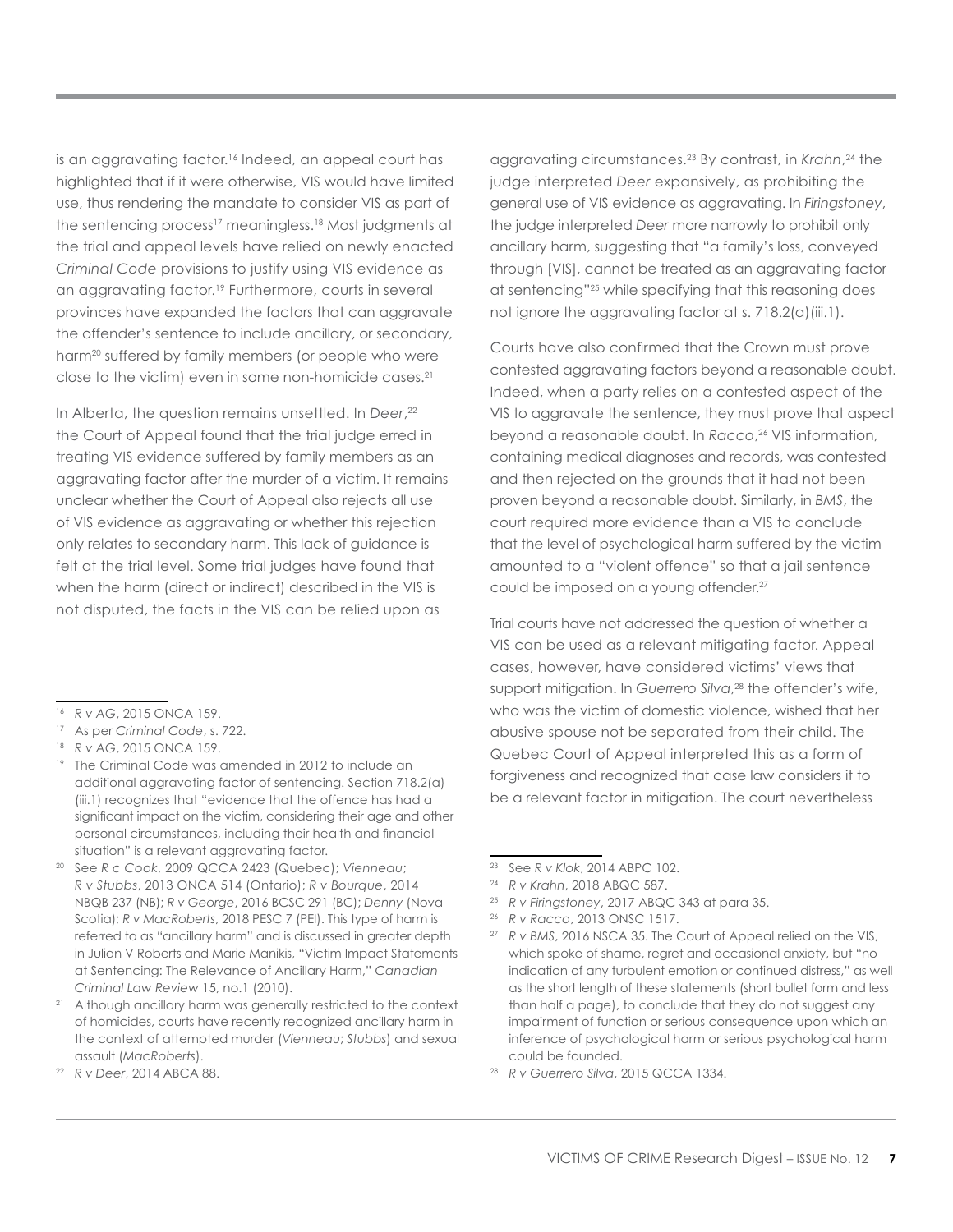is an aggravating factor.[16] Indeed, an appeal court has highlighted that if it were otherwise, VIS would have limited use, thus rendering the mandate to consider VIS as part of the sentencing process[17] meaningless.[18] Most judgments at the trial and appeal levels have relied on newly enacted *Criminal Code* provisions to justify using VIS evidence as an aggravating factor.[19] Furthermore, courts in several provinces have expanded the factors that can aggravate the offender's sentence to include ancillary, or secondary, harm[20] suffered by family members (or people who were close to the victim) even in some non-homicide cases.[21]

In Alberta, the question remains unsettled. In *Deer*,[22] the Court of Appeal found that the trial judge erred in treating VIS evidence suffered by family members as an aggravating factor after the murder of a victim. It remains unclear whether the Court of Appeal also rejects all use of VIS evidence as aggravating or whether this rejection only relates to secondary harm. This lack of guidance is felt at the trial level. Some trial judges have found that when the harm (direct or indirect) described in the VIS is not disputed, the facts in the VIS can be relied upon as aggravating circumstances.[23] By contrast, in *Krahn*,[24] the judge interpreted *Deer* expansively, as prohibiting the general use of VIS evidence as aggravating. In *Firingstoney*, the judge interpreted *Deer* more narrowly to prohibit only ancillary harm, suggesting that "a family's loss, conveyed through [VIS], cannot be treated as an aggravating factor at sentencing"[25] while specifying that this reasoning does not ignore the aggravating factor at s. 718.2(a)(iii.1).

Courts have also confirmed that the Crown must prove contested aggravating factors beyond a reasonable doubt. Indeed, when a party relies on a contested aspect of the VIS to aggravate the sentence, they must prove that aspect beyond a reasonable doubt. In *Racco*,[26] VIS information, containing medical diagnoses and records, was contested and then rejected on the grounds that it had not been proven beyond a reasonable doubt. Similarly, in *BMS*, the court required more evidence than a VIS to conclude that the level of psychological harm suffered by the victim amounted to a "violent offence" so that a jail sentence could be imposed on a young offender.[27]

Trial courts have not addressed the question of whether a VIS can be used as a relevant mitigating factor. Appeal cases, however, have considered victims' views that support mitigation. In *Guerrero Silva*,[28] the offender's wife, who was the victim of domestic violence, wished that her abusive spouse not be separated from their child. The Quebec Court of Appeal interpreted this as a form of forgiveness and recognized that case law considers it to be a relevant factor in mitigation. The court nevertheless

---

[16] *R v AG*, 2015 ONCA 159.

[17] As per *Criminal Code*, s. 722.

[18] *R v AG*, 2015 ONCA 159.

[19] The Criminal Code was amended in 2012 to include an additional aggravating factor of sentencing. Section 718.2(a)(iii.1) recognizes that "evidence that the offence has had a significant impact on the victim, considering their age and other personal circumstances, including their health and financial situation" is a relevant aggravating factor.

[20] See *R c Cook*, 2009 QCCA 2423 (Quebec); *Vienneau*; *R v Stubbs*, 2013 ONCA 514 (Ontario); *R v Bourque*, 2014 NBQB 237 (NB); *R v George*, 2016 BCSC 291 (BC); *Denny* (Nova Scotia); *R v MacRoberts*, 2018 PESC 7 (PEI). This type of harm is referred to as "ancillary harm" and is discussed in greater depth in Julian V Roberts and Marie Manikis, "Victim Impact Statements at Sentencing: The Relevance of Ancillary Harm," *Canadian Criminal Law Review* 15, no.1 (2010).

[21] Although ancillary harm was generally restricted to the context of homicides, courts have recently recognized ancillary harm in the context of attempted murder (*Vienneau*; *Stubbs*) and sexual assault (*MacRoberts*).

[22] *R v Deer*, 2014 ABCA 88.

[23] See *R v Klok*, 2014 ABPC 102.

[24] *R v Krahn*, 2018 ABQC 587.

[25] *R v Firingstoney*, 2017 ABQC 343 at para 35.

[26] *R v Racco*, 2013 ONSC 1517.

[27] *R v BMS*, 2016 NSCA 35. The Court of Appeal relied on the VIS, which spoke of shame, regret and occasional anxiety, but "no indication of any turbulent emotion or continued distress," as well as the short length of these statements (short bullet form and less than half a page), to conclude that they do not suggest any impairment of function or serious consequence upon which an inference of psychological harm or serious psychological harm could be founded.

[28] *R v Guerrero Silva*, 2015 QCCA 1334.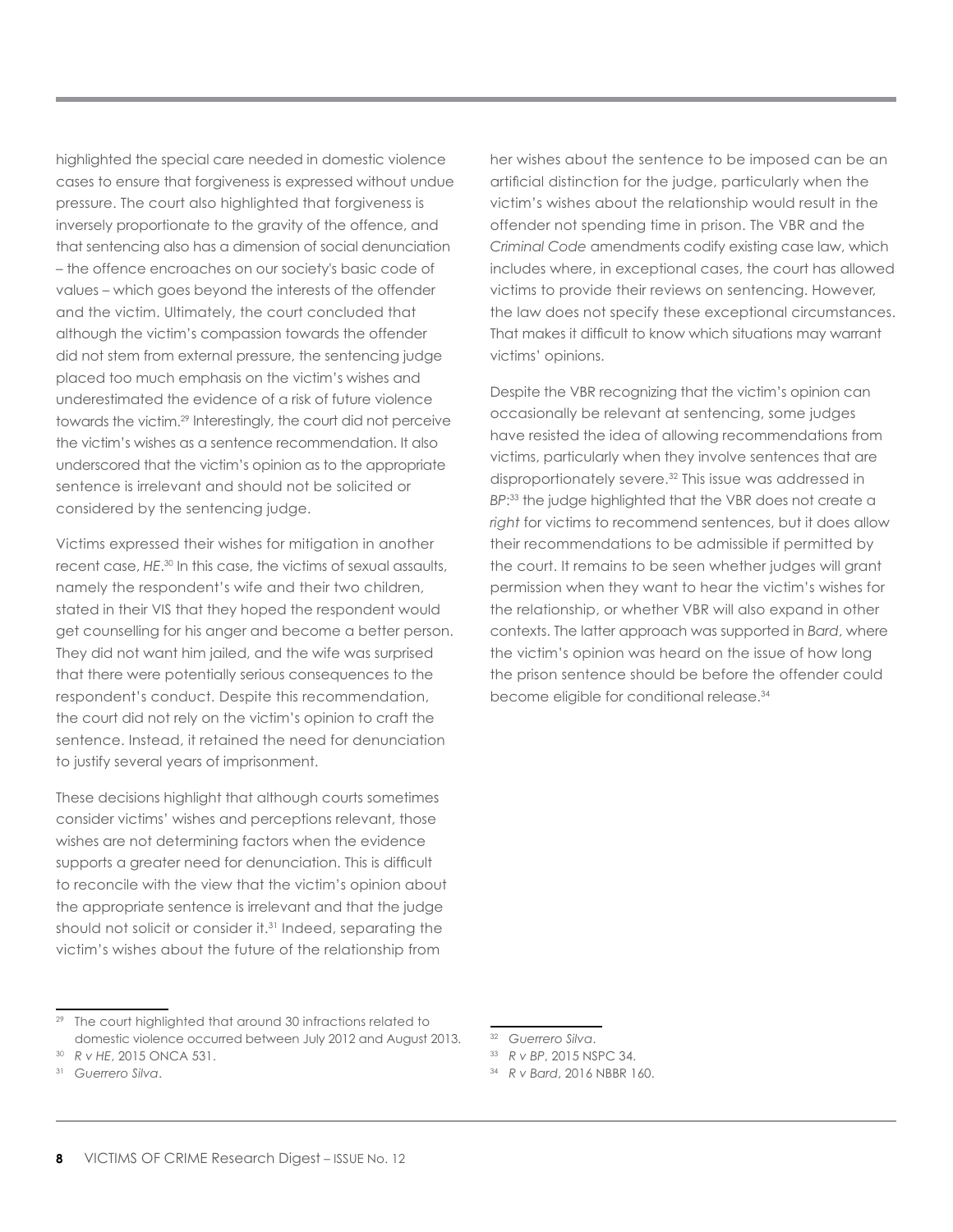highlighted the special care needed in domestic violence cases to ensure that forgiveness is expressed without undue pressure. The court also highlighted that forgiveness is inversely proportionate to the gravity of the offence, and that sentencing also has a dimension of social denunciation – the offence encroaches on our society's basic code of values – which goes beyond the interests of the offender and the victim. Ultimately, the court concluded that although the victim's compassion towards the offender did not stem from external pressure, the sentencing judge placed too much emphasis on the victim's wishes and underestimated the evidence of a risk of future violence towards the victim.[29] Interestingly, the court did not perceive the victim's wishes as a sentence recommendation. It also underscored that the victim's opinion as to the appropriate sentence is irrelevant and should not be solicited or considered by the sentencing judge.

Victims expressed their wishes for mitigation in another recent case, *HE*.[30] In this case, the victims of sexual assaults, namely the respondent's wife and their two children, stated in their VIS that they hoped the respondent would get counselling for his anger and become a better person. They did not want him jailed, and the wife was surprised that there were potentially serious consequences to the respondent's conduct. Despite this recommendation, the court did not rely on the victim's opinion to craft the sentence. Instead, it retained the need for denunciation to justify several years of imprisonment.

These decisions highlight that although courts sometimes consider victims' wishes and perceptions relevant, those wishes are not determining factors when the evidence supports a greater need for denunciation. This is difficult to reconcile with the view that the victim's opinion about the appropriate sentence is irrelevant and that the judge should not solicit or consider it.[31] Indeed, separating the victim's wishes about the future of the relationship from her wishes about the sentence to be imposed can be an artificial distinction for the judge, particularly when the victim's wishes about the relationship would result in the offender not spending time in prison. The VBR and the *Criminal Code* amendments codify existing case law, which includes where, in exceptional cases, the court has allowed victims to provide their reviews on sentencing. However, the law does not specify these exceptional circumstances. That makes it difficult to know which situations may warrant victims' opinions.

Despite the VBR recognizing that the victim's opinion can occasionally be relevant at sentencing, some judges have resisted the idea of allowing recommendations from victims, particularly when they involve sentences that are disproportionately severe.[32] This issue was addressed in *BP*:[33] the judge highlighted that the VBR does not create a *right* for victims to recommend sentences, but it does allow their recommendations to be admissible if permitted by the court. It remains to be seen whether judges will grant permission when they want to hear the victim's wishes for the relationship, or whether VBR will also expand in other contexts. The latter approach was supported in *Bard*, where the victim's opinion was heard on the issue of how long the prison sentence should be before the offender could become eligible for conditional release.[34]

---

[29] The court highlighted that around 30 infractions related to domestic violence occurred between July 2012 and August 2013.

[30] *R v HE*, 2015 ONCA 531.

[31] *Guerrero Silva*.

[32] *Guerrero Silva*.

[33] *R v BP*, 2015 NSPC 34.

[34] *R v Bard*, 2016 NBBR 160.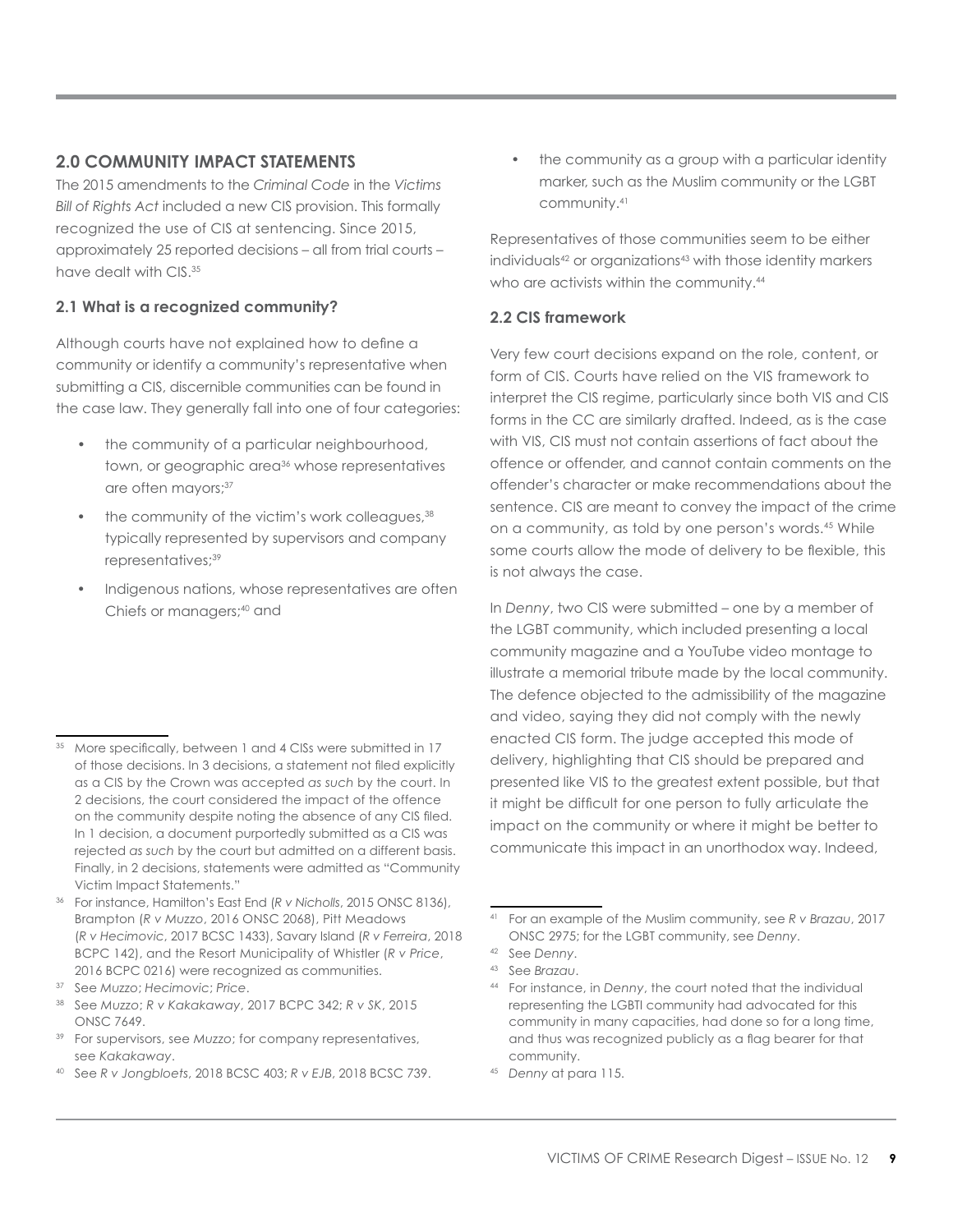## 2.0 COMMUNITY IMPACT STATEMENTS

The 2015 amendments to the *Criminal Code* in the *Victims Bill of Rights Act* included a new CIS provision. This formally recognized the use of CIS at sentencing. Since 2015, approximately 25 reported decisions – all from trial courts – have dealt with CIS.[35]

### 2.1 What is a recognized community?

Although courts have not explained how to define a community or identify a community's representative when submitting a CIS, discernible communities can be found in the case law. They generally fall into one of four categories:

- the community of a particular neighbourhood, town, or geographic area[36] whose representatives are often mayors;[37]
- the community of the victim's work colleagues,[38] typically represented by supervisors and company representatives;[39]
- Indigenous nations, whose representatives are often Chiefs or managers;[40] and
- the community as a group with a particular identity marker, such as the Muslim community or the LGBT community.[41]

Representatives of those communities seem to be either individuals[42] or organizations[43] with those identity markers who are activists within the community.[44]

### 2.2 CIS framework

Very few court decisions expand on the role, content, or form of CIS. Courts have relied on the VIS framework to interpret the CIS regime, particularly since both VIS and CIS forms in the CC are similarly drafted. Indeed, as is the case with VIS, CIS must not contain assertions of fact about the offence or offender, and cannot contain comments on the offender's character or make recommendations about the sentence. CIS are meant to convey the impact of the crime on a community, as told by one person's words.[45] While some courts allow the mode of delivery to be flexible, this is not always the case.

In *Denny*, two CIS were submitted – one by a member of the LGBT community, which included presenting a local community magazine and a YouTube video montage to illustrate a memorial tribute made by the local community. The defence objected to the admissibility of the magazine and video, saying they did not comply with the newly enacted CIS form. The judge accepted this mode of delivery, highlighting that CIS should be prepared and presented like VIS to the greatest extent possible, but that it might be difficult for one person to fully articulate the impact on the community or where it might be better to communicate this impact in an unorthodox way. Indeed,

---

[35] More specifically, between 1 and 4 CISs were submitted in 17 of those decisions. In 3 decisions, a statement not filed explicitly as a CIS by the Crown was accepted *as such* by the court. In 2 decisions, the court considered the impact of the offence on the community despite noting the absence of any CIS filed. In 1 decision, a document purportedly submitted as a CIS was rejected *as such* by the court but admitted on a different basis. Finally, in 2 decisions, statements were admitted as "Community Victim Impact Statements."

[36] For instance, Hamilton's East End (*R v Nicholls*, 2015 ONSC 8136), Brampton (*R v Muzzo*, 2016 ONSC 2068), Pitt Meadows (*R v Hecimovic*, 2017 BCSC 1433), Savary Island (*R v Ferreira*, 2018 BCPC 142), and the Resort Municipality of Whistler (*R v Price*, 2016 BCPC 0216) were recognized as communities.

[37] See *Muzzo*; *Hecimovic*; *Price*.

[38] See *Muzzo*; *R v Kakakaway*, 2017 BCPC 342; *R v SK*, 2015 ONSC 7649.

[39] For supervisors, see *Muzzo*; for company representatives, see *Kakakaway*.

[40] See *R v Jongbloets*, 2018 BCSC 403; *R v EJB*, 2018 BCSC 739.

[41] For an example of the Muslim community, see *R v Brazau*, 2017 ONSC 2975; for the LGBT community, see *Denny*.

[42] See *Denny*.

[43] See *Brazau*.

[44] For instance, in *Denny*, the court noted that the individual representing the LGBTI community had advocated for this community in many capacities, had done so for a long time, and thus was recognized publicly as a flag bearer for that community.

[45] *Denny* at para 115.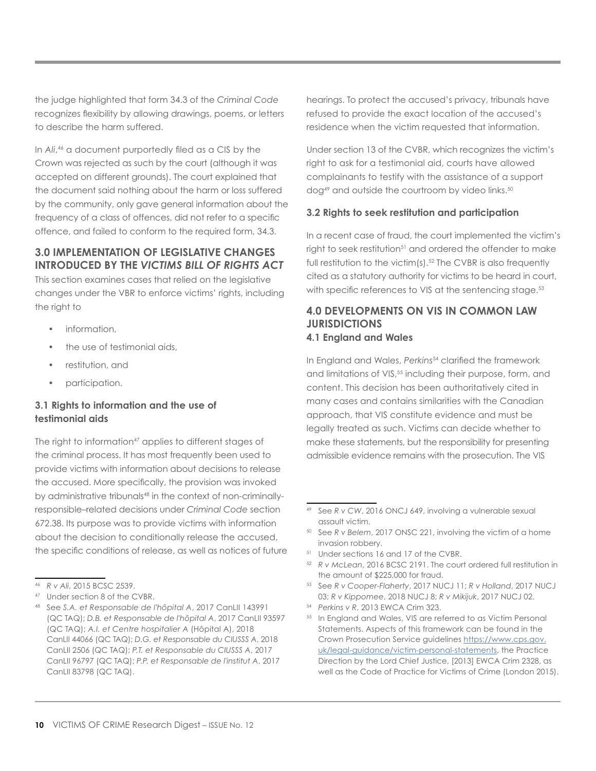the judge highlighted that form 34.3 of the *Criminal Code* recognizes flexibility by allowing drawings, poems, or letters to describe the harm suffered.

In *Ali*,[46] a document purportedly filed as a CIS by the Crown was rejected as such by the court (although it was accepted on different grounds). The court explained that the document said nothing about the harm or loss suffered by the community, only gave general information about the frequency of a class of offences, did not refer to a specific offence, and failed to conform to the required form, 34.3.

## 3.0 IMPLEMENTATION OF LEGISLATIVE CHANGES INTRODUCED BY THE *VICTIMS BILL OF RIGHTS ACT*

This section examines cases that relied on the legislative changes under the VBR to enforce victims' rights, including the right to

- information,
- the use of testimonial aids,
- restitution, and
- participation.

### 3.1 Rights to information and the use of testimonial aids

The right to information[47] applies to different stages of the criminal process. It has most frequently been used to provide victims with information about decisions to release the accused. More specifically, the provision was invoked by administrative tribunals[48] in the context of non-criminally-responsible–related decisions under *Criminal Code* section 672.38. Its purpose was to provide victims with information about the decision to conditionally release the accused, the specific conditions of release, as well as notices of future hearings. To protect the accused's privacy, tribunals have refused to provide the exact location of the accused's residence when the victim requested that information.

Under section 13 of the CVBR, which recognizes the victim's right to ask for a testimonial aid, courts have allowed complainants to testify with the assistance of a support dog[49] and outside the courtroom by video links.[50]

### 3.2 Rights to seek restitution and participation

In a recent case of fraud, the court implemented the victim's right to seek restitution[51] and ordered the offender to make full restitution to the victim(s).[52] The CVBR is also frequently cited as a statutory authority for victims to be heard in court, with specific references to VIS at the sentencing stage.[53]

## 4.0 DEVELOPMENTS ON VIS IN COMMON LAW JURISDICTIONS

### 4.1 England and Wales

In England and Wales, *Perkins*[54] clarified the framework and limitations of VIS,[55] including their purpose, form, and content. This decision has been authoritatively cited in many cases and contains similarities with the Canadian approach, that VIS constitute evidence and must be legally treated as such. Victims can decide whether to make these statements, but the responsibility for presenting admissible evidence remains with the prosecution. The VIS

---

[46] *R v Ali*, 2015 BCSC 2539.

[47] Under section 8 of the CVBR.

[48] See *S.A. et Responsable de l'hôpital A*, 2017 CanLII 143991 (QC TAQ); *D.B. et Responsable de l'hôpital A*, 2017 CanLII 93597 (QC TAQ); *A.I. et Centre hospitalier A* (Hôpital A), 2018 CanLII 44066 (QC TAQ); *D.G. et Responsable du CIUSSS A*, 2018 CanLII 2506 (QC TAQ); *P.T. et Responsable du CIUSSS A*, 2017 CanLII 96797 (QC TAQ); *P.P. et Responsable de l'institut A*, 2017 CanLII 83798 (QC TAQ).

[49] See *R v CW*, 2016 ONCJ 649, involving a vulnerable sexual assault victim.

[50] See *R v Belem*, 2017 ONSC 221, involving the victim of a home invasion robbery.

[51] Under sections 16 and 17 of the CVBR.

[52] *R v McLean*, 2016 BCSC 2191. The court ordered full restitution in the amount of $225,000 for fraud.

[53] See *R v Cooper-Flaherty*, 2017 NUCJ 11; *R v Holland*, 2017 NUCJ 03; *R v Kippomee*, 2018 NUCJ 8; *R v Mikijuk*, 2017 NUCJ 02.

[54] *Perkins v R*, 2013 EWCA Crim 323.

[55] In England and Wales, VIS are referred to as Victim Personal Statements. Aspects of this framework can be found in the Crown Prosecution Service guidelines https://www.cps.gov.uk/legal-guidance/victim-personal-statements, the Practice Direction by the Lord Chief Justice, [2013] EWCA Crim 2328, as well as the Code of Practice for Victims of Crime (London 2015).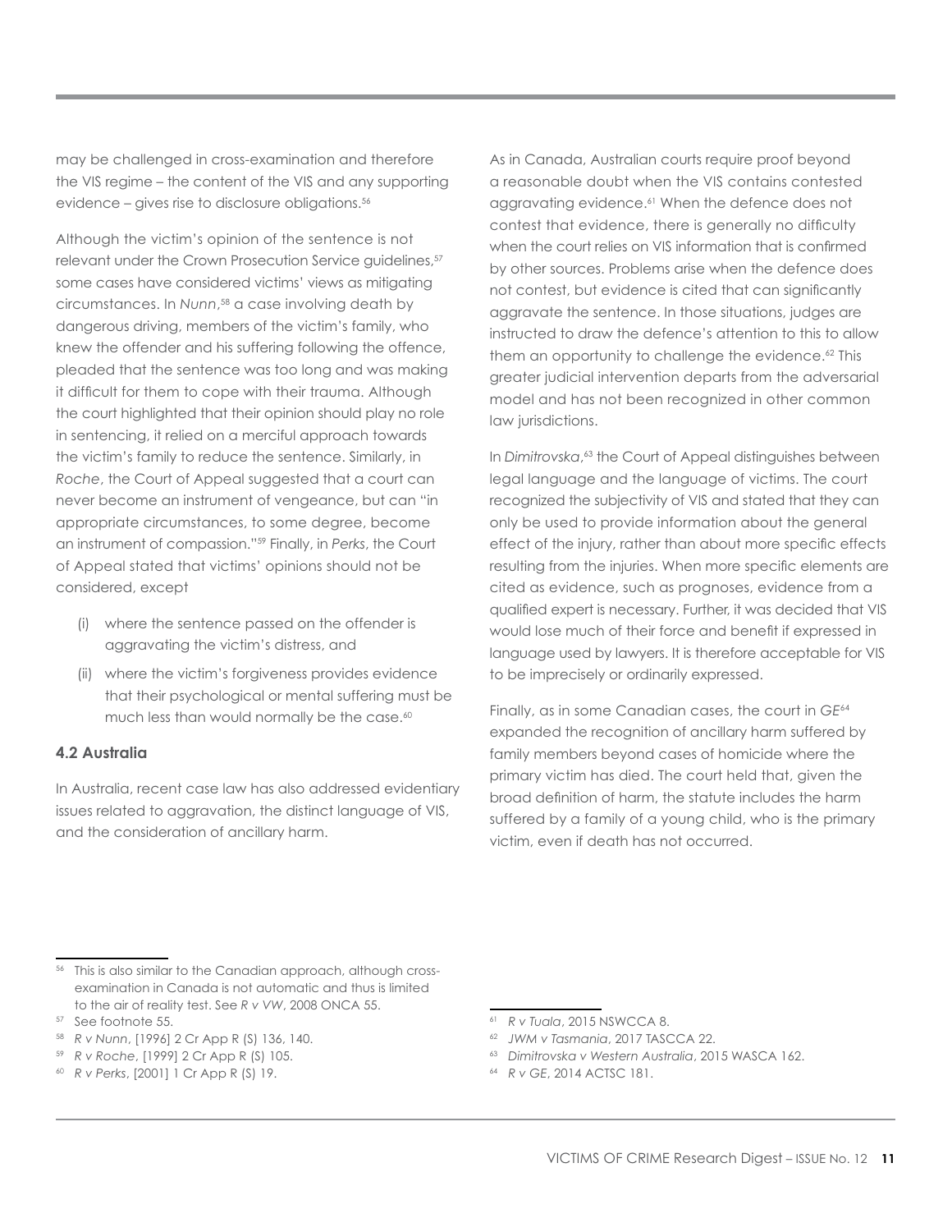may be challenged in cross-examination and therefore the VIS regime – the content of the VIS and any supporting evidence – gives rise to disclosure obligations.[56]

Although the victim's opinion of the sentence is not relevant under the Crown Prosecution Service guidelines,[57] some cases have considered victims' views as mitigating circumstances. In *Nunn*,[58] a case involving death by dangerous driving, members of the victim's family, who knew the offender and his suffering following the offence, pleaded that the sentence was too long and was making it difficult for them to cope with their trauma. Although the court highlighted that their opinion should play no role in sentencing, it relied on a merciful approach towards the victim's family to reduce the sentence. Similarly, in *Roche*, the Court of Appeal suggested that a court can never become an instrument of vengeance, but can "in appropriate circumstances, to some degree, become an instrument of compassion."[59] Finally, in *Perks*, the Court of Appeal stated that victims' opinions should not be considered, except

- (i) where the sentence passed on the offender is aggravating the victim's distress, and
- (ii) where the victim's forgiveness provides evidence that their psychological or mental suffering must be much less than would normally be the case.[60]

### 4.2 Australia

In Australia, recent case law has also addressed evidentiary issues related to aggravation, the distinct language of VIS, and the consideration of ancillary harm.

As in Canada, Australian courts require proof beyond a reasonable doubt when the VIS contains contested aggravating evidence.[61] When the defence does not contest that evidence, there is generally no difficulty when the court relies on VIS information that is confirmed by other sources. Problems arise when the defence does not contest, but evidence is cited that can significantly aggravate the sentence. In those situations, judges are instructed to draw the defence's attention to this to allow them an opportunity to challenge the evidence.[62] This greater judicial intervention departs from the adversarial model and has not been recognized in other common law jurisdictions.

In *Dimitrovska*,[63] the Court of Appeal distinguishes between legal language and the language of victims. The court recognized the subjectivity of VIS and stated that they can only be used to provide information about the general effect of the injury, rather than about more specific effects resulting from the injuries. When more specific elements are cited as evidence, such as prognoses, evidence from a qualified expert is necessary. Further, it was decided that VIS would lose much of their force and benefit if expressed in language used by lawyers. It is therefore acceptable for VIS to be imprecisely or ordinarily expressed.

Finally, as in some Canadian cases, the court in *GE*[64] expanded the recognition of ancillary harm suffered by family members beyond cases of homicide where the primary victim has died. The court held that, given the broad definition of harm, the statute includes the harm suffered by a family of a young child, who is the primary victim, even if death has not occurred.

---

[56] This is also similar to the Canadian approach, although cross-examination in Canada is not automatic and thus is limited to the air of reality test. See *R v VW*, 2008 ONCA 55.

[57] See footnote 55.

[58] *R v Nunn*, [1996] 2 Cr App R (S) 136, 140.

[59] *R v Roche*, [1999] 2 Cr App R (S) 105.

[60] *R v Perks*, [2001] 1 Cr App R (S) 19.

[61] *R v Tuala*, 2015 NSWCCA 8.

[62] *JWM v Tasmania*, 2017 TASCCA 22.

[63] *Dimitrovska v Western Australia*, 2015 WASCA 162.

[64] *R v GE*, 2014 ACTSC 181.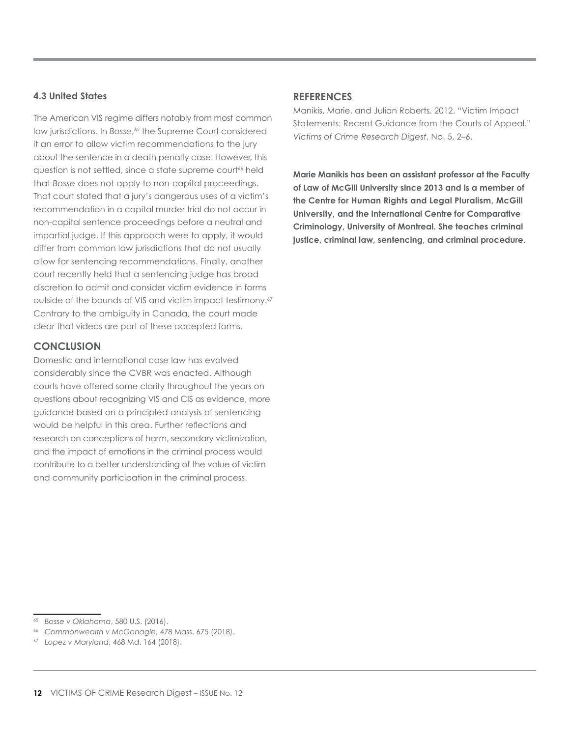### 4.3 United States

The American VIS regime differs notably from most common law jurisdictions. In *Bosse*,[65] the Supreme Court considered it an error to allow victim recommendations to the jury about the sentence in a death penalty case. However, this question is not settled, since a state supreme court[66] held that *Bosse* does not apply to non-capital proceedings. That court stated that a jury's dangerous uses of a victim's recommendation in a capital murder trial do not occur in non-capital sentence proceedings before a neutral and impartial judge. If this approach were to apply, it would differ from common law jurisdictions that do not usually allow for sentencing recommendations. Finally, another court recently held that a sentencing judge has broad discretion to admit and consider victim evidence in forms outside of the bounds of VIS and victim impact testimony.[67] Contrary to the ambiguity in Canada, the court made clear that videos are part of these accepted forms.

## CONCLUSION

Domestic and international case law has evolved considerably since the CVBR was enacted. Although courts have offered some clarity throughout the years on questions about recognizing VIS and CIS as evidence, more guidance based on a principled analysis of sentencing would be helpful in this area. Further reflections and research on conceptions of harm, secondary victimization, and the impact of emotions in the criminal process would contribute to a better understanding of the value of victim and community participation in the criminal process.

## REFERENCES

Manikis, Marie, and Julian Roberts. 2012. "Victim Impact Statements: Recent Guidance from the Courts of Appeal." *Victims of Crime Research Digest*, No. 5, 2–6.

**Marie Manikis has been an assistant professor at the Faculty of Law of McGill University since 2013 and is a member of the Centre for Human Rights and Legal Pluralism, McGill University, and the International Centre for Comparative Criminology, University of Montreal. She teaches criminal justice, criminal law, sentencing, and criminal procedure.**

---

[65] *Bosse v Oklahoma*, 580 U.S. (2016).

[66] *Commonwealth v McGonagle*, 478 Mass. 675 (2018).

[67] *Lopez v Maryland*, 468 Md. 164 (2018).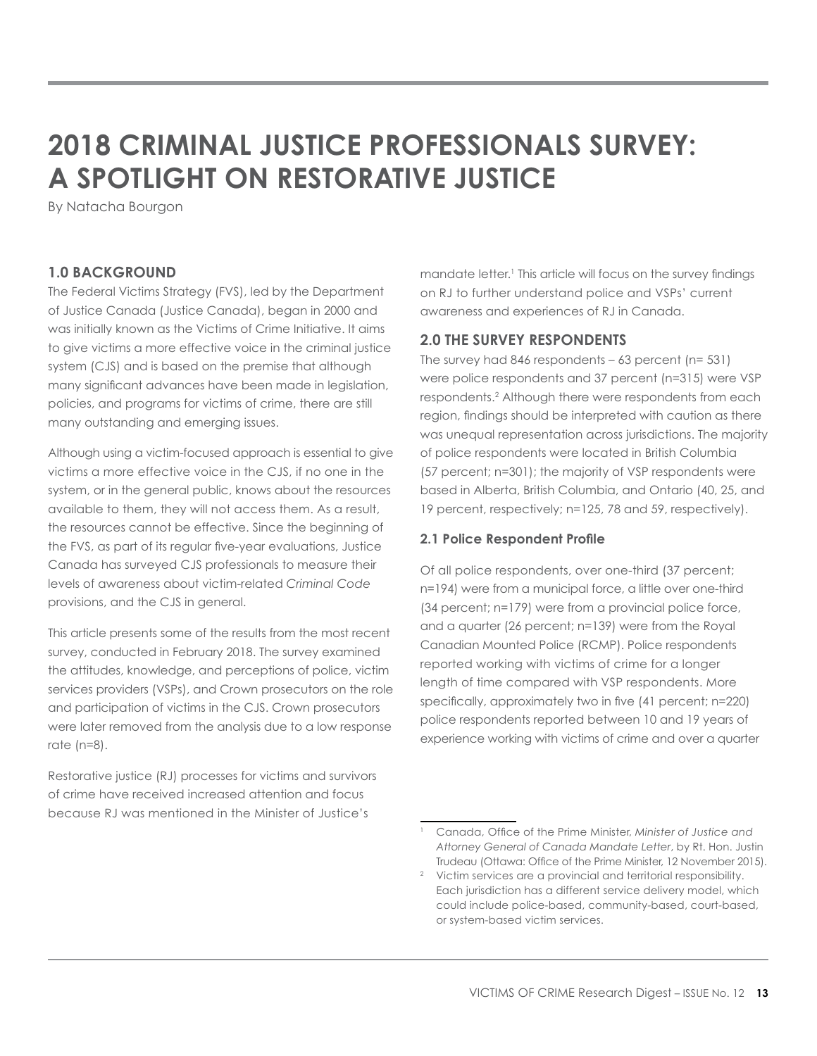# 2018 CRIMINAL JUSTICE PROFESSIONALS SURVEY: A SPOTLIGHT ON RESTORATIVE JUSTICE

By Natacha Bourgon

## 1.0 BACKGROUND

The Federal Victims Strategy (FVS), led by the Department of Justice Canada (Justice Canada), began in 2000 and was initially known as the Victims of Crime Initiative. It aims to give victims a more effective voice in the criminal justice system (CJS) and is based on the premise that although many significant advances have been made in legislation, policies, and programs for victims of crime, there are still many outstanding and emerging issues.

Although using a victim-focused approach is essential to give victims a more effective voice in the CJS, if no one in the system, or in the general public, knows about the resources available to them, they will not access them. As a result, the resources cannot be effective. Since the beginning of the FVS, as part of its regular five-year evaluations, Justice Canada has surveyed CJS professionals to measure their levels of awareness about victim-related *Criminal Code* provisions, and the CJS in general.

This article presents some of the results from the most recent survey, conducted in February 2018. The survey examined the attitudes, knowledge, and perceptions of police, victim services providers (VSPs), and Crown prosecutors on the role and participation of victims in the CJS. Crown prosecutors were later removed from the analysis due to a low response rate (n=8).

Restorative justice (RJ) processes for victims and survivors of crime have received increased attention and focus because RJ was mentioned in the Minister of Justice's mandate letter.[1] This article will focus on the survey findings on RJ to further understand police and VSPs' current awareness and experiences of RJ in Canada.

## 2.0 THE SURVEY RESPONDENTS

The survey had 846 respondents – 63 percent (n= 531) were police respondents and 37 percent (n=315) were VSP respondents.[2] Although there were respondents from each region, findings should be interpreted with caution as there was unequal representation across jurisdictions. The majority of police respondents were located in British Columbia (57 percent; n=301); the majority of VSP respondents were based in Alberta, British Columbia, and Ontario (40, 25, and 19 percent, respectively; n=125, 78 and 59, respectively).

### 2.1 Police Respondent Profile

Of all police respondents, over one-third (37 percent; n=194) were from a municipal force, a little over one-third (34 percent; n=179) were from a provincial police force, and a quarter (26 percent; n=139) were from the Royal Canadian Mounted Police (RCMP). Police respondents reported working with victims of crime for a longer length of time compared with VSP respondents. More specifically, approximately two in five (41 percent; n=220) police respondents reported between 10 and 19 years of experience working with victims of crime and over a quarter

---

[1] Canada, Office of the Prime Minister, *Minister of Justice and Attorney General of Canada Mandate Letter*, by Rt. Hon. Justin Trudeau (Ottawa: Office of the Prime Minister, 12 November 2015).

[2] Victim services are a provincial and territorial responsibility. Each jurisdiction has a different service delivery model, which could include police-based, community-based, court-based, or system-based victim services.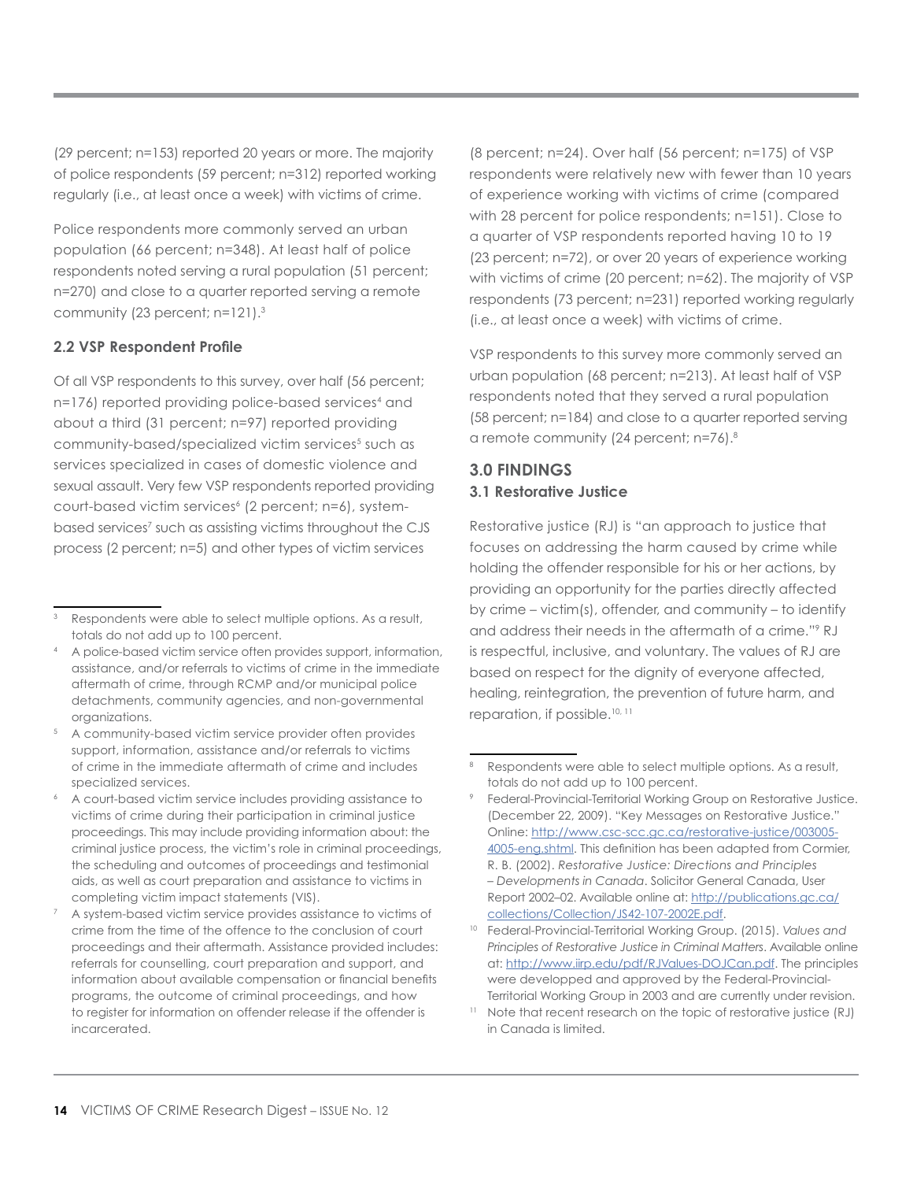(29 percent; n=153) reported 20 years or more. The majority of police respondents (59 percent; n=312) reported working regularly (i.e., at least once a week) with victims of crime.

Police respondents more commonly served an urban population (66 percent; n=348). At least half of police respondents noted serving a rural population (51 percent; n=270) and close to a quarter reported serving a remote community (23 percent; n=121).[3]

### 2.2 VSP Respondent Profile

Of all VSP respondents to this survey, over half (56 percent; n=176) reported providing police-based services[4] and about a third (31 percent; n=97) reported providing community-based/specialized victim services[5] such as services specialized in cases of domestic violence and sexual assault. Very few VSP respondents reported providing court-based victim services[6] (2 percent; n=6), system-based services[7] such as assisting victims throughout the CJS process (2 percent; n=5) and other types of victim services (8 percent; n=24). Over half (56 percent; n=175) of VSP respondents were relatively new with fewer than 10 years of experience working with victims of crime (compared with 28 percent for police respondents; n=151). Close to a quarter of VSP respondents reported having 10 to 19 (23 percent; n=72), or over 20 years of experience working with victims of crime (20 percent; n=62). The majority of VSP respondents (73 percent; n=231) reported working regularly (i.e., at least once a week) with victims of crime.

VSP respondents to this survey more commonly served an urban population (68 percent; n=213). At least half of VSP respondents noted that they served a rural population (58 percent; n=184) and close to a quarter reported serving a remote community (24 percent; n=76).[8]

## 3.0 FINDINGS

### 3.1 Restorative Justice

Restorative justice (RJ) is "an approach to justice that focuses on addressing the harm caused by crime while holding the offender responsible for his or her actions, by providing an opportunity for the parties directly affected by crime – victim(s), offender, and community – to identify and address their needs in the aftermath of a crime."[9] RJ is respectful, inclusive, and voluntary. The values of RJ are based on respect for the dignity of everyone affected, healing, reintegration, the prevention of future harm, and reparation, if possible.[10, 11]

---

[3] Respondents were able to select multiple options. As a result, totals do not add up to 100 percent.

[4] A police-based victim service often provides support, information, assistance, and/or referrals to victims of crime in the immediate aftermath of crime, through RCMP and/or municipal police detachments, community agencies, and non-governmental organizations.

[5] A community-based victim service provider often provides support, information, assistance and/or referrals to victims of crime in the immediate aftermath of crime and includes specialized services.

[6] A court-based victim service includes providing assistance to victims of crime during their participation in criminal justice proceedings. This may include providing information about: the criminal justice process, the victim's role in criminal proceedings, the scheduling and outcomes of proceedings and testimonial aids, as well as court preparation and assistance to victims in completing victim impact statements (VIS).

[7] A system-based victim service provides assistance to victims of crime from the time of the offence to the conclusion of court proceedings and their aftermath. Assistance provided includes: referrals for counselling, court preparation and support, and information about available compensation or financial benefits programs, the outcome of criminal proceedings, and how to register for information on offender release if the offender is incarcerated.

[8] Respondents were able to select multiple options. As a result, totals do not add up to 100 percent.

[9] Federal-Provincial-Territorial Working Group on Restorative Justice. (December 22, 2009). "Key Messages on Restorative Justice." Online: http://www.csc-scc.gc.ca/restorative-justice/003005-4005-eng.shtml. This definition has been adapted from Cormier, R. B. (2002). *Restorative Justice: Directions and Principles – Developments in Canada*. Solicitor General Canada, User Report 2002–02. Available online at: http://publications.gc.ca/collections/Collection/JS42-107-2002E.pdf.

[10] Federal-Provincial-Territorial Working Group. (2015). *Values and Principles of Restorative Justice in Criminal Matters*. Available online at: http://www.iirp.edu/pdf/RJValues-DOJCan.pdf. The principles were developped and approved by the Federal-Provincial-Territorial Working Group in 2003 and are currently under revision.

[11] Note that recent research on the topic of restorative justice (RJ) in Canada is limited.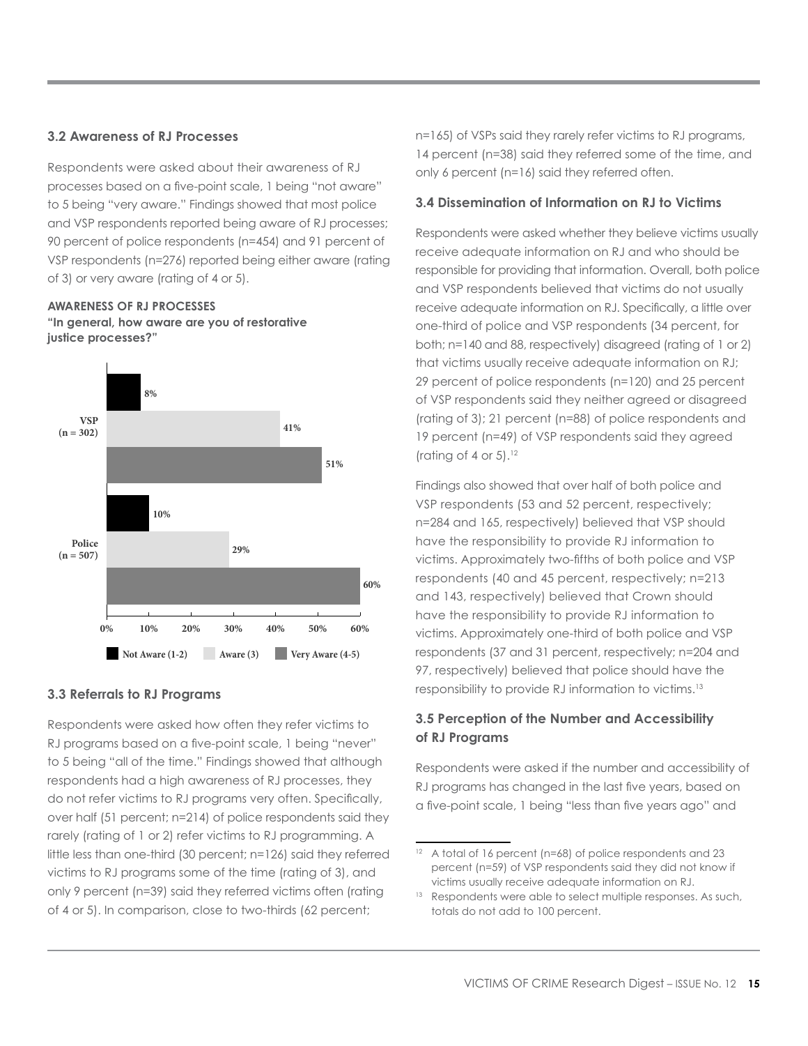### 3.2 Awareness of RJ Processes

Respondents were asked about their awareness of RJ processes based on a five-point scale, 1 being "not aware" to 5 being "very aware." Findings showed that most police and VSP respondents reported being aware of RJ processes; 90 percent of police respondents (n=454) and 91 percent of VSP respondents (n=276) reported being either aware (rating of 3) or very aware (rating of 4 or 5).

**AWARENESS OF RJ PROCESSES**
**"In general, how aware are you of restorative justice processes?"**

| | Not Aware (1-2) | Aware (3) | Very Aware (4-5) |
|---|---|---|---|
| VSP (n = 302) | 8% | 41% | 51% |
| Police (n = 507) | 10% | 29% | 60% |

### 3.3 Referrals to RJ Programs

Respondents were asked how often they refer victims to RJ programs based on a five-point scale, 1 being "never" to 5 being "all of the time." Findings showed that although respondents had a high awareness of RJ processes, they do not refer victims to RJ programs very often. Specifically, over half (51 percent; n=214) of police respondents said they rarely (rating of 1 or 2) refer victims to RJ programming. A little less than one-third (30 percent; n=126) said they referred victims to RJ programs some of the time (rating of 3), and only 9 percent (n=39) said they referred victims often (rating of 4 or 5). In comparison, close to two-thirds (62 percent; n=165) of VSPs said they rarely refer victims to RJ programs, 14 percent (n=38) said they referred some of the time, and only 6 percent (n=16) said they referred often.

### 3.4 Dissemination of Information on RJ to Victims

Respondents were asked whether they believe victims usually receive adequate information on RJ and who should be responsible for providing that information. Overall, both police and VSP respondents believed that victims do not usually receive adequate information on RJ. Specifically, a little over one-third of police and VSP respondents (34 percent, for both; n=140 and 88, respectively) disagreed (rating of 1 or 2) that victims usually receive adequate information on RJ; 29 percent of police respondents (n=120) and 25 percent of VSP respondents said they neither agreed or disagreed (rating of 3); 21 percent (n=88) of police respondents and 19 percent (n=49) of VSP respondents said they agreed (rating of 4 or 5).[12]

Findings also showed that over half of both police and VSP respondents (53 and 52 percent, respectively; n=284 and 165, respectively) believed that VSP should have the responsibility to provide RJ information to victims. Approximately two-fifths of both police and VSP respondents (40 and 45 percent, respectively; n=213 and 143, respectively) believed that Crown should have the responsibility to provide RJ information to victims. Approximately one-third of both police and VSP respondents (37 and 31 percent, respectively; n=204 and 97, respectively) believed that police should have the responsibility to provide RJ information to victims.[13]

### 3.5 Perception of the Number and Accessibility of RJ Programs

Respondents were asked if the number and accessibility of RJ programs has changed in the last five years, based on a five-point scale, 1 being "less than five years ago" and

---

[12] A total of 16 percent (n=68) of police respondents and 23 percent (n=59) of VSP respondents said they did not know if victims usually receive adequate information on RJ.

[13] Respondents were able to select multiple responses. As such, totals do not add to 100 percent.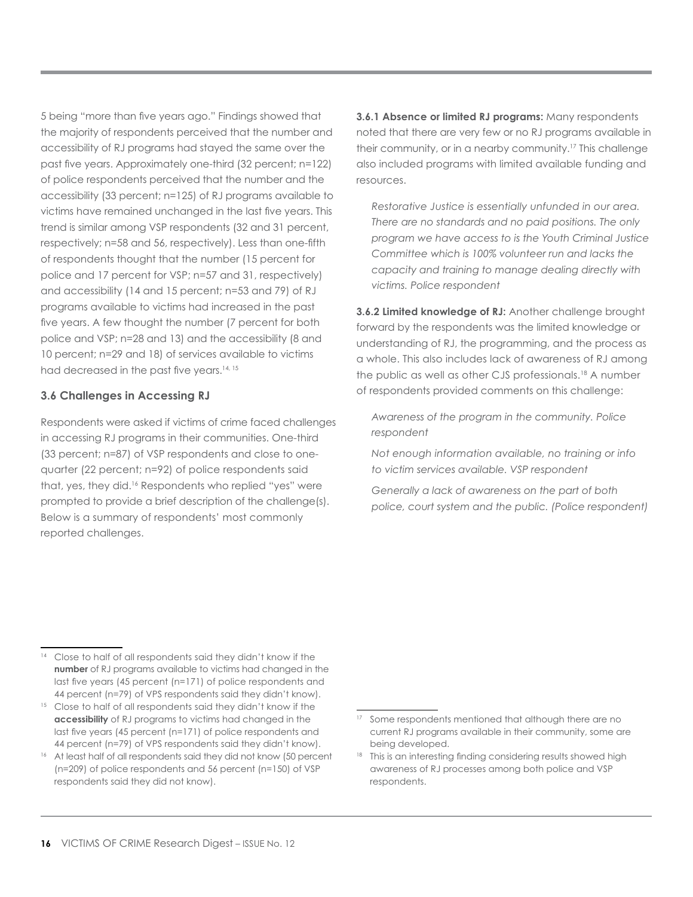5 being "more than five years ago." Findings showed that the majority of respondents perceived that the number and accessibility of RJ programs had stayed the same over the past five years. Approximately one-third (32 percent; n=122) of police respondents perceived that the number and the accessibility (33 percent; n=125) of RJ programs available to victims have remained unchanged in the last five years. This trend is similar among VSP respondents (32 and 31 percent, respectively; n=58 and 56, respectively). Less than one-fifth of respondents thought that the number (15 percent for police and 17 percent for VSP; n=57 and 31, respectively) and accessibility (14 and 15 percent; n=53 and 79) of RJ programs available to victims had increased in the past five years. A few thought the number (7 percent for both police and VSP; n=28 and 13) and the accessibility (8 and 10 percent; n=29 and 18) of services available to victims had decreased in the past five years.[14, 15]

### 3.6 Challenges in Accessing RJ

Respondents were asked if victims of crime faced challenges in accessing RJ programs in their communities. One-third (33 percent; n=87) of VSP respondents and close to one-quarter (22 percent; n=92) of police respondents said that, yes, they did.[16] Respondents who replied "yes" were prompted to provide a brief description of the challenge(s). Below is a summary of respondents' most commonly reported challenges.

**3.6.1 Absence or limited RJ programs:** Many respondents noted that there are very few or no RJ programs available in their community, or in a nearby community.[17] This challenge also included programs with limited available funding and resources.

*Restorative Justice is essentially unfunded in our area. There are no standards and no paid positions. The only program we have access to is the Youth Criminal Justice Committee which is 100% volunteer run and lacks the capacity and training to manage dealing directly with victims. Police respondent*

**3.6.2 Limited knowledge of RJ:** Another challenge brought forward by the respondents was the limited knowledge or understanding of RJ, the programming, and the process as a whole. This also includes lack of awareness of RJ among the public as well as other CJS professionals.[18] A number of respondents provided comments on this challenge:

*Awareness of the program in the community. Police respondent*

*Not enough information available, no training or info to victim services available. VSP respondent*

*Generally a lack of awareness on the part of both police, court system and the public. (Police respondent)*

---

[14] Close to half of all respondents said they didn't know if the **number** of RJ programs available to victims had changed in the last five years (45 percent (n=171) of police respondents and 44 percent (n=79) of VPS respondents said they didn't know).

[15] Close to half of all respondents said they didn't know if the **accessibility** of RJ programs to victims had changed in the last five years (45 percent (n=171) of police respondents and 44 percent (n=79) of VPS respondents said they didn't know).

[16] At least half of all respondents said they did not know (50 percent (n=209) of police respondents and 56 percent (n=150) of VSP respondents said they did not know).

[17] Some respondents mentioned that although there are no current RJ programs available in their community, some are being developed.

[18] This is an interesting finding considering results showed high awareness of RJ processes among both police and VSP respondents.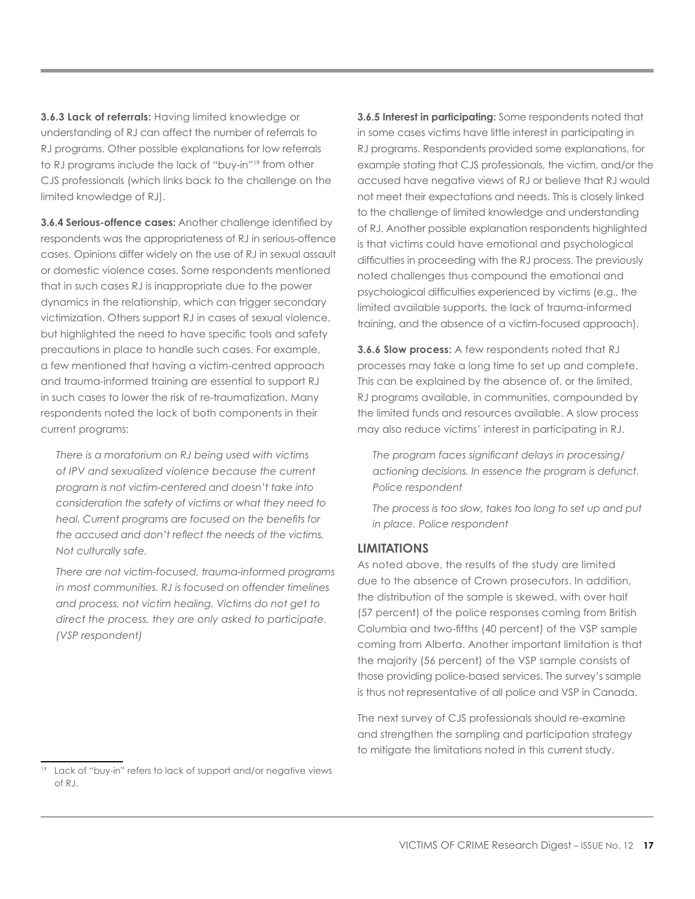**3.6.3 Lack of referrals:** Having limited knowledge or understanding of RJ can affect the number of referrals to RJ programs. Other possible explanations for low referrals to RJ programs include the lack of "buy-in"[19] from other CJS professionals (which links back to the challenge on the limited knowledge of RJ).

**3.6.4 Serious-offence cases:** Another challenge identified by respondents was the appropriateness of RJ in serious-offence cases. Opinions differ widely on the use of RJ in sexual assault or domestic violence cases. Some respondents mentioned that in such cases RJ is inappropriate due to the power dynamics in the relationship, which can trigger secondary victimization. Others support RJ in cases of sexual violence, but highlighted the need to have specific tools and safety precautions in place to handle such cases. For example, a few mentioned that having a victim-centred approach and trauma-informed training are essential to support RJ in such cases to lower the risk of re-traumatization. Many respondents noted the lack of both components in their current programs:

> *There is a moratorium on RJ being used with victims of IPV and sexualized violence because the current program is not victim-centered and doesn't take into consideration the safety of victims or what they need to heal. Current programs are focused on the benefits for the accused and don't reflect the needs of the victims. Not culturally safe.*

> *There are not victim-focused, trauma-informed programs in most communities. RJ is focused on offender timelines and process, not victim healing. Victims do not get to direct the process, they are only asked to participate. (VSP respondent)*

**3.6.5 Interest in participating:** Some respondents noted that in some cases victims have little interest in participating in RJ programs. Respondents provided some explanations, for example stating that CJS professionals, the victim, and/or the accused have negative views of RJ or believe that RJ would not meet their expectations and needs. This is closely linked to the challenge of limited knowledge and understanding of RJ. Another possible explanation respondents highlighted is that victims could have emotional and psychological difficulties in proceeding with the RJ process. The previously noted challenges thus compound the emotional and psychological difficulties experienced by victims (e.g., the limited available supports, the lack of trauma-informed training, and the absence of a victim-focused approach).

**3.6.6 Slow process:** A few respondents noted that RJ processes may take a long time to set up and complete. This can be explained by the absence of, or the limited, RJ programs available, in communities, compounded by the limited funds and resources available. A slow process may also reduce victims' interest in participating in RJ.

> *The program faces significant delays in processing/actioning decisions. In essence the program is defunct. Police respondent*

> *The process is too slow, takes too long to set up and put in place. Police respondent*

## LIMITATIONS

As noted above, the results of the study are limited due to the absence of Crown prosecutors. In addition, the distribution of the sample is skewed, with over half (57 percent) of the police responses coming from British Columbia and two-fifths (40 percent) of the VSP sample coming from Alberta. Another important limitation is that the majority (56 percent) of the VSP sample consists of those providing police-based services. The survey's sample is thus not representative of all police and VSP in Canada.

The next survey of CJS professionals should re-examine and strengthen the sampling and participation strategy to mitigate the limitations noted in this current study.

---

[19] Lack of "buy-in" refers to lack of support and/or negative views of RJ.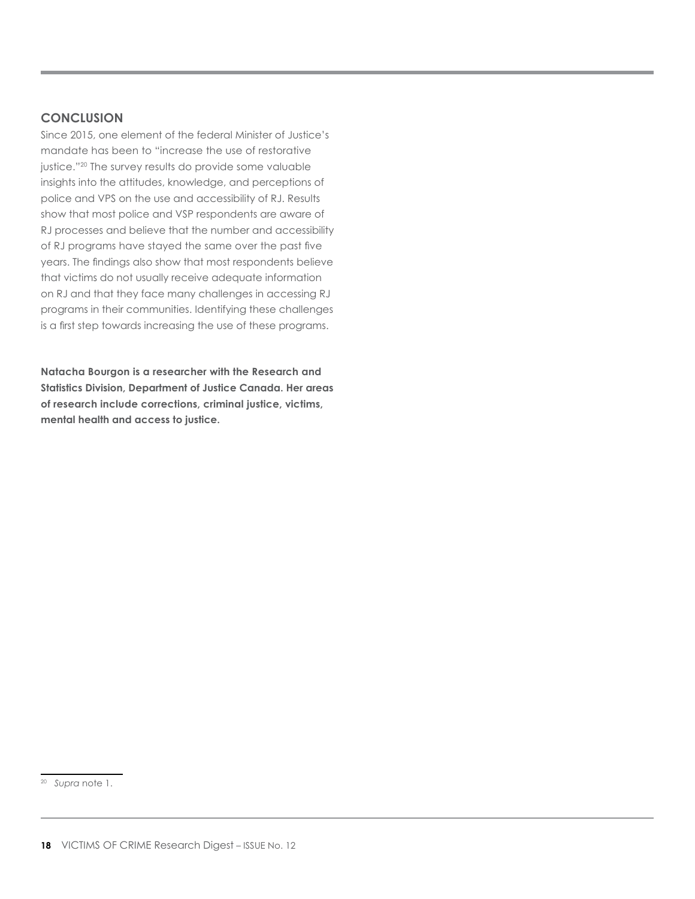## CONCLUSION

Since 2015, one element of the federal Minister of Justice's mandate has been to "increase the use of restorative justice."[20] The survey results do provide some valuable insights into the attitudes, knowledge, and perceptions of police and VPS on the use and accessibility of RJ. Results show that most police and VSP respondents are aware of RJ processes and believe that the number and accessibility of RJ programs have stayed the same over the past five years. The findings also show that most respondents believe that victims do not usually receive adequate information on RJ and that they face many challenges in accessing RJ programs in their communities. Identifying these challenges is a first step towards increasing the use of these programs.

**Natacha Bourgon is a researcher with the Research and Statistics Division, Department of Justice Canada. Her areas of research include corrections, criminal justice, victims, mental health and access to justice.**

---

[20] *Supra* note 1.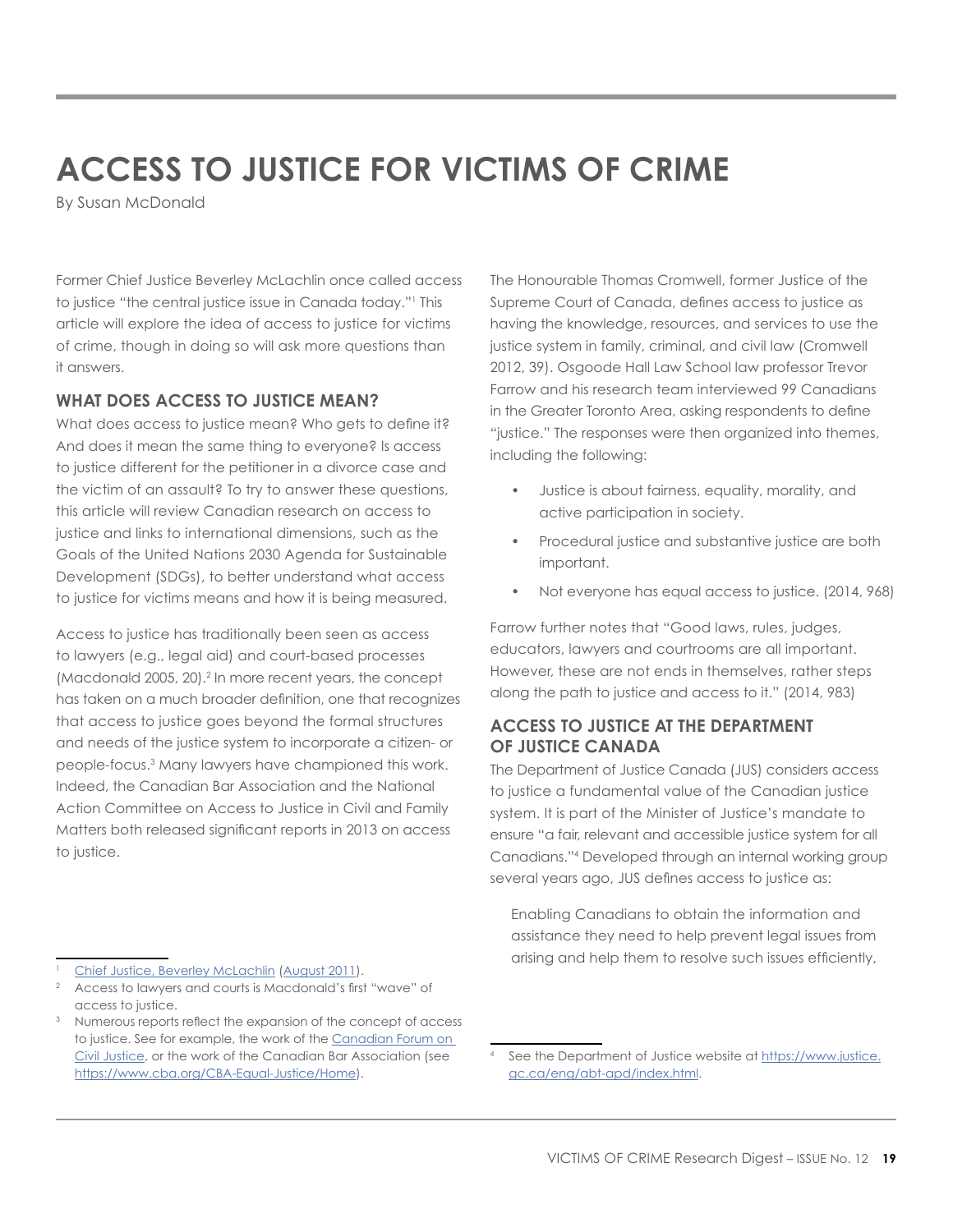# ACCESS TO JUSTICE FOR VICTIMS OF CRIME

By Susan McDonald

Former Chief Justice Beverley McLachlin once called access to justice "the central justice issue in Canada today."[1] This article will explore the idea of access to justice for victims of crime, though in doing so will ask more questions than it answers.

## WHAT DOES ACCESS TO JUSTICE MEAN?

What does access to justice mean? Who gets to define it? And does it mean the same thing to everyone? Is access to justice different for the petitioner in a divorce case and the victim of an assault? To try to answer these questions, this article will review Canadian research on access to justice and links to international dimensions, such as the Goals of the United Nations 2030 Agenda for Sustainable Development (SDGs), to better understand what access to justice for victims means and how it is being measured.

Access to justice has traditionally been seen as access to lawyers (e.g., legal aid) and court-based processes (Macdonald 2005, 20).[2] In more recent years, the concept has taken on a much broader definition, one that recognizes that access to justice goes beyond the formal structures and needs of the justice system to incorporate a citizen- or people-focus.[3] Many lawyers have championed this work. Indeed, the Canadian Bar Association and the National Action Committee on Access to Justice in Civil and Family Matters both released significant reports in 2013 on access to justice.

The Honourable Thomas Cromwell, former Justice of the Supreme Court of Canada, defines access to justice as having the knowledge, resources, and services to use the justice system in family, criminal, and civil law (Cromwell 2012, 39). Osgoode Hall Law School law professor Trevor Farrow and his research team interviewed 99 Canadians in the Greater Toronto Area, asking respondents to define "justice." The responses were then organized into themes, including the following:

- Justice is about fairness, equality, morality, and active participation in society.
- Procedural justice and substantive justice are both important.
- Not everyone has equal access to justice. (2014, 968)

Farrow further notes that "Good laws, rules, judges, educators, lawyers and courtrooms are all important. However, these are not ends in themselves, rather steps along the path to justice and access to it." (2014, 983)

## ACCESS TO JUSTICE AT THE DEPARTMENT OF JUSTICE CANADA

The Department of Justice Canada (JUS) considers access to justice a fundamental value of the Canadian justice system. It is part of the Minister of Justice's mandate to ensure "a fair, relevant and accessible justice system for all Canadians."[4] Developed through an internal working group several years ago, JUS defines access to justice as:

> Enabling Canadians to obtain the information and assistance they need to help prevent legal issues from arising and help them to resolve such issues efficiently,

---

[1] Chief Justice, Beverley McLachlin (August 2011).

[2] Access to lawyers and courts is Macdonald's first "wave" of access to justice.

[3] Numerous reports reflect the expansion of the concept of access to justice. See for example, the work of the Canadian Forum on Civil Justice, or the work of the Canadian Bar Association (see https://www.cba.org/CBA-Equal-Justice/Home).

[4] See the Department of Justice website at https://www.justice.gc.ca/eng/abt-apd/index.html.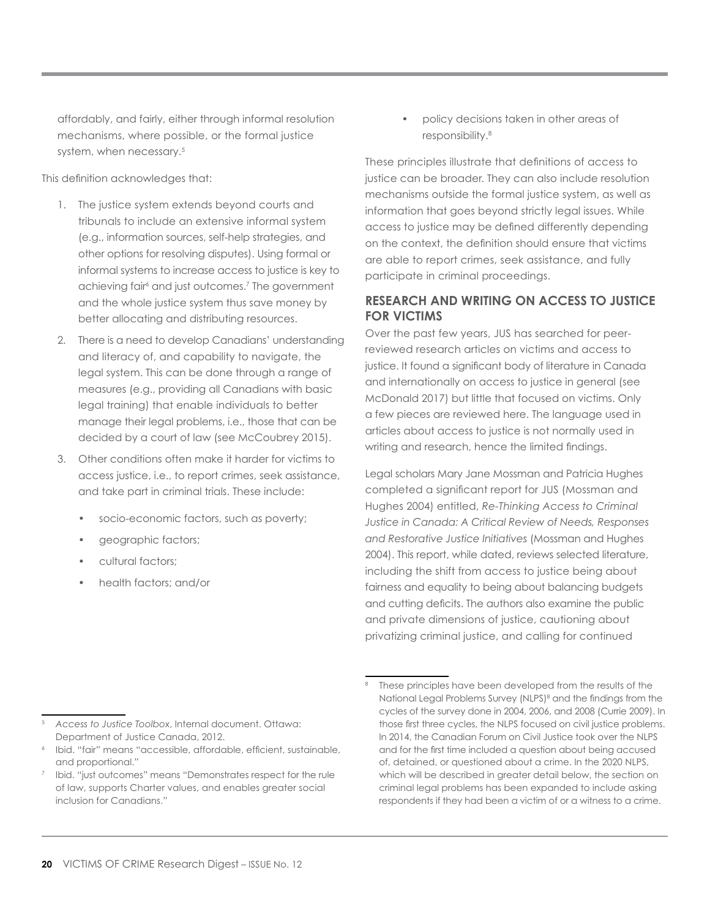affordably, and fairly, either through informal resolution mechanisms, where possible, or the formal justice system, when necessary.[5]

This definition acknowledges that:

1. The justice system extends beyond courts and tribunals to include an extensive informal system (e.g., information sources, self-help strategies, and other options for resolving disputes). Using formal or informal systems to increase access to justice is key to achieving fair[6] and just outcomes.[7] The government and the whole justice system thus save money by better allocating and distributing resources.
2. There is a need to develop Canadians' understanding and literacy of, and capability to navigate, the legal system. This can be done through a range of measures (e.g., providing all Canadians with basic legal training) that enable individuals to better manage their legal problems, i.e., those that can be decided by a court of law (see McCoubrey 2015).
3. Other conditions often make it harder for victims to access justice, i.e., to report crimes, seek assistance, and take part in criminal trials. These include:
    - socio-economic factors, such as poverty;
    - geographic factors;
    - cultural factors;
    - health factors; and/or
    - policy decisions taken in other areas of responsibility.[8]

These principles illustrate that definitions of access to justice can be broader. They can also include resolution mechanisms outside the formal justice system, as well as information that goes beyond strictly legal issues. While access to justice may be defined differently depending on the context, the definition should ensure that victims are able to report crimes, seek assistance, and fully participate in criminal proceedings.

## RESEARCH AND WRITING ON ACCESS TO JUSTICE FOR VICTIMS

Over the past few years, JUS has searched for peer-reviewed research articles on victims and access to justice. It found a significant body of literature in Canada and internationally on access to justice in general (see McDonald 2017) but little that focused on victims. Only a few pieces are reviewed here. The language used in articles about access to justice is not normally used in writing and research, hence the limited findings.

Legal scholars Mary Jane Mossman and Patricia Hughes completed a significant report for JUS (Mossman and Hughes 2004) entitled, *Re-Thinking Access to Criminal Justice in Canada: A Critical Review of Needs, Responses and Restorative Justice Initiatives* (Mossman and Hughes 2004). This report, while dated, reviews selected literature, including the shift from access to justice being about fairness and equality to being about balancing budgets and cutting deficits. The authors also examine the public and private dimensions of justice, cautioning about privatizing criminal justice, and calling for continued

---

[5] *Access to Justice Toolbox*, Internal document. Ottawa: Department of Justice Canada, 2012.

[6] Ibid. "fair" means "accessible, affordable, efficient, sustainable, and proportional."

[7] Ibid. "just outcomes" means "Demonstrates respect for the rule of law, supports Charter values, and enables greater social inclusion for Canadians."

[8] These principles have been developed from the results of the National Legal Problems Survey (NLPS)[8] and the findings from the cycles of the survey done in 2004, 2006, and 2008 (Currie 2009). In those first three cycles, the NLPS focused on civil justice problems. In 2014, the Canadian Forum on Civil Justice took over the NLPS and for the first time included a question about being accused of, detained, or questioned about a crime. In the 2020 NLPS, which will be described in greater detail below, the section on criminal legal problems has been expanded to include asking respondents if they had been a victim of or a witness to a crime.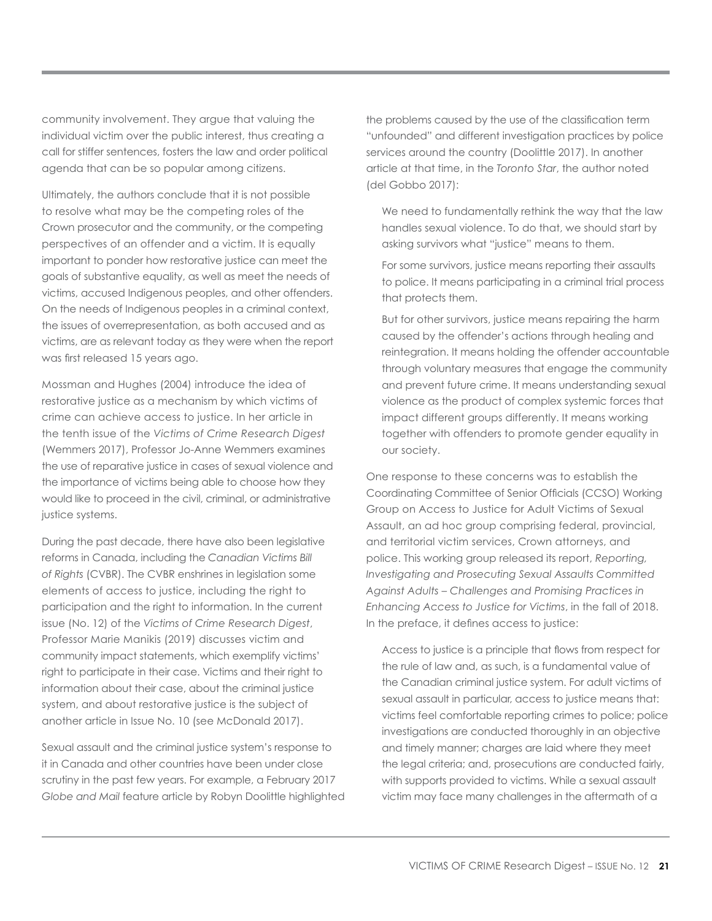community involvement. They argue that valuing the individual victim over the public interest, thus creating a call for stiffer sentences, fosters the law and order political agenda that can be so popular among citizens.

Ultimately, the authors conclude that it is not possible to resolve what may be the competing roles of the Crown prosecutor and the community, or the competing perspectives of an offender and a victim. It is equally important to ponder how restorative justice can meet the goals of substantive equality, as well as meet the needs of victims, accused Indigenous peoples, and other offenders. On the needs of Indigenous peoples in a criminal context, the issues of overrepresentation, as both accused and as victims, are as relevant today as they were when the report was first released 15 years ago.

Mossman and Hughes (2004) introduce the idea of restorative justice as a mechanism by which victims of crime can achieve access to justice. In her article in the tenth issue of the *Victims of Crime Research Digest* (Wemmers 2017), Professor Jo-Anne Wemmers examines the use of reparative justice in cases of sexual violence and the importance of victims being able to choose how they would like to proceed in the civil, criminal, or administrative justice systems.

During the past decade, there have also been legislative reforms in Canada, including the *Canadian Victims Bill of Rights* (CVBR). The CVBR enshrines in legislation some elements of access to justice, including the right to participation and the right to information. In the current issue (No. 12) of the *Victims of Crime Research Digest*, Professor Marie Manikis (2019) discusses victim and community impact statements, which exemplify victims' right to participate in their case. Victims and their right to information about their case, about the criminal justice system, and about restorative justice is the subject of another article in Issue No. 10 (see McDonald 2017).

Sexual assault and the criminal justice system's response to it in Canada and other countries have been under close scrutiny in the past few years. For example, a February 2017 *Globe and Mail* feature article by Robyn Doolittle highlighted the problems caused by the use of the classification term "unfounded" and different investigation practices by police services around the country (Doolittle 2017). In another article at that time, in the *Toronto Star*, the author noted (del Gobbo 2017):

> We need to fundamentally rethink the way that the law handles sexual violence. To do that, we should start by asking survivors what "justice" means to them.
>
> For some survivors, justice means reporting their assaults to police. It means participating in a criminal trial process that protects them.
>
> But for other survivors, justice means repairing the harm caused by the offender's actions through healing and reintegration. It means holding the offender accountable through voluntary measures that engage the community and prevent future crime. It means understanding sexual violence as the product of complex systemic forces that impact different groups differently. It means working together with offenders to promote gender equality in our society.

One response to these concerns was to establish the Coordinating Committee of Senior Officials (CCSO) Working Group on Access to Justice for Adult Victims of Sexual Assault, an ad hoc group comprising federal, provincial, and territorial victim services, Crown attorneys, and police. This working group released its report, *Reporting, Investigating and Prosecuting Sexual Assaults Committed Against Adults – Challenges and Promising Practices in Enhancing Access to Justice for Victims*, in the fall of 2018. In the preface, it defines access to justice:

> Access to justice is a principle that flows from respect for the rule of law and, as such, is a fundamental value of the Canadian criminal justice system. For adult victims of sexual assault in particular, access to justice means that: victims feel comfortable reporting crimes to police; police investigations are conducted thoroughly in an objective and timely manner; charges are laid where they meet the legal criteria; and, prosecutions are conducted fairly, with supports provided to victims. While a sexual assault victim may face many challenges in the aftermath of a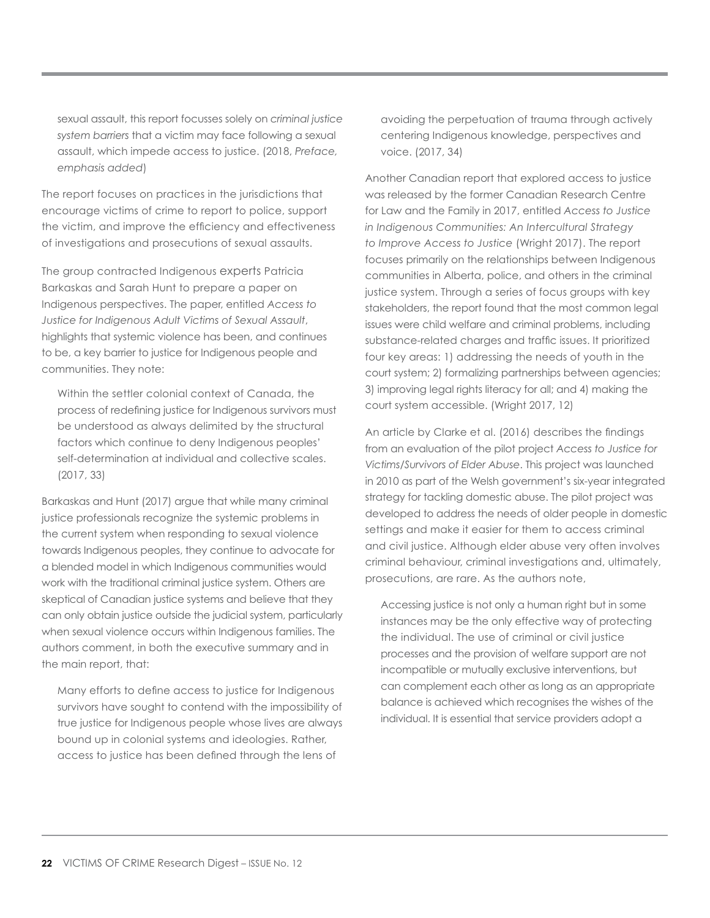sexual assault, this report focusses solely on *criminal justice system barriers* that a victim may face following a sexual assault, which impede access to justice. (2018, *Preface, emphasis added*)

The report focuses on practices in the jurisdictions that encourage victims of crime to report to police, support the victim, and improve the efficiency and effectiveness of investigations and prosecutions of sexual assaults.

The group contracted Indigenous experts Patricia Barkaskas and Sarah Hunt to prepare a paper on Indigenous perspectives. The paper, entitled *Access to Justice for Indigenous Adult Victims of Sexual Assault*, highlights that systemic violence has been, and continues to be, a key barrier to justice for Indigenous people and communities. They note:

> Within the settler colonial context of Canada, the process of redefining justice for Indigenous survivors must be understood as always delimited by the structural factors which continue to deny Indigenous peoples' self-determination at individual and collective scales. (2017, 33)

Barkaskas and Hunt (2017) argue that while many criminal justice professionals recognize the systemic problems in the current system when responding to sexual violence towards Indigenous peoples, they continue to advocate for a blended model in which Indigenous communities would work with the traditional criminal justice system. Others are skeptical of Canadian justice systems and believe that they can only obtain justice outside the judicial system, particularly when sexual violence occurs within Indigenous families. The authors comment, in both the executive summary and in the main report, that:

> Many efforts to define access to justice for Indigenous survivors have sought to contend with the impossibility of true justice for Indigenous people whose lives are always bound up in colonial systems and ideologies. Rather, access to justice has been defined through the lens of avoiding the perpetuation of trauma through actively centering Indigenous knowledge, perspectives and voice. (2017, 34)

Another Canadian report that explored access to justice was released by the former Canadian Research Centre for Law and the Family in 2017, entitled *Access to Justice in Indigenous Communities: An Intercultural Strategy to Improve Access to Justice* (Wright 2017). The report focuses primarily on the relationships between Indigenous communities in Alberta, police, and others in the criminal justice system. Through a series of focus groups with key stakeholders, the report found that the most common legal issues were child welfare and criminal problems, including substance-related charges and traffic issues. It prioritized four key areas: 1) addressing the needs of youth in the court system; 2) formalizing partnerships between agencies; 3) improving legal rights literacy for all; and 4) making the court system accessible. (Wright 2017, 12)

An article by Clarke et al. (2016) describes the findings from an evaluation of the pilot project *Access to Justice for Victims/Survivors of Elder Abuse*. This project was launched in 2010 as part of the Welsh government's six-year integrated strategy for tackling domestic abuse. The pilot project was developed to address the needs of older people in domestic settings and make it easier for them to access criminal and civil justice. Although elder abuse very often involves criminal behaviour, criminal investigations and, ultimately, prosecutions, are rare. As the authors note,

> Accessing justice is not only a human right but in some instances may be the only effective way of protecting the individual. The use of criminal or civil justice processes and the provision of welfare support are not incompatible or mutually exclusive interventions, but can complement each other as long as an appropriate balance is achieved which recognises the wishes of the individual. It is essential that service providers adopt a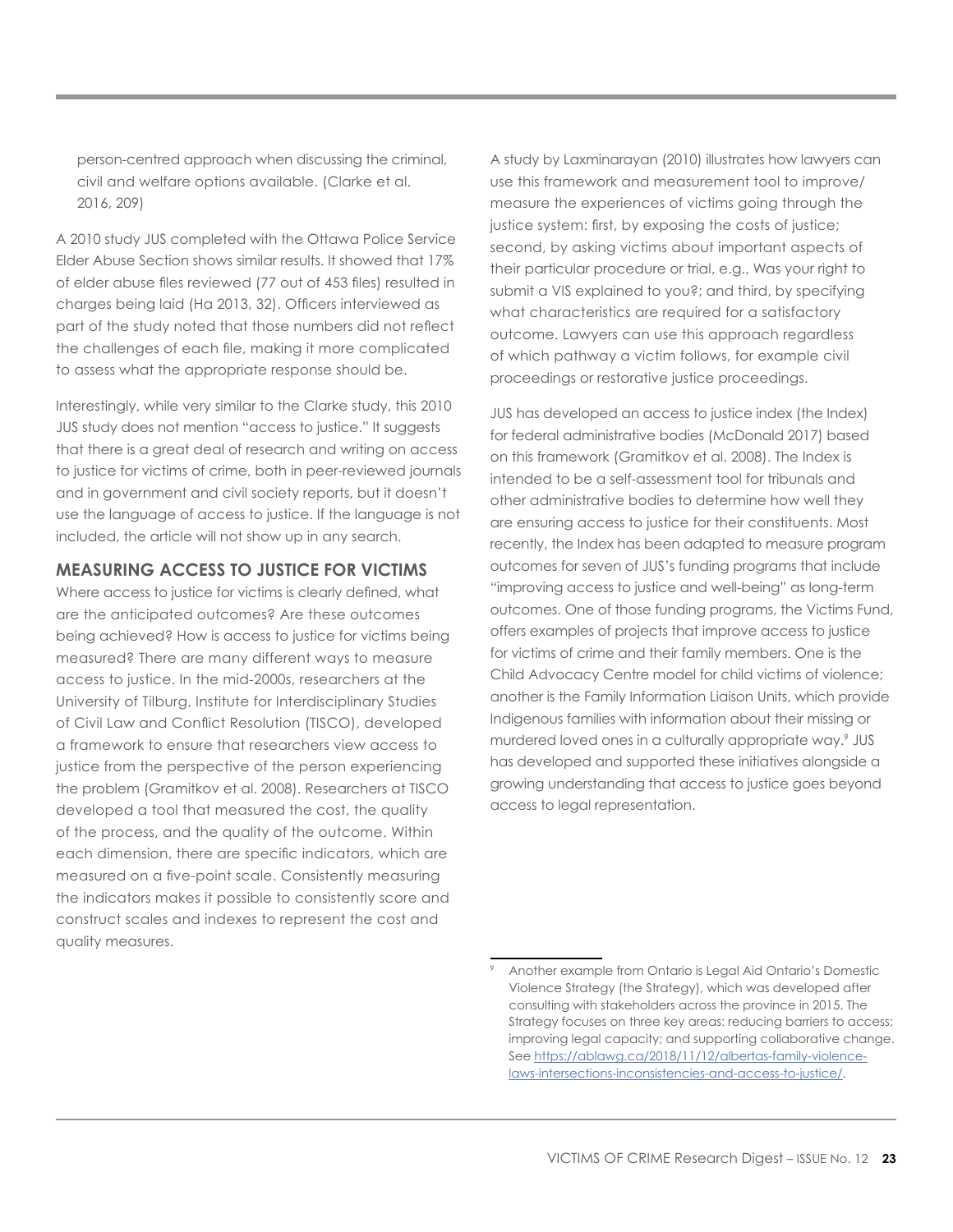person-centred approach when discussing the criminal, civil and welfare options available. (Clarke et al. 2016, 209)

A 2010 study JUS completed with the Ottawa Police Service Elder Abuse Section shows similar results. It showed that 17% of elder abuse files reviewed (77 out of 453 files) resulted in charges being laid (Ha 2013, 32). Officers interviewed as part of the study noted that those numbers did not reflect the challenges of each file, making it more complicated to assess what the appropriate response should be.

Interestingly, while very similar to the Clarke study, this 2010 JUS study does not mention "access to justice." It suggests that there is a great deal of research and writing on access to justice for victims of crime, both in peer-reviewed journals and in government and civil society reports, but it doesn't use the language of access to justice. If the language is not included, the article will not show up in any search.

## MEASURING ACCESS TO JUSTICE FOR VICTIMS

Where access to justice for victims is clearly defined, what are the anticipated outcomes? Are these outcomes being achieved? How is access to justice for victims being measured? There are many different ways to measure access to justice. In the mid-2000s, researchers at the University of Tilburg, Institute for Interdisciplinary Studies of Civil Law and Conflict Resolution (TISCO), developed a framework to ensure that researchers view access to justice from the perspective of the person experiencing the problem (Gramitkov et al. 2008). Researchers at TISCO developed a tool that measured the cost, the quality of the process, and the quality of the outcome. Within each dimension, there are specific indicators, which are measured on a five-point scale. Consistently measuring the indicators makes it possible to consistently score and construct scales and indexes to represent the cost and quality measures.

A study by Laxminarayan (2010) illustrates how lawyers can use this framework and measurement tool to improve/measure the experiences of victims going through the justice system: first, by exposing the costs of justice; second, by asking victims about important aspects of their particular procedure or trial, e.g., Was your right to submit a VIS explained to you?; and third, by specifying what characteristics are required for a satisfactory outcome. Lawyers can use this approach regardless of which pathway a victim follows, for example civil proceedings or restorative justice proceedings.

JUS has developed an access to justice index (the Index) for federal administrative bodies (McDonald 2017) based on this framework (Gramitkov et al. 2008). The Index is intended to be a self-assessment tool for tribunals and other administrative bodies to determine how well they are ensuring access to justice for their constituents. Most recently, the Index has been adapted to measure program outcomes for seven of JUS's funding programs that include "improving access to justice and well-being" as long-term outcomes. One of those funding programs, the Victims Fund, offers examples of projects that improve access to justice for victims of crime and their family members. One is the Child Advocacy Centre model for child victims of violence; another is the Family Information Liaison Units, which provide Indigenous families with information about their missing or murdered loved ones in a culturally appropriate way.[9] JUS has developed and supported these initiatives alongside a growing understanding that access to justice goes beyond access to legal representation.

---

[9] Another example from Ontario is Legal Aid Ontario's Domestic Violence Strategy (the Strategy), which was developed after consulting with stakeholders across the province in 2015. The Strategy focuses on three key areas: reducing barriers to access; improving legal capacity; and supporting collaborative change. See https://ablawg.ca/2018/11/12/albertas-family-violence-laws-intersections-inconsistencies-and-access-to-justice/.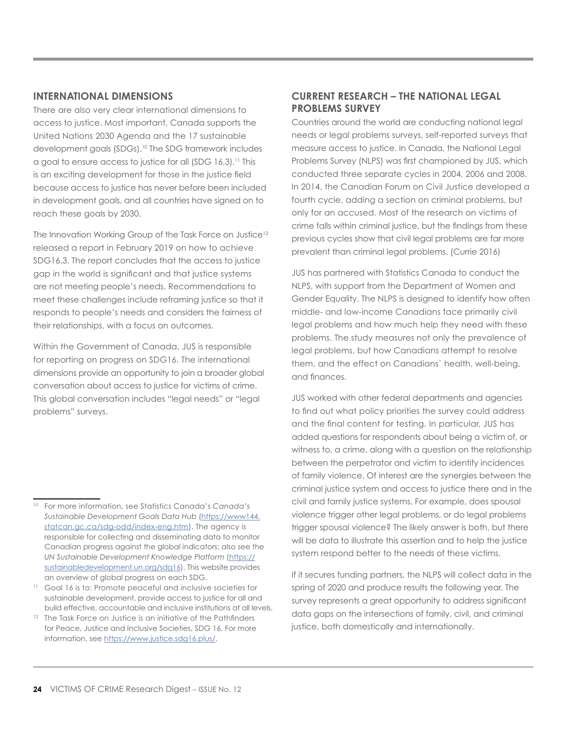## INTERNATIONAL DIMENSIONS

There are also very clear international dimensions to access to justice. Most important, Canada supports the United Nations 2030 Agenda and the 17 sustainable development goals (SDGs).[10] The SDG framework includes a goal to ensure access to justice for all (SDG 16.3).[11] This is an exciting development for those in the justice field because access to justice has never before been included in development goals, and all countries have signed on to reach these goals by 2030.

The Innovation Working Group of the Task Force on Justice[12] released a report in February 2019 on how to achieve SDG16.3. The report concludes that the access to justice gap in the world is significant and that justice systems are not meeting people's needs. Recommendations to meet these challenges include reframing justice so that it responds to people's needs and considers the fairness of their relationships, with a focus on outcomes.

Within the Government of Canada, JUS is responsible for reporting on progress on SDG16. The international dimensions provide an opportunity to join a broader global conversation about access to justice for victims of crime. This global conversation includes "legal needs" or "legal problems" surveys.

## CURRENT RESEARCH – THE NATIONAL LEGAL PROBLEMS SURVEY

Countries around the world are conducting national legal needs or legal problems surveys, self-reported surveys that measure access to justice. In Canada, the National Legal Problems Survey (NLPS) was first championed by JUS, which conducted three separate cycles in 2004, 2006 and 2008. In 2014, the Canadian Forum on Civil Justice developed a fourth cycle, adding a section on criminal problems, but only for an accused. Most of the research on victims of crime falls within criminal justice, but the findings from these previous cycles show that civil legal problems are far more prevalent than criminal legal problems. (Currie 2016)

JUS has partnered with Statistics Canada to conduct the NLPS, with support from the Department of Women and Gender Equality. The NLPS is designed to identify how often middle- and low-income Canadians face primarily civil legal problems and how much help they need with these problems. The study measures not only the prevalence of legal problems, but how Canadians attempt to resolve them, and the effect on Canadians` health, well-being, and finances.

JUS worked with other federal departments and agencies to find out what policy priorities the survey could address and the final content for testing. In particular, JUS has added questions for respondents about being a victim of, or witness to, a crime, along with a question on the relationship between the perpetrator and victim to identify incidences of family violence. Of interest are the synergies between the criminal justice system and access to justice there and in the civil and family justice systems. For example, does spousal violence trigger other legal problems, or do legal problems trigger spousal violence? The likely answer is both, but there will be data to illustrate this assertion and to help the justice system respond better to the needs of these victims.

If it secures funding partners, the NLPS will collect data in the spring of 2020 and produce results the following year. The survey represents a great opportunity to address significant data gaps on the intersections of family, civil, and criminal justice, both domestically and internationally.

---

[10] For more information, see Statistics Canada's *Canada's Sustainable Development Goals Data Hub* (https://www144.statcan.gc.ca/sdg-odd/index-eng.htm). The agency is responsible for collecting and disseminating data to monitor Canadian progress against the global indicators; also see the *UN Sustainable Development Knowledge Platform* (https://sustainabledevelopment.un.org/sdg16). This website provides an overview of global progress on each SDG.

[11] Goal 16 is to: Promote peaceful and inclusive societies for sustainable development, provide access to justice for all and build effective, accountable and inclusive institutions at all levels.

[12] The Task Force on Justice is an initiative of the Pathfinders for Peace, Justice and Inclusive Societies, SDG 16. For more information, see https://www.justice.sdg16.plus/.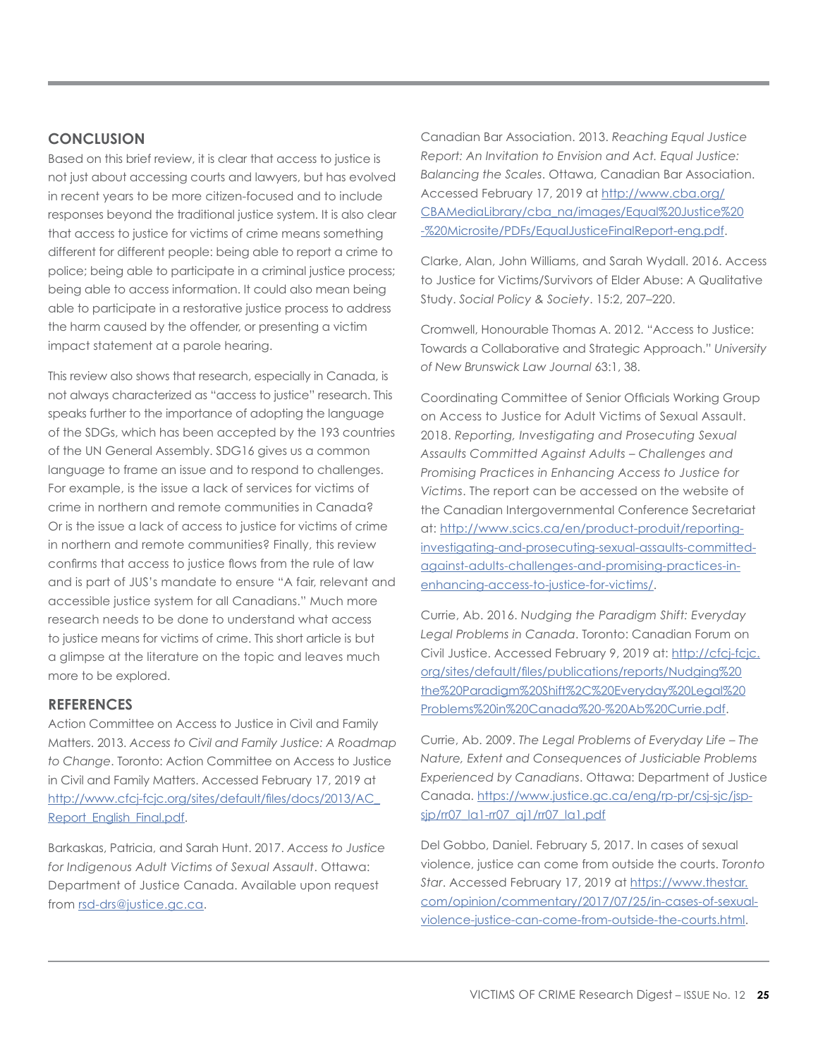## CONCLUSION

Based on this brief review, it is clear that access to justice is not just about accessing courts and lawyers, but has evolved in recent years to be more citizen-focused and to include responses beyond the traditional justice system. It is also clear that access to justice for victims of crime means something different for different people: being able to report a crime to police; being able to participate in a criminal justice process; being able to access information. It could also mean being able to participate in a restorative justice process to address the harm caused by the offender, or presenting a victim impact statement at a parole hearing.

This review also shows that research, especially in Canada, is not always characterized as "access to justice" research. This speaks further to the importance of adopting the language of the SDGs, which has been accepted by the 193 countries of the UN General Assembly. SDG16 gives us a common language to frame an issue and to respond to challenges. For example, is the issue a lack of services for victims of crime in northern and remote communities in Canada? Or is the issue a lack of access to justice for victims of crime in northern and remote communities? Finally, this review confirms that access to justice flows from the rule of law and is part of JUS's mandate to ensure "A fair, relevant and accessible justice system for all Canadians." Much more research needs to be done to understand what access to justice means for victims of crime. This short article is but a glimpse at the literature on the topic and leaves much more to be explored.

## REFERENCES

Action Committee on Access to Justice in Civil and Family Matters. 2013. *Access to Civil and Family Justice: A Roadmap to Change*. Toronto: Action Committee on Access to Justice in Civil and Family Matters. Accessed February 17, 2019 at http://www.cfcj-fcjc.org/sites/default/files/docs/2013/AC_Report_English_Final.pdf.

Barkaskas, Patricia, and Sarah Hunt. 2017. *Access to Justice for Indigenous Adult Victims of Sexual Assault*. Ottawa: Department of Justice Canada. Available upon request from rsd-drs@justice.gc.ca.

Canadian Bar Association. 2013. *Reaching Equal Justice Report: An Invitation to Envision and Act. Equal Justice: Balancing the Scales*. Ottawa, Canadian Bar Association. Accessed February 17, 2019 at http://www.cba.org/CBAMediaLibrary/cba_na/images/Equal%20Justice%20-%20Microsite/PDFs/EqualJusticeFinalReport-eng.pdf.

Clarke, Alan, John Williams, and Sarah Wydall. 2016. Access to Justice for Victims/Survivors of Elder Abuse: A Qualitative Study. *Social Policy & Society*. 15:2, 207–220.

Cromwell, Honourable Thomas A. 2012. "Access to Justice: Towards a Collaborative and Strategic Approach." *University of New Brunswick Law Journal* 63:1, 38.

Coordinating Committee of Senior Officials Working Group on Access to Justice for Adult Victims of Sexual Assault. 2018. *Reporting, Investigating and Prosecuting Sexual Assaults Committed Against Adults – Challenges and Promising Practices in Enhancing Access to Justice for Victims*. The report can be accessed on the website of the Canadian Intergovernmental Conference Secretariat at: http://www.scics.ca/en/product-produit/reporting-investigating-and-prosecuting-sexual-assaults-committed-against-adults-challenges-and-promising-practices-in-enhancing-access-to-justice-for-victims/.

Currie, Ab. 2016. *Nudging the Paradigm Shift: Everyday Legal Problems in Canada*. Toronto: Canadian Forum on Civil Justice. Accessed February 9, 2019 at: http://cfcj-fcjc.org/sites/default/files/publications/reports/Nudging%20the%20Paradigm%20Shift%2C%20Everyday%20Legal%20Problems%20in%20Canada%20-%20Ab%20Currie.pdf.

Currie, Ab. 2009. *The Legal Problems of Everyday Life – The Nature, Extent and Consequences of Justiciable Problems Experienced by Canadians*. Ottawa: Department of Justice Canada. https://www.justice.gc.ca/eng/rp-pr/csj-sjc/jsp-sjp/rr07_la1-rr07_aj1/rr07_la1.pdf

Del Gobbo, Daniel. February 5, 2017. In cases of sexual violence, justice can come from outside the courts. *Toronto Star*. Accessed February 17, 2019 at https://www.thestar.com/opinion/commentary/2017/07/25/in-cases-of-sexual-violence-justice-can-come-from-outside-the-courts.html.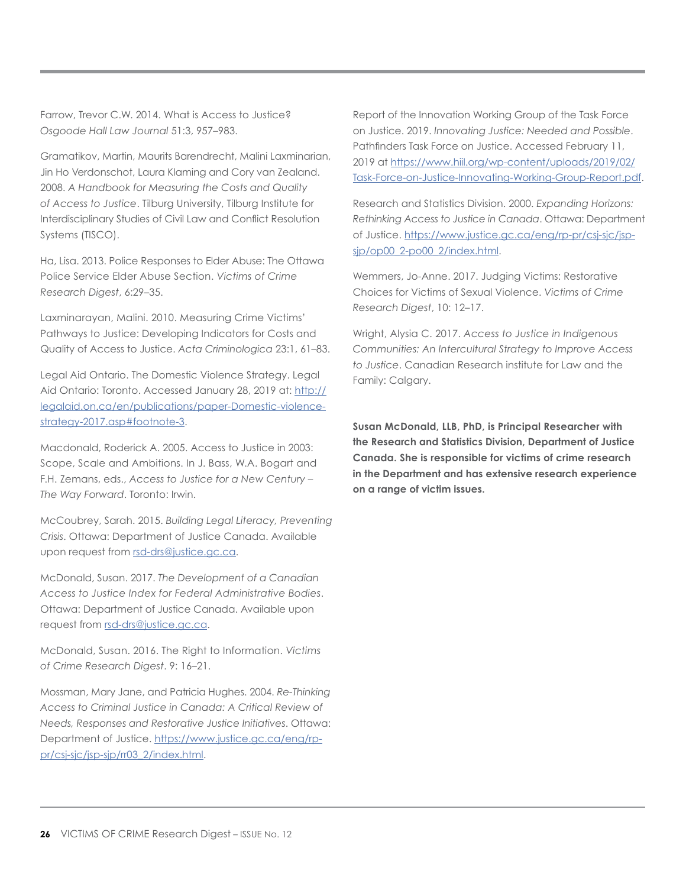Farrow, Trevor C.W. 2014. What is Access to Justice? *Osgoode Hall Law Journal* 51:3, 957–983.

Gramatikov, Martin, Maurits Barendrecht, Malini Laxminarian, Jin Ho Verdonschot, Laura Klaming and Cory van Zealand. 2008. *A Handbook for Measuring the Costs and Quality of Access to Justice*. Tilburg University, Tilburg Institute for Interdisciplinary Studies of Civil Law and Conflict Resolution Systems (TISCO).

Ha, Lisa. 2013. Police Responses to Elder Abuse: The Ottawa Police Service Elder Abuse Section. *Victims of Crime Research Digest*, 6:29–35.

Laxminarayan, Malini. 2010. Measuring Crime Victims' Pathways to Justice: Developing Indicators for Costs and Quality of Access to Justice. *Acta Criminologica* 23:1, 61–83.

Legal Aid Ontario. The Domestic Violence Strategy. Legal Aid Ontario: Toronto. Accessed January 28, 2019 at: http://legalaid.on.ca/en/publications/paper-Domestic-violence-strategy-2017.asp#footnote-3.

Macdonald, Roderick A. 2005. Access to Justice in 2003: Scope, Scale and Ambitions. In J. Bass, W.A. Bogart and F.H. Zemans, eds., *Access to Justice for a New Century – The Way Forward*. Toronto: Irwin.

McCoubrey, Sarah. 2015. *Building Legal Literacy, Preventing Crisis*. Ottawa: Department of Justice Canada. Available upon request from rsd-drs@justice.gc.ca.

McDonald, Susan. 2017. *The Development of a Canadian Access to Justice Index for Federal Administrative Bodies*. Ottawa: Department of Justice Canada. Available upon request from rsd-drs@justice.gc.ca.

McDonald, Susan. 2016. The Right to Information. *Victims of Crime Research Digest*. 9: 16–21.

Mossman, Mary Jane, and Patricia Hughes. 2004. *Re-Thinking Access to Criminal Justice in Canada: A Critical Review of Needs, Responses and Restorative Justice Initiatives*. Ottawa: Department of Justice. https://www.justice.gc.ca/eng/rp-pr/csj-sjc/jsp-sjp/rr03_2/index.html.

Report of the Innovation Working Group of the Task Force on Justice. 2019. *Innovating Justice: Needed and Possible*. Pathfinders Task Force on Justice. Accessed February 11, 2019 at https://www.hiil.org/wp-content/uploads/2019/02/Task-Force-on-Justice-Innovating-Working-Group-Report.pdf.

Research and Statistics Division. 2000. *Expanding Horizons: Rethinking Access to Justice in Canada*. Ottawa: Department of Justice. https://www.justice.gc.ca/eng/rp-pr/csj-sjc/jsp-sjp/op00_2-po00_2/index.html.

Wemmers, Jo-Anne. 2017. Judging Victims: Restorative Choices for Victims of Sexual Violence. *Victims of Crime Research Digest*, 10: 12–17.

Wright, Alysia C. 2017. *Access to Justice in Indigenous Communities: An Intercultural Strategy to Improve Access to Justice*. Canadian Research institute for Law and the Family: Calgary.

**Susan McDonald, LLB, PhD, is Principal Researcher with the Research and Statistics Division, Department of Justice Canada. She is responsible for victims of crime research in the Department and has extensive research experience on a range of victim issues.**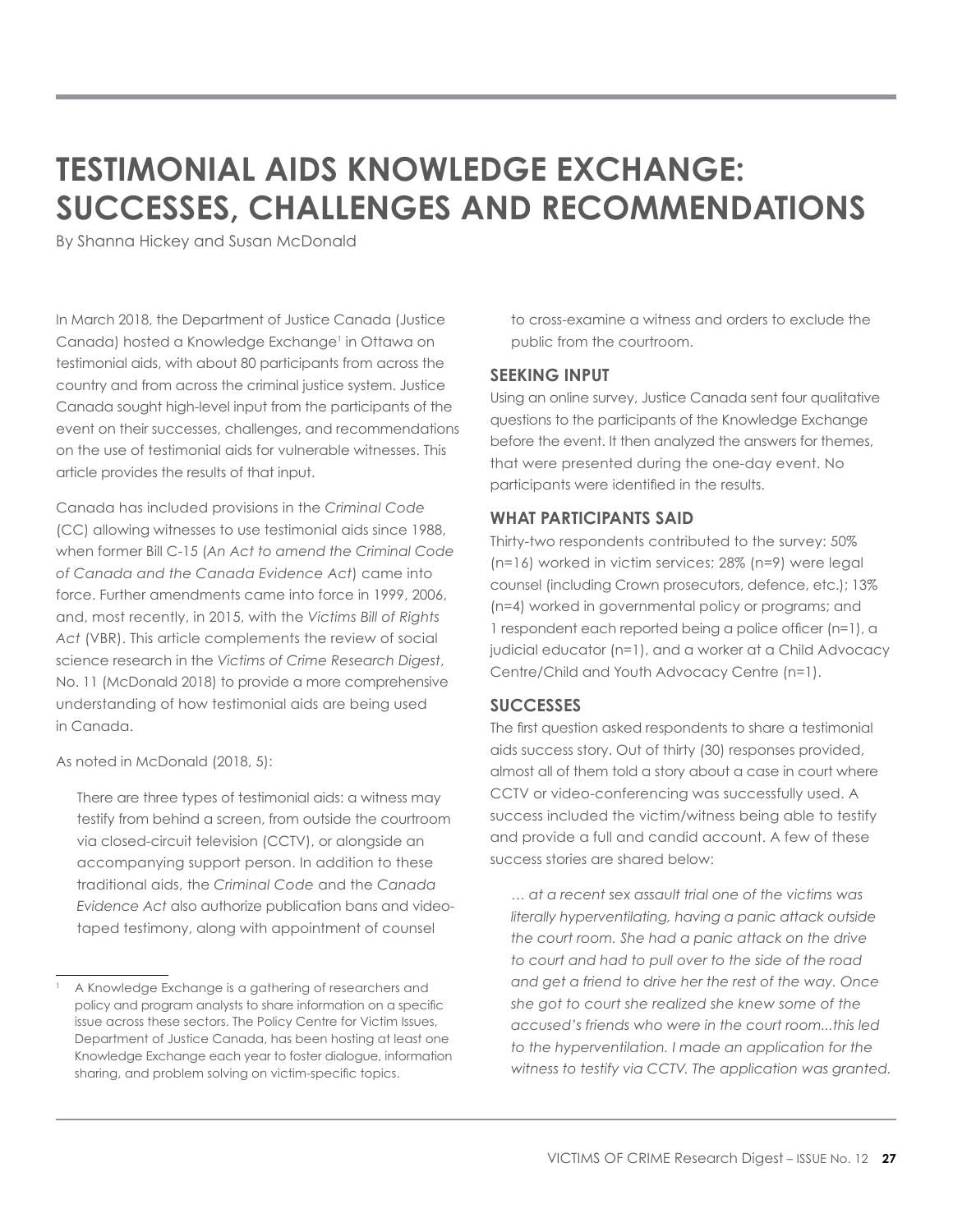# TESTIMONIAL AIDS KNOWLEDGE EXCHANGE: SUCCESSES, CHALLENGES AND RECOMMENDATIONS

By Shanna Hickey and Susan McDonald

In March 2018, the Department of Justice Canada (Justice Canada) hosted a Knowledge Exchange[1] in Ottawa on testimonial aids, with about 80 participants from across the country and from across the criminal justice system. Justice Canada sought high-level input from the participants of the event on their successes, challenges, and recommendations on the use of testimonial aids for vulnerable witnesses. This article provides the results of that input.

Canada has included provisions in the *Criminal Code* (CC) allowing witnesses to use testimonial aids since 1988, when former Bill C-15 (*An Act to amend the Criminal Code of Canada and the Canada Evidence Act*) came into force. Further amendments came into force in 1999, 2006, and, most recently, in 2015, with the *Victims Bill of Rights Act* (VBR). This article complements the review of social science research in the *Victims of Crime Research Digest*, No. 11 (McDonald 2018) to provide a more comprehensive understanding of how testimonial aids are being used in Canada.

As noted in McDonald (2018, 5):

> There are three types of testimonial aids: a witness may testify from behind a screen, from outside the courtroom via closed-circuit television (CCTV), or alongside an accompanying support person. In addition to these traditional aids, the *Criminal Code* and the *Canada Evidence Act* also authorize publication bans and video-taped testimony, along with appointment of counsel to cross-examine a witness and orders to exclude the public from the courtroom.

### SEEKING INPUT

Using an online survey, Justice Canada sent four qualitative questions to the participants of the Knowledge Exchange before the event. It then analyzed the answers for themes, that were presented during the one-day event. No participants were identified in the results.

### WHAT PARTICIPANTS SAID

Thirty-two respondents contributed to the survey: 50% (n=16) worked in victim services; 28% (n=9) were legal counsel (including Crown prosecutors, defence, etc.); 13% (n=4) worked in governmental policy or programs; and 1 respondent each reported being a police officer (n=1), a judicial educator (n=1), and a worker at a Child Advocacy Centre/Child and Youth Advocacy Centre (n=1).

### SUCCESSES

The first question asked respondents to share a testimonial aids success story. Out of thirty (30) responses provided, almost all of them told a story about a case in court where CCTV or video-conferencing was successfully used. A success included the victim/witness being able to testify and provide a full and candid account. A few of these success stories are shared below:

> *… at a recent sex assault trial one of the victims was literally hyperventilating, having a panic attack outside the court room. She had a panic attack on the drive to court and had to pull over to the side of the road and get a friend to drive her the rest of the way. Once she got to court she realized she knew some of the accused's friends who were in the court room...this led to the hyperventilation. I made an application for the witness to testify via CCTV. The application was granted.*

---

[1] A Knowledge Exchange is a gathering of researchers and policy and program analysts to share information on a specific issue across these sectors. The Policy Centre for Victim Issues, Department of Justice Canada, has been hosting at least one Knowledge Exchange each year to foster dialogue, information sharing, and problem solving on victim-specific topics.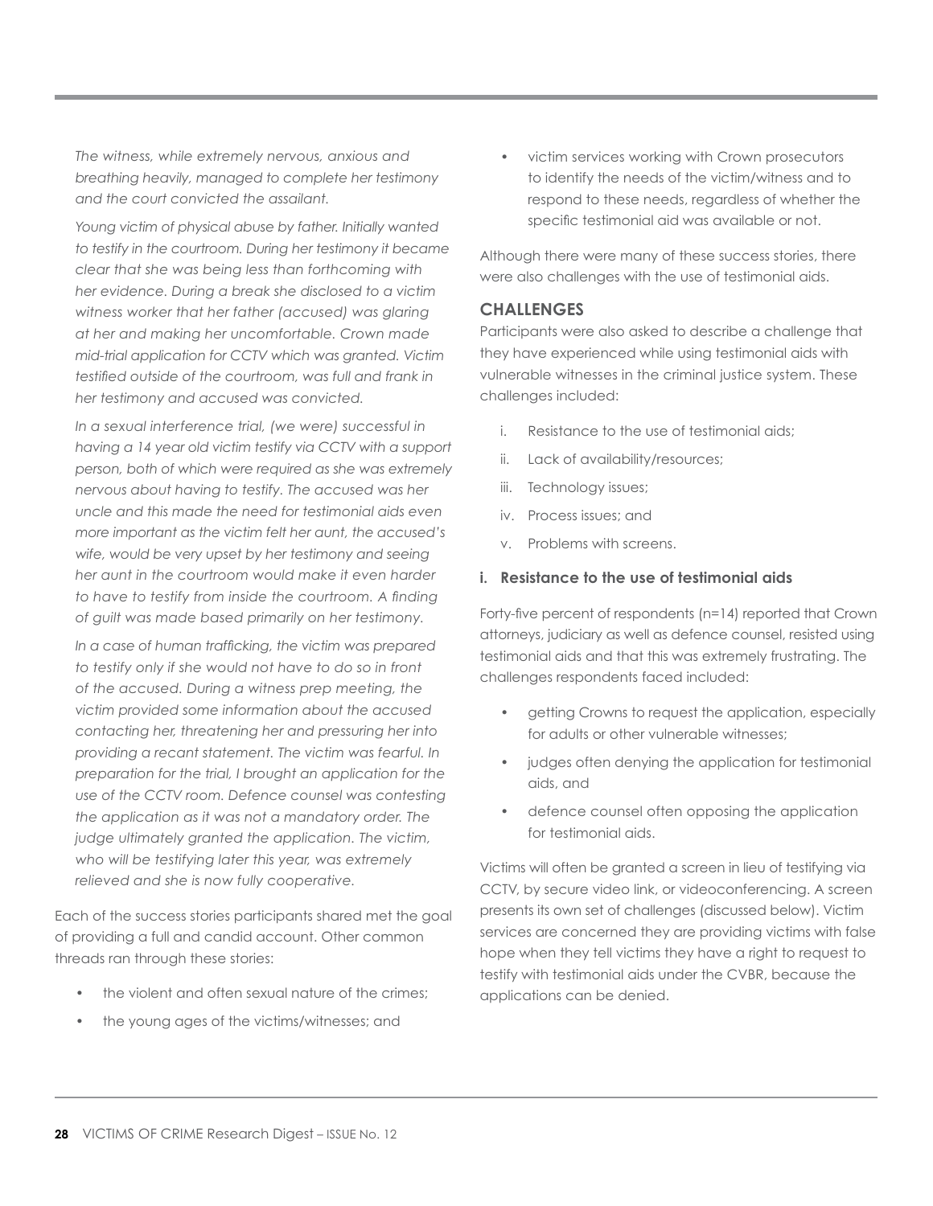*The witness, while extremely nervous, anxious and breathing heavily, managed to complete her testimony and the court convicted the assailant.*

*Young victim of physical abuse by father. Initially wanted to testify in the courtroom. During her testimony it became clear that she was being less than forthcoming with her evidence. During a break she disclosed to a victim witness worker that her father (accused) was glaring at her and making her uncomfortable. Crown made mid-trial application for CCTV which was granted. Victim testified outside of the courtroom, was full and frank in her testimony and accused was convicted.*

*In a sexual interference trial, (we were) successful in having a 14 year old victim testify via CCTV with a support person, both of which were required as she was extremely nervous about having to testify. The accused was her uncle and this made the need for testimonial aids even more important as the victim felt her aunt, the accused's wife, would be very upset by her testimony and seeing her aunt in the courtroom would make it even harder to have to testify from inside the courtroom. A finding of guilt was made based primarily on her testimony.*

*In a case of human trafficking, the victim was prepared to testify only if she would not have to do so in front of the accused. During a witness prep meeting, the victim provided some information about the accused contacting her, threatening her and pressuring her into providing a recant statement. The victim was fearful. In preparation for the trial, I brought an application for the use of the CCTV room. Defence counsel was contesting the application as it was not a mandatory order. The judge ultimately granted the application. The victim, who will be testifying later this year, was extremely relieved and she is now fully cooperative.*

Each of the success stories participants shared met the goal of providing a full and candid account. Other common threads ran through these stories:

- the violent and often sexual nature of the crimes;
- the young ages of the victims/witnesses; and
- victim services working with Crown prosecutors to identify the needs of the victim/witness and to respond to these needs, regardless of whether the specific testimonial aid was available or not.

Although there were many of these success stories, there were also challenges with the use of testimonial aids.

## CHALLENGES

Participants were also asked to describe a challenge that they have experienced while using testimonial aids with vulnerable witnesses in the criminal justice system. These challenges included:

i. Resistance to the use of testimonial aids;
ii. Lack of availability/resources;
iii. Technology issues;
iv. Process issues; and
v. Problems with screens.

### i. Resistance to the use of testimonial aids

Forty-five percent of respondents (n=14) reported that Crown attorneys, judiciary as well as defence counsel, resisted using testimonial aids and that this was extremely frustrating. The challenges respondents faced included:

- getting Crowns to request the application, especially for adults or other vulnerable witnesses;
- judges often denying the application for testimonial aids, and
- defence counsel often opposing the application for testimonial aids.

Victims will often be granted a screen in lieu of testifying via CCTV, by secure video link, or videoconferencing. A screen presents its own set of challenges (discussed below). Victim services are concerned they are providing victims with false hope when they tell victims they have a right to request to testify with testimonial aids under the CVBR, because the applications can be denied.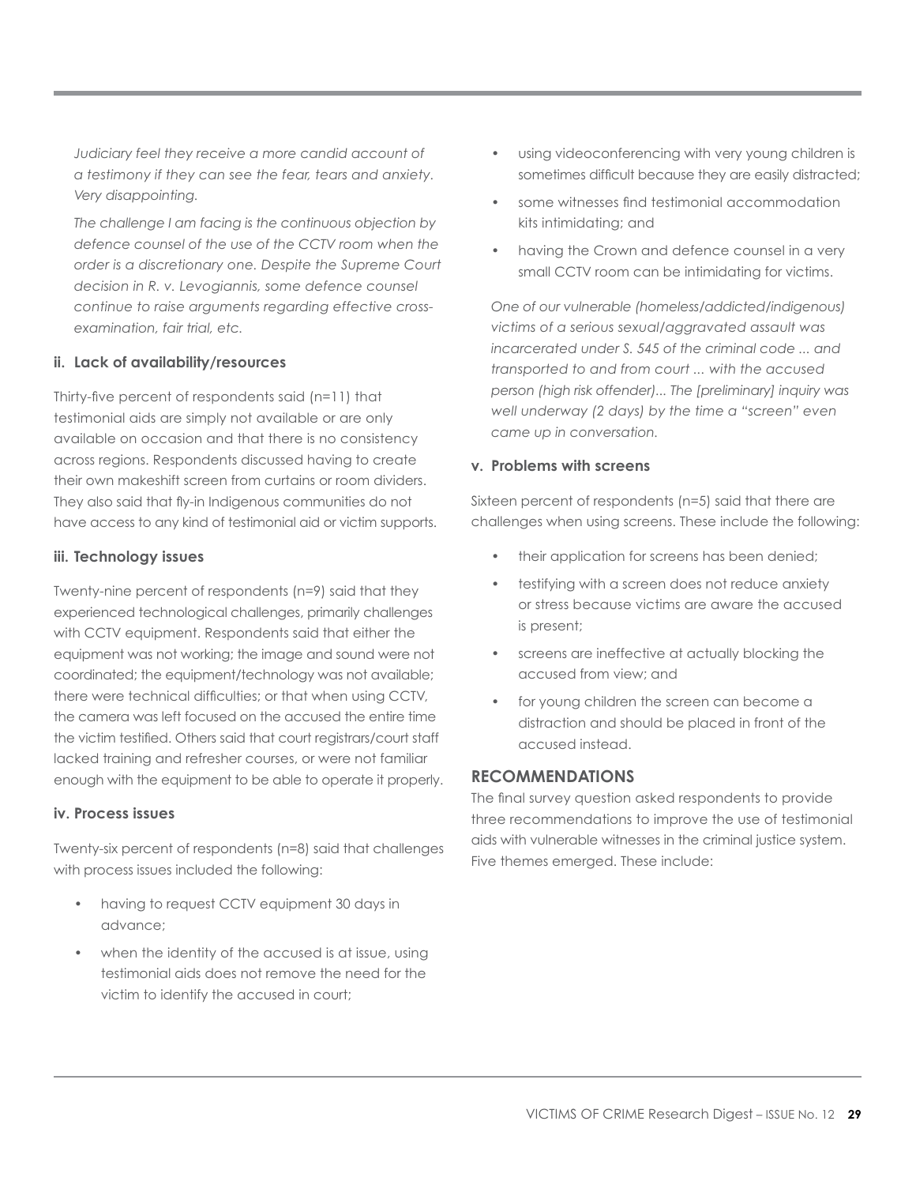*Judiciary feel they receive a more candid account of a testimony if they can see the fear, tears and anxiety. Very disappointing.*

*The challenge I am facing is the continuous objection by defence counsel of the use of the CCTV room when the order is a discretionary one. Despite the Supreme Court decision in R. v. Levogiannis, some defence counsel continue to raise arguments regarding effective cross-examination, fair trial, etc.*

#### ii. Lack of availability/resources

Thirty-five percent of respondents said (n=11) that testimonial aids are simply not available or are only available on occasion and that there is no consistency across regions. Respondents discussed having to create their own makeshift screen from curtains or room dividers. They also said that fly-in Indigenous communities do not have access to any kind of testimonial aid or victim supports.

#### iii. Technology issues

Twenty-nine percent of respondents (n=9) said that they experienced technological challenges, primarily challenges with CCTV equipment. Respondents said that either the equipment was not working; the image and sound were not coordinated; the equipment/technology was not available; there were technical difficulties; or that when using CCTV, the camera was left focused on the accused the entire time the victim testified. Others said that court registrars/court staff lacked training and refresher courses, or were not familiar enough with the equipment to be able to operate it properly.

#### iv. Process issues

Twenty-six percent of respondents (n=8) said that challenges with process issues included the following:

- having to request CCTV equipment 30 days in advance;
- when the identity of the accused is at issue, using testimonial aids does not remove the need for the victim to identify the accused in court;
- using videoconferencing with very young children is sometimes difficult because they are easily distracted;
- some witnesses find testimonial accommodation kits intimidating; and
- having the Crown and defence counsel in a very small CCTV room can be intimidating for victims.

*One of our vulnerable (homeless/addicted/indigenous) victims of a serious sexual/aggravated assault was incarcerated under S. 545 of the criminal code ... and transported to and from court ... with the accused person (high risk offender)... The [preliminary] inquiry was well underway (2 days) by the time a "screen" even came up in conversation.*

#### v. Problems with screens

Sixteen percent of respondents (n=5) said that there are challenges when using screens. These include the following:

- their application for screens has been denied;
- testifying with a screen does not reduce anxiety or stress because victims are aware the accused is present;
- screens are ineffective at actually blocking the accused from view; and
- for young children the screen can become a distraction and should be placed in front of the accused instead.

### RECOMMENDATIONS

The final survey question asked respondents to provide three recommendations to improve the use of testimonial aids with vulnerable witnesses in the criminal justice system. Five themes emerged. These include: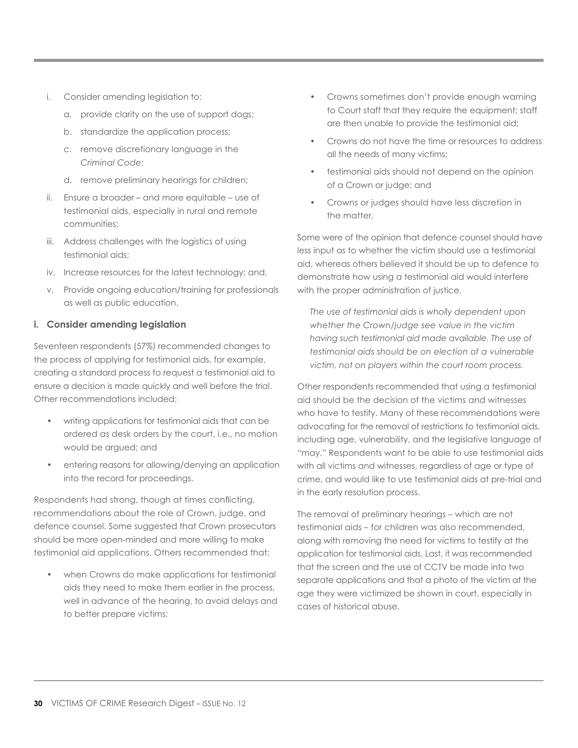i. Consider amending legislation to:
   a. provide clarity on the use of support dogs;
   b. standardize the application process;
   c. remove discretionary language in the *Criminal Code*;
   d. remove preliminary hearings for children;

ii. Ensure a broader – and more equitable – use of testimonial aids, especially in rural and remote communities;

iii. Address challenges with the logistics of using testimonial aids;

iv. Increase resources for the latest technology; and,

v. Provide ongoing education/training for professionals as well as public education.

### i. Consider amending legislation

Seventeen respondents (57%) recommended changes to the process of applying for testimonial aids, for example, creating a standard process to request a testimonial aid to ensure a decision is made quickly and well before the trial. Other recommendations included:

- writing applications for testimonial aids that can be ordered as desk orders by the court, i.e., no motion would be argued; and
- entering reasons for allowing/denying an application into the record for proceedings.

Respondents had strong, though at times conflicting, recommendations about the role of Crown, judge, and defence counsel. Some suggested that Crown prosecutors should be more open-minded and more willing to make testimonial aid applications. Others recommended that:

- when Crowns do make applications for testimonial aids they need to make them earlier in the process, well in advance of the hearing, to avoid delays and to better prepare victims;
- Crowns sometimes don't provide enough warning to Court staff that they require the equipment; staff are then unable to provide the testimonial aid;
- Crowns do not have the time or resources to address all the needs of many victims;
- testimonial aids should not depend on the opinion of a Crown or judge; and
- Crowns or judges should have less discretion in the matter.

Some were of the opinion that defence counsel should have less input as to whether the victim should use a testimonial aid, whereas others believed it should be up to defence to demonstrate how using a testimonial aid would interfere with the proper administration of justice.

> *The use of testimonial aids is wholly dependent upon whether the Crown/judge see value in the victim having such testimonial aid made available. The use of testimonial aids should be on election of a vulnerable victim, not on players within the court room process.*

Other respondents recommended that using a testimonial aid should be the decision of the victims and witnesses who have to testify. Many of these recommendations were advocating for the removal of restrictions to testimonial aids, including age, vulnerability, and the legislative language of "may." Respondents want to be able to use testimonial aids with all victims and witnesses, regardless of age or type of crime, and would like to use testimonial aids at pre-trial and in the early resolution process.

The removal of preliminary hearings – which are not testimonial aids – for children was also recommended, along with removing the need for victims to testify at the application for testimonial aids. Last, it was recommended that the screen and the use of CCTV be made into two separate applications and that a photo of the victim at the age they were victimized be shown in court, especially in cases of historical abuse.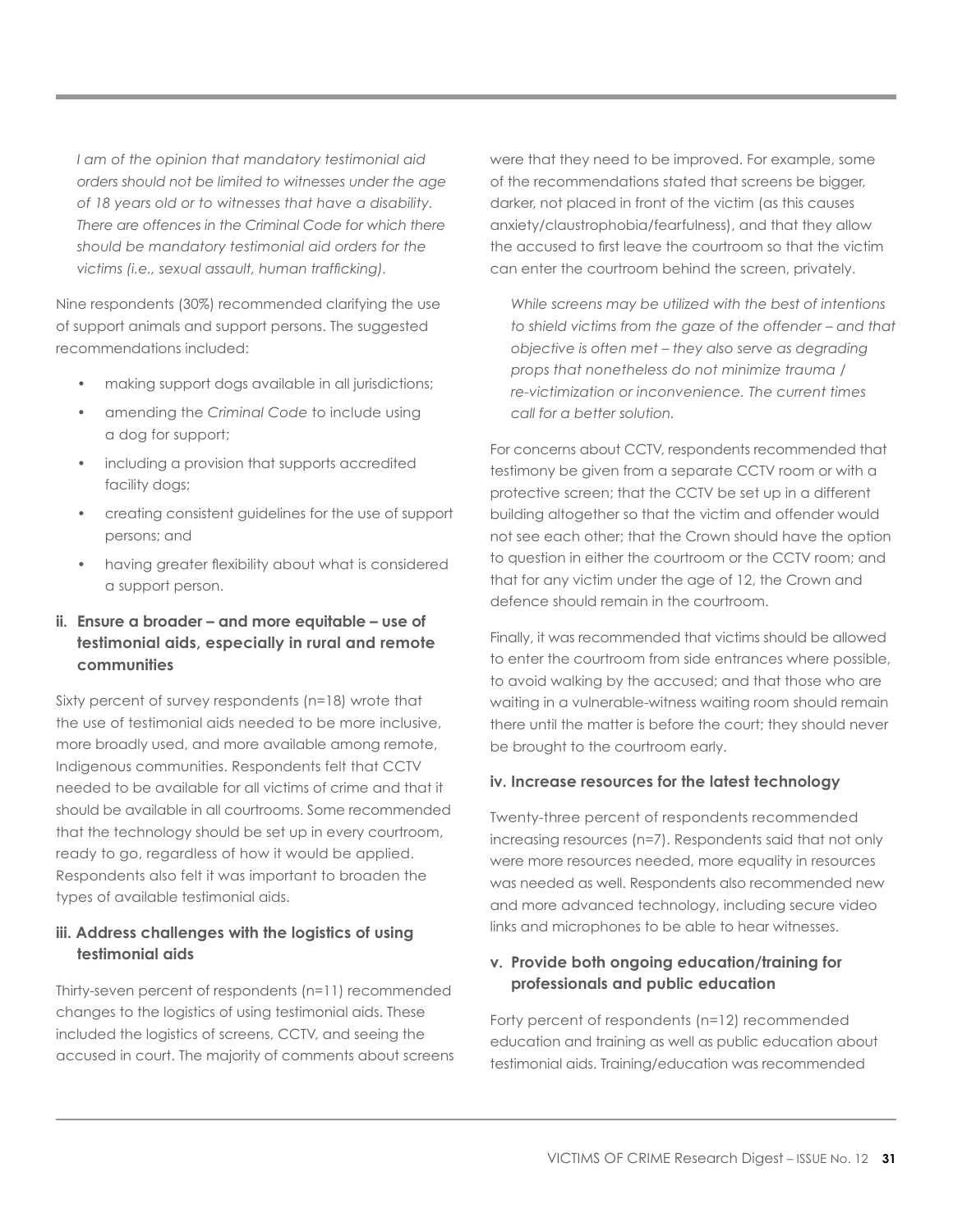*I am of the opinion that mandatory testimonial aid orders should not be limited to witnesses under the age of 18 years old or to witnesses that have a disability. There are offences in the Criminal Code for which there should be mandatory testimonial aid orders for the victims (i.e., sexual assault, human trafficking).*

Nine respondents (30%) recommended clarifying the use of support animals and support persons. The suggested recommendations included:

- making support dogs available in all jurisdictions;
- amending the *Criminal Code* to include using a dog for support;
- including a provision that supports accredited facility dogs;
- creating consistent guidelines for the use of support persons; and
- having greater flexibility about what is considered a support person.

### ii. Ensure a broader – and more equitable – use of testimonial aids, especially in rural and remote communities

Sixty percent of survey respondents (n=18) wrote that the use of testimonial aids needed to be more inclusive, more broadly used, and more available among remote, Indigenous communities. Respondents felt that CCTV needed to be available for all victims of crime and that it should be available in all courtrooms. Some recommended that the technology should be set up in every courtroom, ready to go, regardless of how it would be applied. Respondents also felt it was important to broaden the types of available testimonial aids.

### iii. Address challenges with the logistics of using testimonial aids

Thirty-seven percent of respondents (n=11) recommended changes to the logistics of using testimonial aids. These included the logistics of screens, CCTV, and seeing the accused in court. The majority of comments about screens were that they need to be improved. For example, some of the recommendations stated that screens be bigger, darker, not placed in front of the victim (as this causes anxiety/claustrophobia/fearfulness), and that they allow the accused to first leave the courtroom so that the victim can enter the courtroom behind the screen, privately.

*While screens may be utilized with the best of intentions to shield victims from the gaze of the offender – and that objective is often met – they also serve as degrading props that nonetheless do not minimize trauma / re-victimization or inconvenience. The current times call for a better solution.*

For concerns about CCTV, respondents recommended that testimony be given from a separate CCTV room or with a protective screen; that the CCTV be set up in a different building altogether so that the victim and offender would not see each other; that the Crown should have the option to question in either the courtroom or the CCTV room; and that for any victim under the age of 12, the Crown and defence should remain in the courtroom.

Finally, it was recommended that victims should be allowed to enter the courtroom from side entrances where possible, to avoid walking by the accused; and that those who are waiting in a vulnerable-witness waiting room should remain there until the matter is before the court; they should never be brought to the courtroom early.

### iv. Increase resources for the latest technology

Twenty-three percent of respondents recommended increasing resources (n=7). Respondents said that not only were more resources needed, more equality in resources was needed as well. Respondents also recommended new and more advanced technology, including secure video links and microphones to be able to hear witnesses.

### v. Provide both ongoing education/training for professionals and public education

Forty percent of respondents (n=12) recommended education and training as well as public education about testimonial aids. Training/education was recommended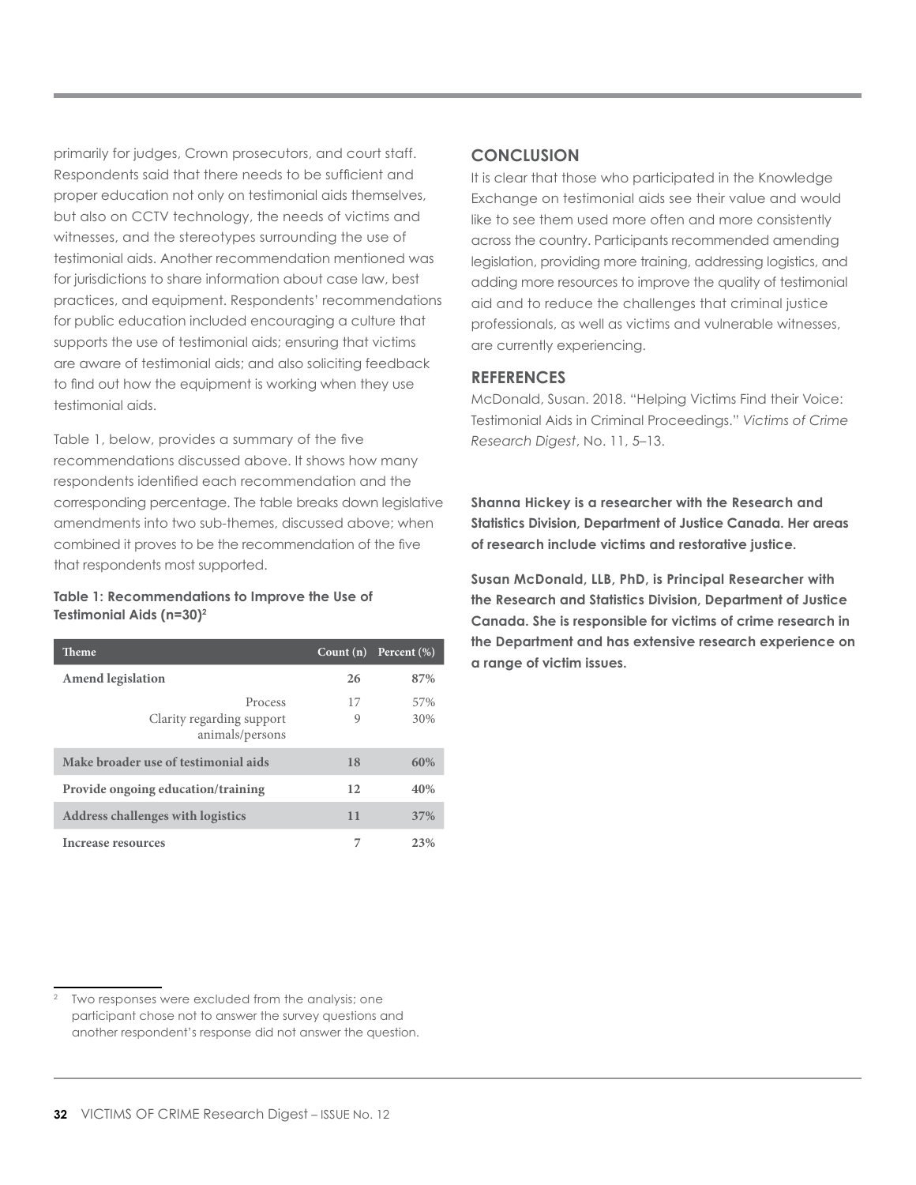primarily for judges, Crown prosecutors, and court staff. Respondents said that there needs to be sufficient and proper education not only on testimonial aids themselves, but also on CCTV technology, the needs of victims and witnesses, and the stereotypes surrounding the use of testimonial aids. Another recommendation mentioned was for jurisdictions to share information about case law, best practices, and equipment. Respondents' recommendations for public education included encouraging a culture that supports the use of testimonial aids; ensuring that victims are aware of testimonial aids; and also soliciting feedback to find out how the equipment is working when they use testimonial aids.

Table 1, below, provides a summary of the five recommendations discussed above. It shows how many respondents identified each recommendation and the corresponding percentage. The table breaks down legislative amendments into two sub-themes, discussed above; when combined it proves to be the recommendation of the five that respondents most supported.

**Table 1: Recommendations to Improve the Use of Testimonial Aids (n=30)[2]**

| Theme | Count (n) | Percent (%) |
|---|---|---|
| **Amend legislation** | **26** | **87%** |
| Process | 17 | 57% |
| Clarity regarding support animals/persons | 9 | 30% |
| **Make broader use of testimonial aids** | **18** | **60%** |
| **Provide ongoing education/training** | **12** | **40%** |
| **Address challenges with logistics** | **11** | **37%** |
| **Increase resources** | **7** | **23%** |

## CONCLUSION

It is clear that those who participated in the Knowledge Exchange on testimonial aids see their value and would like to see them used more often and more consistently across the country. Participants recommended amending legislation, providing more training, addressing logistics, and adding more resources to improve the quality of testimonial aid and to reduce the challenges that criminal justice professionals, as well as victims and vulnerable witnesses, are currently experiencing.

## REFERENCES

McDonald, Susan. 2018. "Helping Victims Find their Voice: Testimonial Aids in Criminal Proceedings." *Victims of Crime Research Digest*, No. 11, 5–13.

**Shanna Hickey is a researcher with the Research and Statistics Division, Department of Justice Canada. Her areas of research include victims and restorative justice.**

**Susan McDonald, LLB, PhD, is Principal Researcher with the Research and Statistics Division, Department of Justice Canada. She is responsible for victims of crime research in the Department and has extensive research experience on a range of victim issues.**

[2] Two responses were excluded from the analysis; one participant chose not to answer the survey questions and another respondent's response did not answer the question.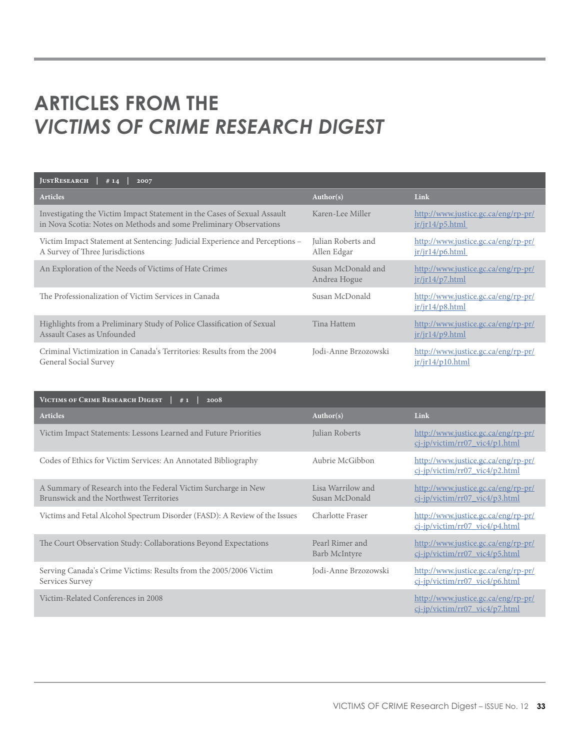# ARTICLES FROM THE *VICTIMS OF CRIME RESEARCH DIGEST*

| JustResearch \| # 14 \| 2007 | | |
|---|---|---|
| **Articles** | **Author(s)** | **Link** |
| Investigating the Victim Impact Statement in the Cases of Sexual Assault in Nova Scotia: Notes on Methods and some Preliminary Observations | Karen-Lee Miller | http://www.justice.gc.ca/eng/rp-pr/jr/jr14/p5.html |
| Victim Impact Statement at Sentencing: Judicial Experience and Perceptions – A Survey of Three Jurisdictions | Julian Roberts and Allen Edgar | http://www.justice.gc.ca/eng/rp-pr/jr/jr14/p6.html |
| An Exploration of the Needs of Victims of Hate Crimes | Susan McDonald and Andrea Hogue | http://www.justice.gc.ca/eng/rp-pr/jr/jr14/p7.html |
| The Professionalization of Victim Services in Canada | Susan McDonald | http://www.justice.gc.ca/eng/rp-pr/jr/jr14/p8.html |
| Highlights from a Preliminary Study of Police Classification of Sexual Assault Cases as Unfounded | Tina Hattem | http://www.justice.gc.ca/eng/rp-pr/jr/jr14/p9.html |
| Criminal Victimization in Canada's Territories: Results from the 2004 General Social Survey | Jodi-Anne Brzozowski | http://www.justice.gc.ca/eng/rp-pr/jr/jr14/p10.html |

| Victims of Crime Research Digest \| # 1 \| 2008 | | |
|---|---|---|
| **Articles** | **Author(s)** | **Link** |
| Victim Impact Statements: Lessons Learned and Future Priorities | Julian Roberts | http://www.justice.gc.ca/eng/rp-pr/cj-jp/victim/rr07_vic4/p1.html |
| Codes of Ethics for Victim Services: An Annotated Bibliography | Aubrie McGibbon | http://www.justice.gc.ca/eng/rp-pr/cj-jp/victim/rr07_vic4/p2.html |
| A Summary of Research into the Federal Victim Surcharge in New Brunswick and the Northwest Territories | Lisa Warrilow and Susan McDonald | http://www.justice.gc.ca/eng/rp-pr/cj-jp/victim/rr07_vic4/p3.html |
| Victims and Fetal Alcohol Spectrum Disorder (FASD): A Review of the Issues | Charlotte Fraser | http://www.justice.gc.ca/eng/rp-pr/cj-jp/victim/rr07_vic4/p4.html |
| The Court Observation Study: Collaborations Beyond Expectations | Pearl Rimer and Barb McIntyre | http://www.justice.gc.ca/eng/rp-pr/cj-jp/victim/rr07_vic4/p5.html |
| Serving Canada's Crime Victims: Results from the 2005/2006 Victim Services Survey | Jodi-Anne Brzozowski | http://www.justice.gc.ca/eng/rp-pr/cj-jp/victim/rr07_vic4/p6.html |
| Victim-Related Conferences in 2008 | | http://www.justice.gc.ca/eng/rp-pr/cj-jp/victim/rr07_vic4/p7.html |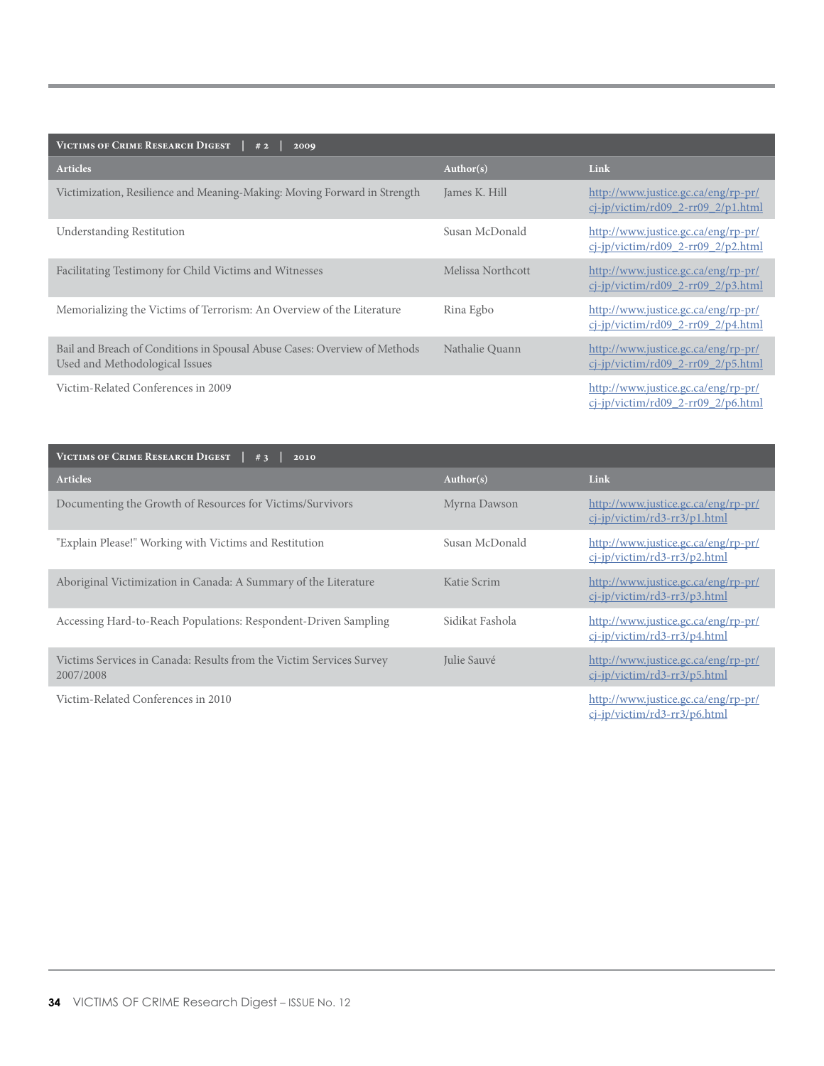| Victims of Crime Research Digest \| # 2 \| 2009 | | |
|---|---|---|
| **Articles** | **Author(s)** | **Link** |
| Victimization, Resilience and Meaning-Making: Moving Forward in Strength | James K. Hill | http://www.justice.gc.ca/eng/rp-pr/cj-jp/victim/rd09_2-rr09_2/p1.html |
| Understanding Restitution | Susan McDonald | http://www.justice.gc.ca/eng/rp-pr/cj-jp/victim/rd09_2-rr09_2/p2.html |
| Facilitating Testimony for Child Victims and Witnesses | Melissa Northcott | http://www.justice.gc.ca/eng/rp-pr/cj-jp/victim/rd09_2-rr09_2/p3.html |
| Memorializing the Victims of Terrorism: An Overview of the Literature | Rina Egbo | http://www.justice.gc.ca/eng/rp-pr/cj-jp/victim/rd09_2-rr09_2/p4.html |
| Bail and Breach of Conditions in Spousal Abuse Cases: Overview of Methods Used and Methodological Issues | Nathalie Quann | http://www.justice.gc.ca/eng/rp-pr/cj-jp/victim/rd09_2-rr09_2/p5.html |
| Victim-Related Conferences in 2009 | | http://www.justice.gc.ca/eng/rp-pr/cj-jp/victim/rd09_2-rr09_2/p6.html |

| Victims of Crime Research Digest \| # 3 \| 2010 | | |
|---|---|---|
| **Articles** | **Author(s)** | **Link** |
| Documenting the Growth of Resources for Victims/Survivors | Myrna Dawson | http://www.justice.gc.ca/eng/rp-pr/cj-jp/victim/rd3-rr3/p1.html |
| "Explain Please!" Working with Victims and Restitution | Susan McDonald | http://www.justice.gc.ca/eng/rp-pr/cj-jp/victim/rd3-rr3/p2.html |
| Aboriginal Victimization in Canada: A Summary of the Literature | Katie Scrim | http://www.justice.gc.ca/eng/rp-pr/cj-jp/victim/rd3-rr3/p3.html |
| Accessing Hard-to-Reach Populations: Respondent-Driven Sampling | Sidikat Fashola | http://www.justice.gc.ca/eng/rp-pr/cj-jp/victim/rd3-rr3/p4.html |
| Victims Services in Canada: Results from the Victim Services Survey 2007/2008 | Julie Sauvé | http://www.justice.gc.ca/eng/rp-pr/cj-jp/victim/rd3-rr3/p5.html |
| Victim-Related Conferences in 2010 | | http://www.justice.gc.ca/eng/rp-pr/cj-jp/victim/rd3-rr3/p6.html |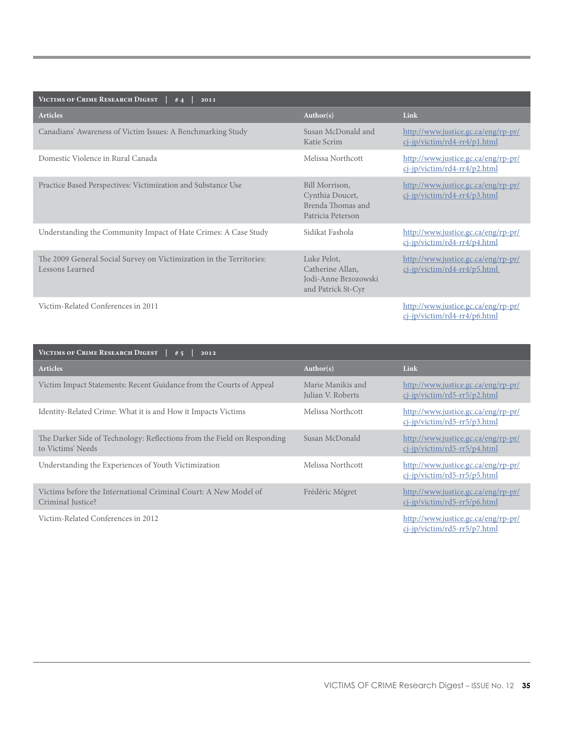| Victims of Crime Research Digest \| # 4 \| 2011 | | |
|---|---|---|
| **Articles** | **Author(s)** | **Link** |
| Canadians' Awareness of Victim Issues: A Benchmarking Study | Susan McDonald and Katie Scrim | http://www.justice.gc.ca/eng/rp-pr/cj-jp/victim/rd4-rr4/p1.html |
| Domestic Violence in Rural Canada | Melissa Northcott | http://www.justice.gc.ca/eng/rp-pr/cj-jp/victim/rd4-rr4/p2.html |
| Practice Based Perspectives: Victimization and Substance Use | Bill Morrison, Cynthia Doucet, Brenda Thomas and Patricia Peterson | http://www.justice.gc.ca/eng/rp-pr/cj-jp/victim/rd4-rr4/p3.html |
| Understanding the Community Impact of Hate Crimes: A Case Study | Sidikat Fashola | http://www.justice.gc.ca/eng/rp-pr/cj-jp/victim/rd4-rr4/p4.html |
| The 2009 General Social Survey on Victimization in the Territories: Lessons Learned | Luke Pelot, Catherine Allan, Jodi-Anne Brzozowski and Patrick St-Cyr | http://www.justice.gc.ca/eng/rp-pr/cj-jp/victim/rd4-rr4/p5.html |
| Victim-Related Conferences in 2011 | | http://www.justice.gc.ca/eng/rp-pr/cj-jp/victim/rd4-rr4/p6.html |

| Victims of Crime Research Digest \| # 5 \| 2012 | | |
|---|---|---|
| **Articles** | **Author(s)** | **Link** |
| Victim Impact Statements: Recent Guidance from the Courts of Appeal | Marie Manikis and Julian V. Roberts | http://www.justice.gc.ca/eng/rp-pr/cj-jp/victim/rd5-rr5/p2.html |
| Identity-Related Crime: What it is and How it Impacts Victims | Melissa Northcott | http://www.justice.gc.ca/eng/rp-pr/cj-jp/victim/rd5-rr5/p3.html |
| The Darker Side of Technology: Reflections from the Field on Responding to Victims' Needs | Susan McDonald | http://www.justice.gc.ca/eng/rp-pr/cj-jp/victim/rd5-rr5/p4.html |
| Understanding the Experiences of Youth Victimization | Melissa Northcott | http://www.justice.gc.ca/eng/rp-pr/cj-jp/victim/rd5-rr5/p5.html |
| Victims before the International Criminal Court: A New Model of Criminal Justice? | Frédéric Mégret | http://www.justice.gc.ca/eng/rp-pr/cj-jp/victim/rd5-rr5/p6.html |
| Victim-Related Conferences in 2012 | | http://www.justice.gc.ca/eng/rp-pr/cj-jp/victim/rd5-rr5/p7.html |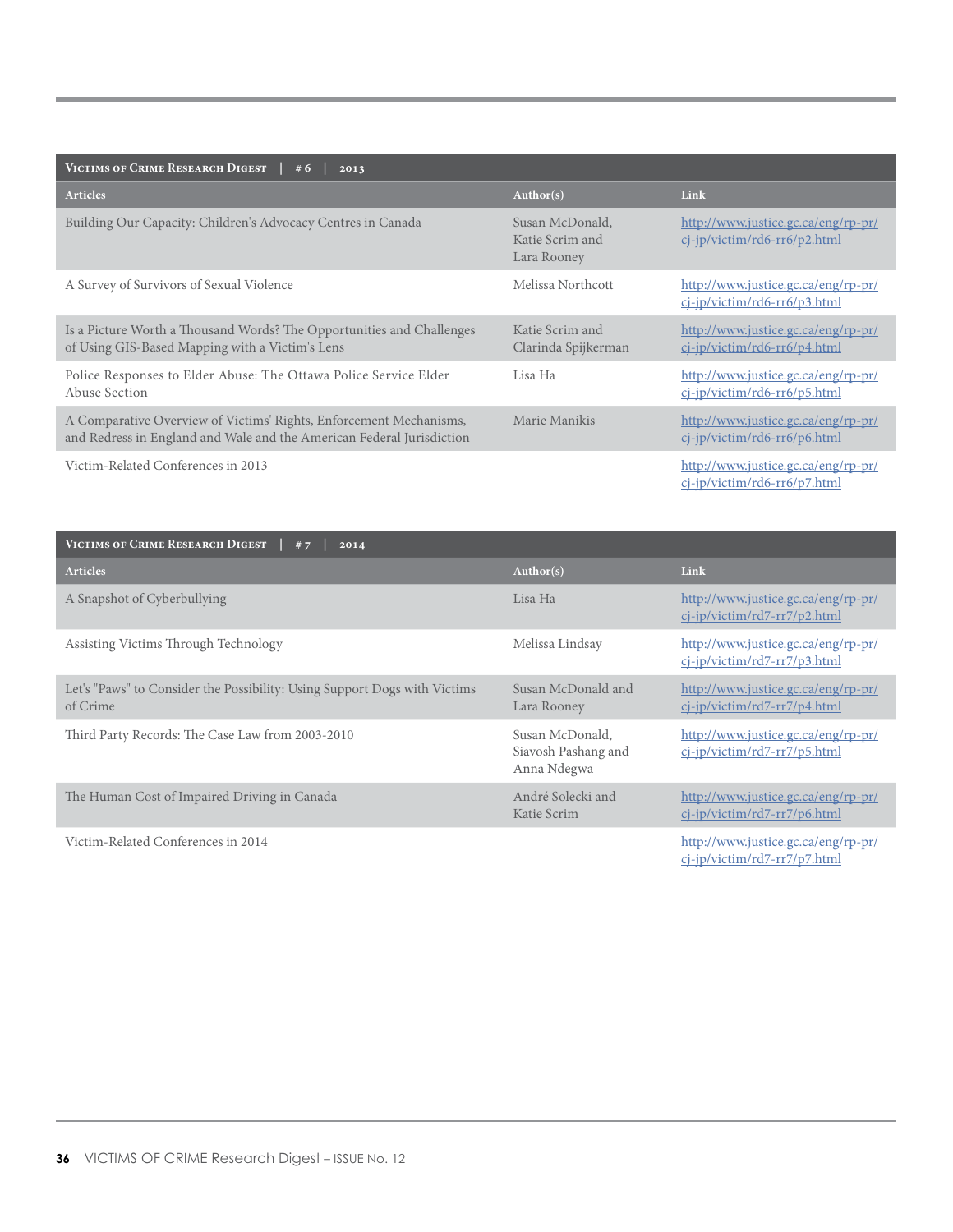| Victims of Crime Research Digest \| #6 \| 2013 | | |
|---|---|---|
| **Articles** | **Author(s)** | **Link** |
| Building Our Capacity: Children's Advocacy Centres in Canada | Susan McDonald, Katie Scrim and Lara Rooney | http://www.justice.gc.ca/eng/rp-pr/cj-jp/victim/rd6-rr6/p2.html |
| A Survey of Survivors of Sexual Violence | Melissa Northcott | http://www.justice.gc.ca/eng/rp-pr/cj-jp/victim/rd6-rr6/p3.html |
| Is a Picture Worth a Thousand Words? The Opportunities and Challenges of Using GIS-Based Mapping with a Victim's Lens | Katie Scrim and Clarinda Spijkerman | http://www.justice.gc.ca/eng/rp-pr/cj-jp/victim/rd6-rr6/p4.html |
| Police Responses to Elder Abuse: The Ottawa Police Service Elder Abuse Section | Lisa Ha | http://www.justice.gc.ca/eng/rp-pr/cj-jp/victim/rd6-rr6/p5.html |
| A Comparative Overview of Victims' Rights, Enforcement Mechanisms, and Redress in England and Wale and the American Federal Jurisdiction | Marie Manikis | http://www.justice.gc.ca/eng/rp-pr/cj-jp/victim/rd6-rr6/p6.html |
| Victim-Related Conferences in 2013 | | http://www.justice.gc.ca/eng/rp-pr/cj-jp/victim/rd6-rr6/p7.html |

| Victims of Crime Research Digest \| #7 \| 2014 | | |
|---|---|---|
| **Articles** | **Author(s)** | **Link** |
| A Snapshot of Cyberbullying | Lisa Ha | http://www.justice.gc.ca/eng/rp-pr/cj-jp/victim/rd7-rr7/p2.html |
| Assisting Victims Through Technology | Melissa Lindsay | http://www.justice.gc.ca/eng/rp-pr/cj-jp/victim/rd7-rr7/p3.html |
| Let's "Paws" to Consider the Possibility: Using Support Dogs with Victims of Crime | Susan McDonald and Lara Rooney | http://www.justice.gc.ca/eng/rp-pr/cj-jp/victim/rd7-rr7/p4.html |
| Third Party Records: The Case Law from 2003-2010 | Susan McDonald, Siavosh Pashang and Anna Ndegwa | http://www.justice.gc.ca/eng/rp-pr/cj-jp/victim/rd7-rr7/p5.html |
| The Human Cost of Impaired Driving in Canada | André Solecki and Katie Scrim | http://www.justice.gc.ca/eng/rp-pr/cj-jp/victim/rd7-rr7/p6.html |
| Victim-Related Conferences in 2014 | | http://www.justice.gc.ca/eng/rp-pr/cj-jp/victim/rd7-rr7/p7.html |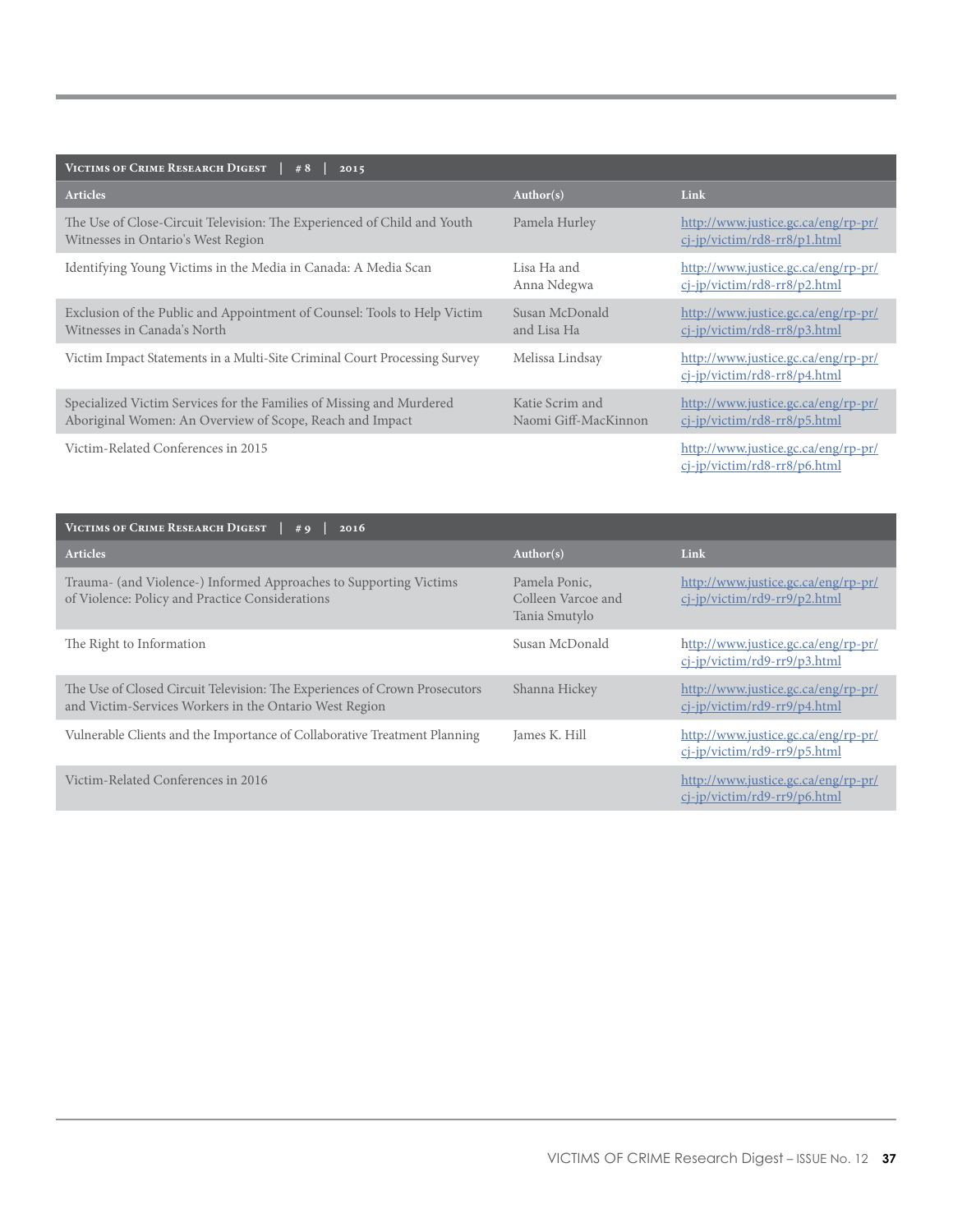| Victims of Crime Research Digest \| # 8 \| 2015 | | |
|---|---|---|
| **Articles** | **Author(s)** | **Link** |
| The Use of Close-Circuit Television: The Experienced of Child and Youth Witnesses in Ontario's West Region | Pamela Hurley | http://www.justice.gc.ca/eng/rp-pr/cj-jp/victim/rd8-rr8/p1.html |
| Identifying Young Victims in the Media in Canada: A Media Scan | Lisa Ha and Anna Ndegwa | http://www.justice.gc.ca/eng/rp-pr/cj-jp/victim/rd8-rr8/p2.html |
| Exclusion of the Public and Appointment of Counsel: Tools to Help Victim Witnesses in Canada's North | Susan McDonald and Lisa Ha | http://www.justice.gc.ca/eng/rp-pr/cj-jp/victim/rd8-rr8/p3.html |
| Victim Impact Statements in a Multi-Site Criminal Court Processing Survey | Melissa Lindsay | http://www.justice.gc.ca/eng/rp-pr/cj-jp/victim/rd8-rr8/p4.html |
| Specialized Victim Services for the Families of Missing and Murdered Aboriginal Women: An Overview of Scope, Reach and Impact | Katie Scrim and Naomi Giff-MacKinnon | http://www.justice.gc.ca/eng/rp-pr/cj-jp/victim/rd8-rr8/p5.html |
| Victim-Related Conferences in 2015 | | http://www.justice.gc.ca/eng/rp-pr/cj-jp/victim/rd8-rr8/p6.html |

| Victims of Crime Research Digest \| # 9 \| 2016 | | |
|---|---|---|
| **Articles** | **Author(s)** | **Link** |
| Trauma- (and Violence-) Informed Approaches to Supporting Victims of Violence: Policy and Practice Considerations | Pamela Ponic, Colleen Varcoe and Tania Smutylo | http://www.justice.gc.ca/eng/rp-pr/cj-jp/victim/rd9-rr9/p2.html |
| The Right to Information | Susan McDonald | http://www.justice.gc.ca/eng/rp-pr/cj-jp/victim/rd9-rr9/p3.html |
| The Use of Closed Circuit Television: The Experiences of Crown Prosecutors and Victim-Services Workers in the Ontario West Region | Shanna Hickey | http://www.justice.gc.ca/eng/rp-pr/cj-jp/victim/rd9-rr9/p4.html |
| Vulnerable Clients and the Importance of Collaborative Treatment Planning | James K. Hill | http://www.justice.gc.ca/eng/rp-pr/cj-jp/victim/rd9-rr9/p5.html |
| Victim-Related Conferences in 2016 | | http://www.justice.gc.ca/eng/rp-pr/cj-jp/victim/rd9-rr9/p6.html |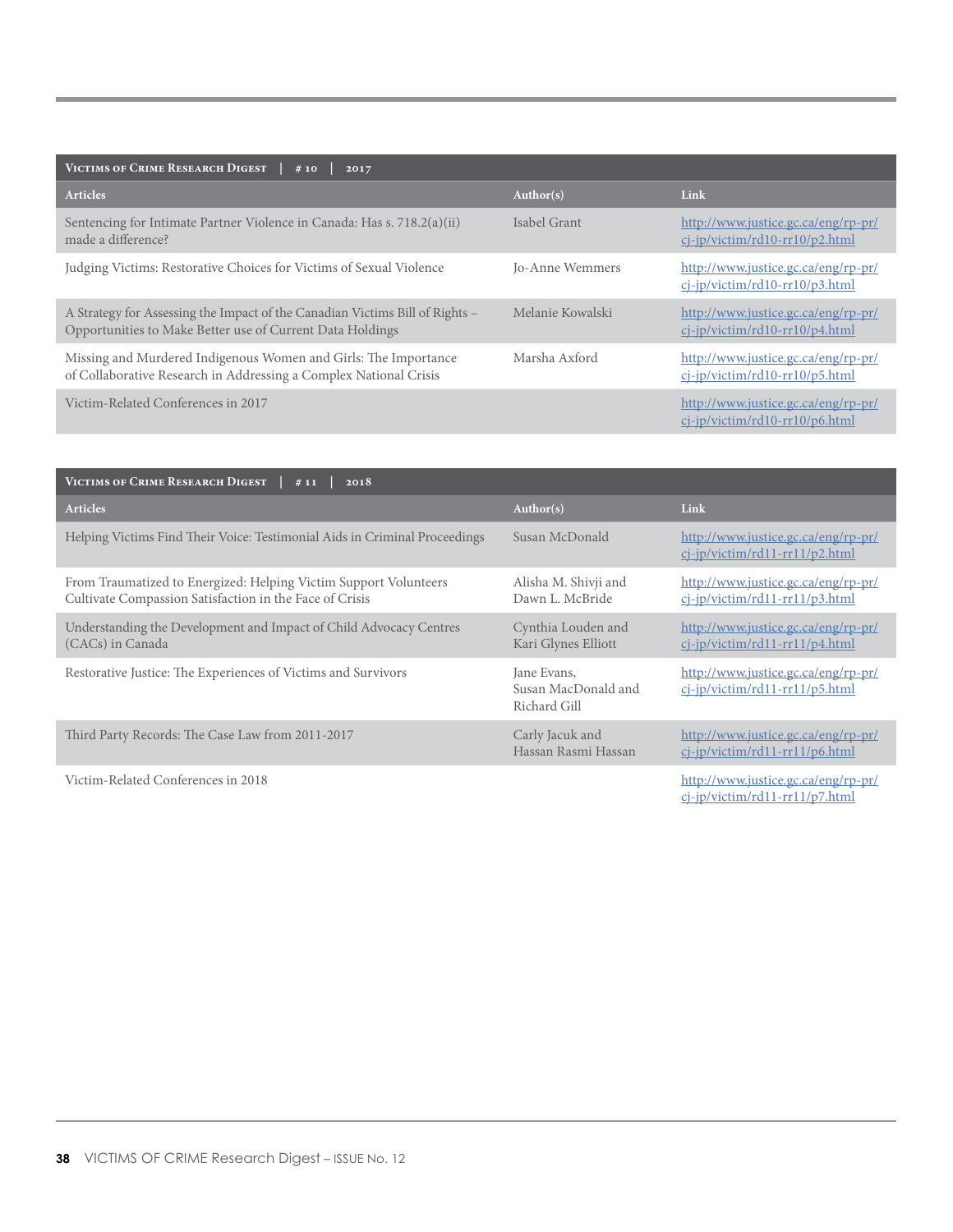| Victims of Crime Research Digest \| # 10 \| 2017 | | |
|---|---|---|
| **Articles** | **Author(s)** | **Link** |
| Sentencing for Intimate Partner Violence in Canada: Has s. 718.2(a)(ii) made a difference? | Isabel Grant | http://www.justice.gc.ca/eng/rp-pr/cj-jp/victim/rd10-rr10/p2.html |
| Judging Victims: Restorative Choices for Victims of Sexual Violence | Jo-Anne Wemmers | http://www.justice.gc.ca/eng/rp-pr/cj-jp/victim/rd10-rr10/p3.html |
| A Strategy for Assessing the Impact of the Canadian Victims Bill of Rights – Opportunities to Make Better use of Current Data Holdings | Melanie Kowalski | http://www.justice.gc.ca/eng/rp-pr/cj-jp/victim/rd10-rr10/p4.html |
| Missing and Murdered Indigenous Women and Girls: The Importance of Collaborative Research in Addressing a Complex National Crisis | Marsha Axford | http://www.justice.gc.ca/eng/rp-pr/cj-jp/victim/rd10-rr10/p5.html |
| Victim-Related Conferences in 2017 | | http://www.justice.gc.ca/eng/rp-pr/cj-jp/victim/rd10-rr10/p6.html |

| Victims of Crime Research Digest \| # 11 \| 2018 | | |
|---|---|---|
| **Articles** | **Author(s)** | **Link** |
| Helping Victims Find Their Voice: Testimonial Aids in Criminal Proceedings | Susan McDonald | http://www.justice.gc.ca/eng/rp-pr/cj-jp/victim/rd11-rr11/p2.html |
| From Traumatized to Energized: Helping Victim Support Volunteers Cultivate Compassion Satisfaction in the Face of Crisis | Alisha M. Shivji and Dawn L. McBride | http://www.justice.gc.ca/eng/rp-pr/cj-jp/victim/rd11-rr11/p3.html |
| Understanding the Development and Impact of Child Advocacy Centres (CACs) in Canada | Cynthia Louden and Kari Glynes Elliott | http://www.justice.gc.ca/eng/rp-pr/cj-jp/victim/rd11-rr11/p4.html |
| Restorative Justice: The Experiences of Victims and Survivors | Jane Evans, Susan MacDonald and Richard Gill | http://www.justice.gc.ca/eng/rp-pr/cj-jp/victim/rd11-rr11/p5.html |
| Third Party Records: The Case Law from 2011-2017 | Carly Jacuk and Hassan Rasmi Hassan | http://www.justice.gc.ca/eng/rp-pr/cj-jp/victim/rd11-rr11/p6.html |
| Victim-Related Conferences in 2018 | | http://www.justice.gc.ca/eng/rp-pr/cj-jp/victim/rd11-rr11/p7.html |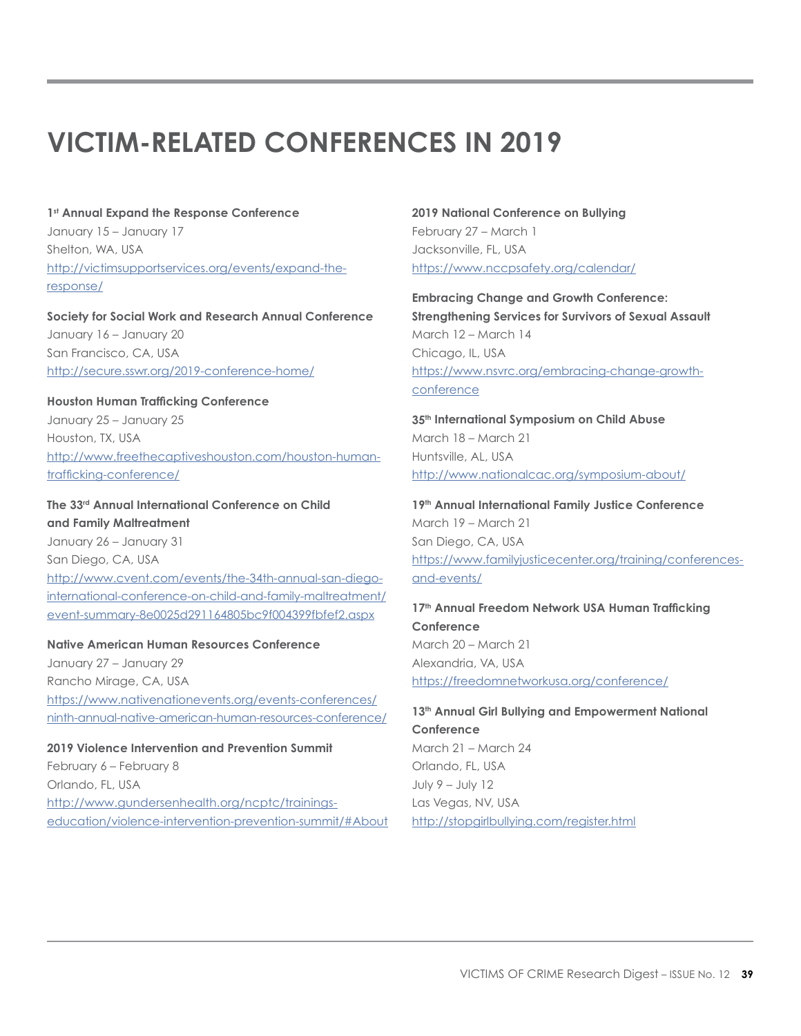# VICTIM-RELATED CONFERENCES IN 2019

**1st Annual Expand the Response Conference**
January 15 – January 17
Shelton, WA, USA
http://victimsupportservices.org/events/expand-the-response/

**Society for Social Work and Research Annual Conference**
January 16 – January 20
San Francisco, CA, USA
http://secure.sswr.org/2019-conference-home/

**Houston Human Trafficking Conference**
January 25 – January 25
Houston, TX, USA
http://www.freethecaptiveshouston.com/houston-human-trafficking-conference/

**The 33rd Annual International Conference on Child and Family Maltreatment**
January 26 – January 31
San Diego, CA, USA
http://www.cvent.com/events/the-34th-annual-san-diego-international-conference-on-child-and-family-maltreatment/event-summary-8e0025d291164805bc9f004399fbfef2.aspx

**Native American Human Resources Conference**
January 27 – January 29
Rancho Mirage, CA, USA
https://www.nativenationevents.org/events-conferences/ninth-annual-native-american-human-resources-conference/

**2019 Violence Intervention and Prevention Summit**
February 6 – February 8
Orlando, FL, USA
http://www.gundersenhealth.org/ncptc/trainings-education/violence-intervention-prevention-summit/#About

**2019 National Conference on Bullying**
February 27 – March 1
Jacksonville, FL, USA
https://www.nccpsafety.org/calendar/

**Embracing Change and Growth Conference: Strengthening Services for Survivors of Sexual Assault**
March 12 – March 14
Chicago, IL, USA
https://www.nsvrc.org/embracing-change-growth-conference

**35th International Symposium on Child Abuse**
March 18 – March 21
Huntsville, AL, USA
http://www.nationalcac.org/symposium-about/

**19th Annual International Family Justice Conference**
March 19 – March 21
San Diego, CA, USA
https://www.familyjusticecenter.org/training/conferences-and-events/

**17th Annual Freedom Network USA Human Trafficking Conference**
March 20 – March 21
Alexandria, VA, USA
https://freedomnetworkusa.org/conference/

**13th Annual Girl Bullying and Empowerment National Conference**
March 21 – March 24
Orlando, FL, USA
July 9 – July 12
Las Vegas, NV, USA
http://stopgirlbullying.com/register.html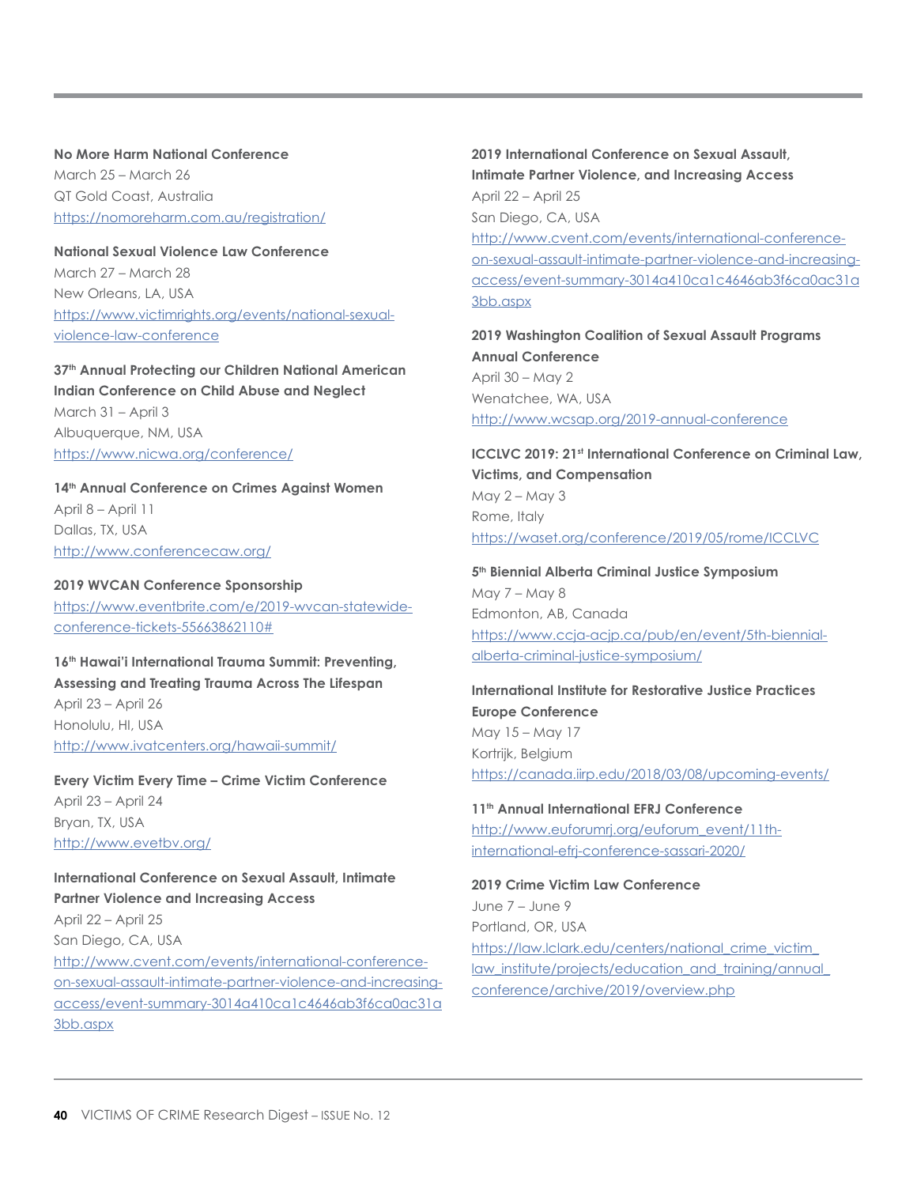**No More Harm National Conference**
March 25 – March 26
QT Gold Coast, Australia
https://nomoreharm.com.au/registration/

**National Sexual Violence Law Conference**
March 27 – March 28
New Orleans, LA, USA
https://www.victimrights.org/events/national-sexual-violence-law-conference

**37th Annual Protecting our Children National American Indian Conference on Child Abuse and Neglect**
March 31 – April 3
Albuquerque, NM, USA
https://www.nicwa.org/conference/

**14th Annual Conference on Crimes Against Women**
April 8 – April 11
Dallas, TX, USA
http://www.conferencecaw.org/

**2019 WVCAN Conference Sponsorship**
https://www.eventbrite.com/e/2019-wvcan-statewide-conference-tickets-55663862110#

**16th Hawai'i International Trauma Summit: Preventing, Assessing and Treating Trauma Across The Lifespan**
April 23 – April 26
Honolulu, HI, USA
http://www.ivatcenters.org/hawaii-summit/

**Every Victim Every Time – Crime Victim Conference**
April 23 – April 24
Bryan, TX, USA
http://www.evetbv.org/

**International Conference on Sexual Assault, Intimate Partner Violence and Increasing Access**
April 22 – April 25
San Diego, CA, USA
http://www.cvent.com/events/international-conference-on-sexual-assault-intimate-partner-violence-and-increasing-access/event-summary-3014a410ca1c4646ab3f6ca0ac31a3bb.aspx

**2019 International Conference on Sexual Assault, Intimate Partner Violence, and Increasing Access**
April 22 – April 25
San Diego, CA, USA
http://www.cvent.com/events/international-conference-on-sexual-assault-intimate-partner-violence-and-increasing-access/event-summary-3014a410ca1c4646ab3f6ca0ac31a3bb.aspx

**2019 Washington Coalition of Sexual Assault Programs Annual Conference**
April 30 – May 2
Wenatchee, WA, USA
http://www.wcsap.org/2019-annual-conference

**ICCLVC 2019: 21st International Conference on Criminal Law, Victims, and Compensation**
May 2 – May 3
Rome, Italy
https://waset.org/conference/2019/05/rome/ICCLVC

**5th Biennial Alberta Criminal Justice Symposium**
May 7 – May 8
Edmonton, AB, Canada
https://www.ccja-acjp.ca/pub/en/event/5th-biennial-alberta-criminal-justice-symposium/

**International Institute for Restorative Justice Practices Europe Conference**
May 15 – May 17
Kortrijk, Belgium
https://canada.iirp.edu/2018/03/08/upcoming-events/

**11th Annual International EFRJ Conference**
http://www.euforumrj.org/euforum_event/11th-international-efrj-conference-sassari-2020/

**2019 Crime Victim Law Conference**
June 7 – June 9
Portland, OR, USA
https://law.lclark.edu/centers/national_crime_victim_law_institute/projects/education_and_training/annual_conference/archive/2019/overview.php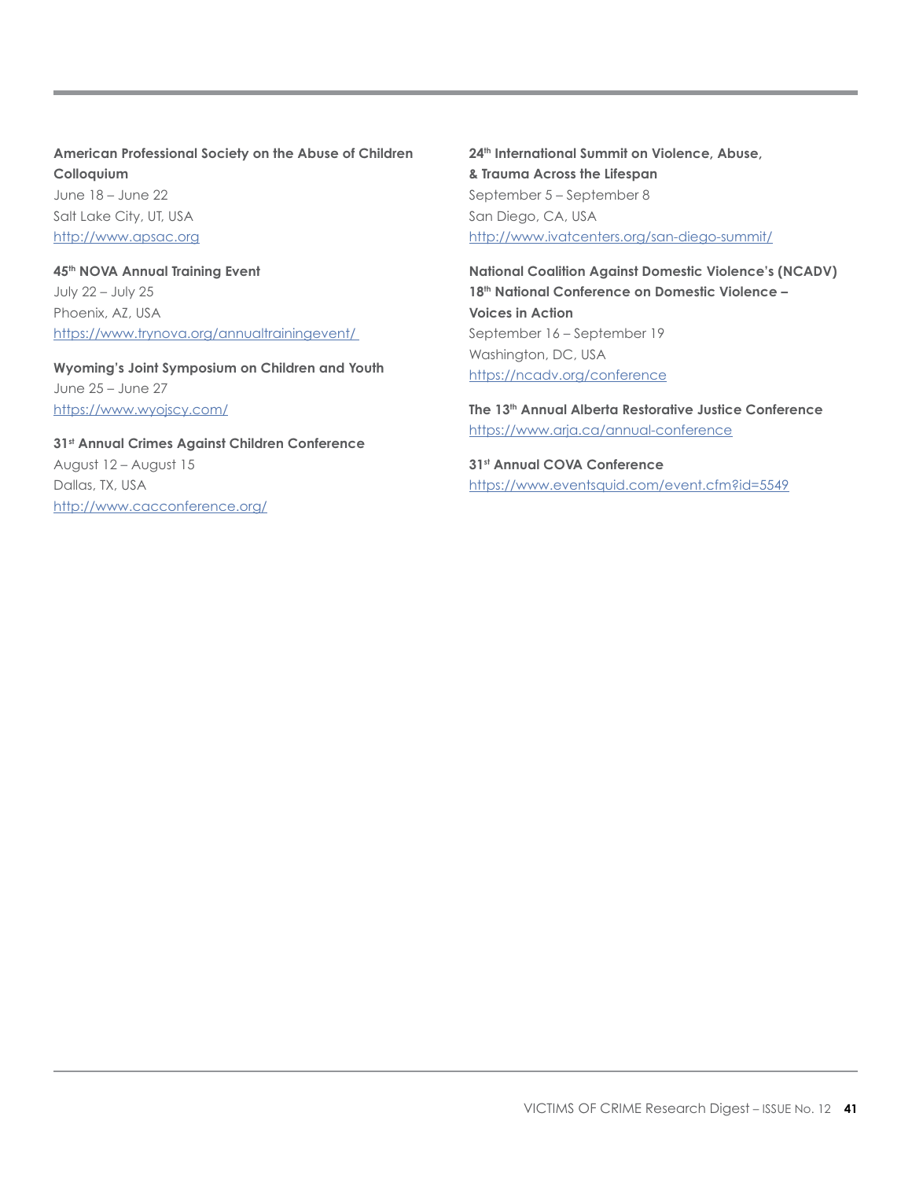**American Professional Society on the Abuse of Children Colloquium**
June 18 – June 22
Salt Lake City, UT, USA
http://www.apsac.org

**45th NOVA Annual Training Event**
July 22 – July 25
Phoenix, AZ, USA
https://www.trynova.org/annualtrainingevent/

**Wyoming's Joint Symposium on Children and Youth**
June 25 – June 27
https://www.wyojscy.com/

**31st Annual Crimes Against Children Conference**
August 12 – August 15
Dallas, TX, USA
http://www.cacconference.org/

**24th International Summit on Violence, Abuse, & Trauma Across the Lifespan**
September 5 – September 8
San Diego, CA, USA
http://www.ivatcenters.org/san-diego-summit/

**National Coalition Against Domestic Violence's (NCADV) 18th National Conference on Domestic Violence – Voices in Action**
September 16 – September 19
Washington, DC, USA
https://ncadv.org/conference

**The 13th Annual Alberta Restorative Justice Conference**
https://www.arja.ca/annual-conference

**31st Annual COVA Conference**
https://www.eventsquid.com/event.cfm?id=5549